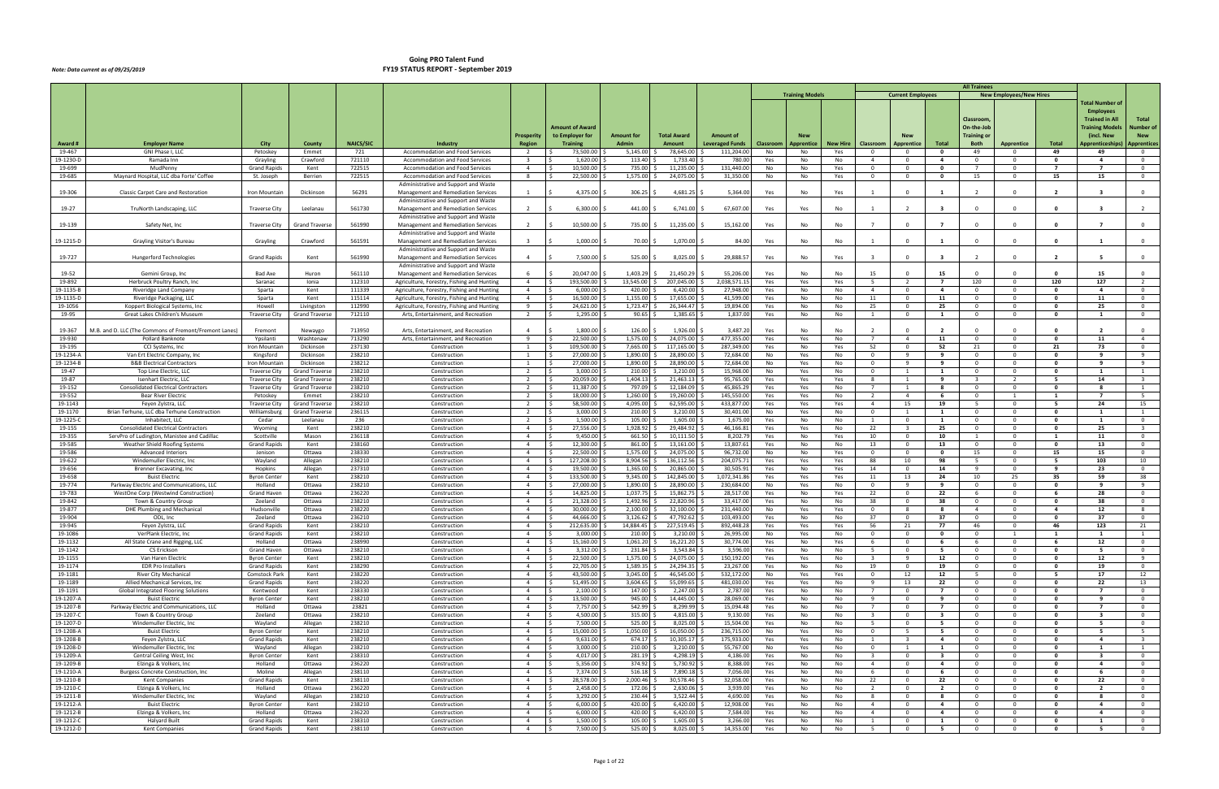# Going PRO Talent Fund
## FY19 STATUS REPORT - September 2019

*Note: Data current as of 09/25/2019*

| Award # | Employer Name | City | County | NAICS/SIC | Industry | Prosperity Region | Amount of Award to Employer for Training | Amount for Admin | Total Award Amount | Amount of Leveraged Funds | Training Models: Classroom | Training Models: New Apprentice | Training Models: New Hire | Current Employees: Classroom | Current Employees: New Apprentice | Current Employees: Total | New Employees/New Hires: Classroom, On-the-Job Training or Both | New Employees/New Hires: Apprentice | New Employees/New Hires: Total | Total Number of Employees Trained in All Training Models (incl. New Apprenticeships) | Total Number of New Apprentices |
|---|---|---|---|---|---|---|---|---|---|---|---|---|---|---|---|---|---|---|---|---|---|
| 19-467 | GNI Phase I, LLC | Petoskey | Emmet | 721 | Accommodation and Food Services | 2 | $ 73,500.00 | $ 5,145.00 | $ 78,645.00 | $ 111,204.00 | No | No | Yes | 0 | 0 | 0 | 49 | 0 | 49 | 49 | 0 |
| 19-1230-D | Ramada Inn | Grayling | Crawford | 721110 | Accommodation and Food Services | 3 | $ 1,620.00 | $ 113.40 | $ 1,733.40 | $ 780.00 | Yes | No | No | 4 | 0 | 4 | 0 | 0 | 0 | 4 | 0 |
| 19-699 | MudPenny | Grand Rapids | Kent | 722515 | Accommodation and Food Services | 4 | $ 10,500.00 | $ 735.00 | $ 11,235.00 | $ 131,440.00 | No | No | Yes | 0 | 0 | 0 | 7 | 0 | 7 | 7 | 0 |
| 19-685 | Maynard Hospital, LLC dba Forte' Coffee | St. Joseph | Berrien | 722515 | Accommodation and Food Services | 8 | $ 22,500.00 | $ 1,575.00 | $ 24,075.00 | $ 31,350.00 | No | No | Yes | 0 | 0 | 0 | 15 | 0 | 15 | 15 | 0 |
| 19-306 | Classic Carpet Care and Restoration | Iron Mountain | Dickinson | 56291 | Administrative and Support and Waste Management and Remediation Services | 1 | $ 4,375.00 | $ 306.25 | $ 4,681.25 | $ 5,364.00 | Yes | No | Yes | 1 | 0 | 1 | 2 | 0 | 2 | 3 | 0 |
| 19-27 | TruNorth Landscaping, LLC | Traverse City | Leelanau | 561730 | Administrative and Support and Waste Management and Remediation Services | 2 | $ 6,300.00 | $ 441.00 | $ 6,741.00 | $ 67,607.00 | Yes | Yes | No | 1 | 2 | 3 | 0 | 0 | 0 | 3 | 2 |
| 19-139 | Safety Net, Inc | Traverse City | Grand Traverse | 561990 | Administrative and Support and Waste Management and Remediation Services | 2 | $ 10,500.00 | $ 735.00 | $ 11,235.00 | $ 15,162.00 | Yes | No | No | 7 | 0 | 7 | 0 | 0 | 0 | 7 | 0 |
| 19-1215-D | Grayling Visitor's Bureau | Grayling | Crawford | 561591 | Administrative and Support and Waste Management and Remediation Services | 3 | $ 1,000.00 | $ 70.00 | $ 1,070.00 | $ 84.00 | Yes | No | No | 1 | 0 | 1 | 0 | 0 | 0 | 1 | 0 |
| 19-727 | Hungerford Technologies | Grand Rapids | Kent | 561990 | Administrative and Support and Waste Management and Remediation Services | 4 | $ 7,500.00 | $ 525.00 | $ 8,025.00 | $ 29,888.57 | Yes | No | Yes | 3 | 0 | 3 | 2 | 0 | 2 | 5 | 0 |
| 19-52 | Gemini Group, Inc | Bad Axe | Huron | 561110 | Administrative and Support and Waste Management and Remediation Services | 6 | $ 20,047.00 | $ 1,403.29 | $ 21,450.29 | $ 55,206.00 | Yes | No | No | 15 | 0 | 15 | 0 | 0 | 0 | 15 | 0 |
| 19-892 | Herbruck Poultry Ranch, Inc | Saranac | Ionia | 112310 | Agriculture, Forestry, Fishing and Hunting | 4 | $ 193,500.00 | $ 13,545.00 | $ 207,045.00 | $ 2,038,571.15 | Yes | Yes | Yes | 5 | 2 | 7 | 120 | 0 | 120 | 127 | 2 |
| 19-1135-B | Riveridge Land Company | Sparta | Kent | 111339 | Agriculture, Forestry, Fishing and Hunting | 4 | $ 6,000.00 | $ 420.00 | $ 6,420.00 | $ 27,948.00 | Yes | No | No | 4 | 0 | 4 | 0 | 0 | 0 | 4 | 0 |
| 19-1135-D | Riveridge Packaging, LLC | Sparta | Kent | 115114 | Agriculture, Forestry, Fishing and Hunting | 4 | $ 16,500.00 | $ 1,155.00 | $ 17,655.00 | $ 41,599.00 | Yes | No | No | 11 | 0 | 11 | 0 | 0 | 0 | 11 | 0 |
| 19-1056 | Koppert Biological Systems, Inc | Howell | Livingston | 112990 | Agriculture, Forestry, Fishing and Hunting | 9 | $ 24,621.00 | $ 1,723.47 | $ 26,344.47 | $ 19,894.00 | Yes | No | No | 25 | 0 | 25 | 0 | 0 | 0 | 25 | 0 |
| 19-95 | Great Lakes Children's Museum | Traverse City | Grand Traverse | 712110 | Arts, Entertainment, and Recreation | 2 | $ 1,295.00 | $ 90.65 | $ 1,385.65 | $ 1,837.00 | Yes | No | No | 1 | 0 | 1 | 0 | 0 | 0 | 1 | 0 |
| 19-367 | M.B. and D. LLC (The Commons of Fremont/Fremont Lanes) | Fremont | Newaygo | 713950 | Arts, Entertainment, and Recreation | 4 | $ 1,800.00 | $ 126.00 | $ 1,926.00 | $ 3,487.20 | Yes | No | No | 2 | 0 | 2 | 0 | 0 | 0 | 2 | 0 |
| 19-930 | Pollard Banknote | Ypsilanti | Washtenaw | 713290 | Arts, Entertainment, and Recreation | 9 | $ 22,500.00 | $ 1,575.00 | $ 24,075.00 | $ 477,355.00 | Yes | Yes | No | 7 | 4 | 11 | 0 | 0 | 0 | 11 | 4 |
| 19-195 | CCI Systems, Inc | Iron Mountain | Dickinson | 237130 | Construction | 1 | $ 109,500.00 | $ 7,665.00 | $ 117,165.00 | $ 287,349.00 | Yes | No | Yes | 52 | 0 | 52 | 21 | 0 | 21 | 73 | 0 |
| 19-1234-A | Van Ert Electric Company, Inc | Kingsford | Dickinson | 238210 | Construction | 1 | $ 27,000.00 | $ 1,890.00 | $ 28,890.00 | $ 72,684.00 | No | Yes | No | 0 | 9 | 9 | 0 | 0 | 0 | 9 | 9 |
| 19-1234-B | B&B Electrical Contractors | Iron Mountain | Dickinson | 238212 | Construction | 1 | $ 27,000.00 | $ 1,890.00 | $ 28,890.00 | $ 72,684.00 | No | Yes | No | 0 | 9 | 9 | 0 | 0 | 0 | 9 | 9 |
| 19-47 | Top Line Electric, LLC | Traverse City | Grand Traverse | 238210 | Construction | 2 | $ 3,000.00 | $ 210.00 | $ 3,210.00 | $ 15,968.00 | No | Yes | No | 0 | 1 | 1 | 0 | 0 | 0 | 1 | 1 |
| 19-87 | Isenhart Electric, LLC | Traverse City | Grand Traverse | 238210 | Construction | 2 | $ 20,059.00 | $ 1,404.13 | $ 21,463.13 | $ 95,765.00 | Yes | Yes | Yes | 8 | 1 | 9 | 3 | 2 | 5 | 14 | 3 |
| 19-152 | Consolidated Electrical Contractors | Traverse City | Grand Traverse | 238210 | Construction | 2 | $ 11,387.00 | $ 797.09 | $ 12,184.09 | $ 45,865.29 | Yes | Yes | No | 7 | 1 | 8 | 0 | 0 | 0 | 8 | 1 |
| 19-552 | Bear River Electric | Petoskey | Emmet | 238210 | Construction | 2 | $ 18,000.00 | $ 1,260.00 | $ 19,260.00 | $ 145,550.00 | Yes | Yes | No | 2 | 4 | 6 | 0 | 1 | 1 | 7 | 5 |
| 19-1143 | Feyen Zylstra, LLC | Traverse City | Grand Traverse | 238210 | Construction | 2 | $ 58,500.00 | $ 4,095.00 | $ 62,595.00 | $ 433,877.00 | Yes | Yes | Yes | 4 | 15 | 19 | 5 | 0 | 5 | 24 | 15 |
| 19-1170 | Brian Terhune, LLC dba Terhune Construction | Williamsburg | Grand Traverse | 236115 | Construction | 2 | $ 3,000.00 | $ 210.00 | $ 3,210.00 | $ 30,401.00 | No | Yes | No | 0 | 1 | 1 | 0 | 0 | 0 | 1 | 1 |
| 19-1225-C | Inhabitect, LLC | Cedar | Leelanau | 236 | Construction | 2 | $ 1,500.00 | $ 105.00 | $ 1,605.00 | $ 1,675.00 | Yes | No | No | 1 | 0 | 1 | 0 | 0 | 0 | 1 | 0 |
| 19-155 | Consolidated Electrical Contractors | Wyoming | Kent | 238210 | Construction | 4 | $ 27,556.00 | $ 1,928.92 | $ 29,484.92 | $ 46,166.81 | Yes | Yes | No | 22 | 3 | 25 | 0 | 0 | 0 | 25 | 3 |
| 19-355 | ServPro of Ludington, Manistee and Cadillac | Scottville | Mason | 236118 | Construction | 4 | $ 9,450.00 | $ 661.50 | $ 10,111.50 | $ 8,202.79 | Yes | No | Yes | 10 | 0 | 10 | 1 | 0 | 1 | 11 | 0 |
| 19-585 | Weather Shield Roofing Systems | Grand Rapids | Kent | 238160 | Construction | 4 | $ 12,300.00 | $ 861.00 | $ 13,161.00 | $ 13,807.61 | Yes | No | No | 13 | 0 | 13 | 0 | 0 | 0 | 13 | 0 |
| 19-586 | Advanced Interiors | Jenison | Ottawa | 238330 | Construction | 4 | $ 22,500.00 | $ 1,575.00 | $ 24,075.00 | $ 96,732.00 | No | No | Yes | 0 | 0 | 0 | 15 | 0 | 15 | 15 | 0 |
| 19-622 | Windemuller Electric, Inc | Wayland | Allegan | 238210 | Construction | 4 | $ 127,208.00 | $ 8,904.56 | $ 136,112.56 | $ 204,075.71 | Yes | Yes | Yes | 88 | 10 | 98 | 5 | 0 | 5 | 103 | 10 |
| 19-656 | Brenner Excavating, Inc | Hopkins | Allegan | 237310 | Construction | 4 | $ 19,500.00 | $ 1,365.00 | $ 20,865.00 | $ 30,505.91 | Yes | No | Yes | 14 | 0 | 14 | 9 | 0 | 9 | 23 | 0 |
| 19-658 | Buist Electric | Byron Center | Kent | 238210 | Construction | 4 | $ 133,500.00 | $ 9,345.00 | $ 142,845.00 | $ 1,072,341.86 | Yes | Yes | Yes | 11 | 13 | 24 | 10 | 25 | 35 | 59 | 38 |
| 19-774 | Parkway Electric and Communications, LLC | Holland | Ottawa | 238210 | Construction | 4 | $ 27,000.00 | $ 1,890.00 | $ 28,890.00 | $ 230,684.00 | No | Yes | No | 0 | 9 | 9 | 0 | 0 | 0 | 9 | 9 |
| 19-783 | WestOne Corp (Westwind Construction) | Grand Haven | Ottawa | 236220 | Construction | 4 | $ 14,825.00 | $ 1,037.75 | $ 15,862.75 | $ 28,517.00 | Yes | No | Yes | 22 | 0 | 22 | 6 | 0 | 6 | 28 | 0 |
| 19-842 | Town & Country Group | Zeeland | Ottawa | 238210 | Construction | 4 | $ 21,328.00 | $ 1,492.96 | $ 22,820.96 | $ 33,417.00 | Yes | No | No | 38 | 0 | 38 | 0 | 0 | 0 | 38 | 0 |
| 19-877 | DHE Plumbing and Mechanical | Hudsonville | Ottawa | 238220 | Construction | 4 | $ 30,000.00 | $ 2,100.00 | $ 32,100.00 | $ 231,440.00 | No | Yes | Yes | 0 | 8 | 8 | 4 | 0 | 4 | 12 | 8 |
| 19-904 | ODL, Inc | Zeeland | Ottawa | 236210 | Construction | 4 | $ 44,666.00 | $ 3,126.62 | $ 47,792.62 | $ 103,493.00 | Yes | No | No | 37 | 0 | 37 | 0 | 0 | 0 | 37 | 0 |
| 19-945 | Feyen Zylstra, LLC | Grand Rapids | Kent | 238210 | Construction | 4 | $ 212,635.00 | $ 14,884.45 | $ 227,519.45 | $ 892,448.28 | Yes | Yes | Yes | 56 | 21 | 77 | 46 | 0 | 46 | 123 | 21 |
| 19-1086 | VerPlank Electric, Inc | Grand Rapids | Kent | 238210 | Construction | 4 | $ 3,000.00 | $ 210.00 | $ 3,210.00 | $ 26,995.00 | No | Yes | No | 0 | 0 | 0 | 0 | 1 | 1 | 1 | 1 |
| 19-1132 | All State Crane and Rigging, LLC | Holland | Ottawa | 238990 | Construction | 4 | $ 15,160.00 | $ 1,061.20 | $ 16,221.20 | $ 30,774.00 | Yes | No | Yes | 6 | 0 | 6 | 6 | 0 | 6 | 12 | 0 |
| 19-1142 | CS Erickson | Grand Haven | Ottawa | 238210 | Construction | 4 | $ 3,312.00 | $ 231.84 | $ 3,543.84 | $ 3,596.00 | Yes | No | No | 5 | 0 | 5 | 0 | 0 | 0 | 5 | 0 |
| 19-1155 | Van Haren Electric | Byron Center | Kent | 238210 | Construction | 4 | $ 22,500.00 | $ 1,575.00 | $ 24,075.00 | $ 150,192.00 | Yes | Yes | No | 3 | 9 | 12 | 0 | 0 | 0 | 12 | 9 |
| 19-1174 | EDR Pro Installers | Grand Rapids | Kent | 238290 | Construction | 4 | $ 22,705.00 | $ 1,589.35 | $ 24,294.35 | $ 23,267.00 | Yes | No | No | 19 | 0 | 19 | 0 | 0 | 0 | 19 | 0 |
| 19-1181 | River City Mechanical | Comstock Park | Kent | 238220 | Construction | 4 | $ 43,500.00 | $ 3,045.00 | $ 46,545.00 | $ 532,172.00 | No | Yes | Yes | 0 | 12 | 12 | 5 | 0 | 5 | 17 | 12 |
| 19-1189 | Allied Mechanical Services, Inc | Grand Rapids | Kent | 238220 | Construction | 4 | $ 51,495.00 | $ 3,604.65 | $ 55,099.65 | $ 481,030.00 | Yes | Yes | No | 9 | 13 | 22 | 0 | 0 | 0 | 22 | 13 |
| 19-1191 | Global Integrated Flooring Solutions | Kentwood | Kent | 238330 | Construction | 4 | $ 2,100.00 | $ 147.00 | $ 2,247.00 | $ 2,787.00 | Yes | No | No | 7 | 0 | 7 | 0 | 0 | 0 | 7 | 0 |
| 19-1207-A | Buist Electric | Byron Center | Kent | 238210 | Construction | 4 | $ 13,500.00 | $ 945.00 | $ 14,445.00 | $ 28,069.00 | Yes | No | No | 9 | 0 | 9 | 0 | 0 | 0 | 9 | 0 |
| 19-1207-B | Parkway Electric and Communications, LLC | Holland | Ottawa | 23821 | Construction | 4 | $ 7,757.00 | $ 542.99 | $ 8,299.99 | $ 15,094.48 | Yes | No | No | 7 | 0 | 7 | 0 | 0 | 0 | 7 | 0 |
| 19-1207-C | Town & Country Group | Zeeland | Ottawa | 238210 | Construction | 4 | $ 4,500.00 | $ 315.00 | $ 4,815.00 | $ 9,130.00 | Yes | No | No | 3 | 0 | 3 | 0 | 0 | 0 | 3 | 0 |
| 19-1207-D | Windemuller Electric, Inc | Wayland | Allegan | 238210 | Construction | 4 | $ 7,500.00 | $ 525.00 | $ 8,025.00 | $ 15,504.00 | Yes | No | No | 5 | 0 | 5 | 0 | 0 | 0 | 5 | 0 |
| 19-1208-A | Buist Electric | Byron Center | Kent | 238210 | Construction | 4 | $ 15,000.00 | $ 1,050.00 | $ 16,050.00 | $ 236,715.00 | No | Yes | No | 0 | 5 | 5 | 0 | 0 | 0 | 5 | 5 |
| 19-1208-B | Feyen Zylstra, LLC | Grand Rapids | Kent | 238210 | Construction | 4 | $ 9,631.00 | $ 674.17 | $ 10,305.17 | $ 175,933.00 | Yes | Yes | No | 1 | 3 | 4 | 0 | 0 | 0 | 4 | 3 |
| 19-1208-D | Windemuller Electric, Inc | Wayland | Allegan | 238210 | Construction | 4 | $ 3,000.00 | $ 210.00 | $ 3,210.00 | $ 55,767.00 | No | Yes | No | 0 | 1 | 1 | 0 | 0 | 0 | 1 | 1 |
| 19-1209-A | Central Ceiling West, Inc | Byron Center | Kent | 238310 | Construction | 4 | $ 4,017.00 | $ 281.19 | $ 4,298.19 | $ 4,186.00 | Yes | No | No | 3 | 0 | 3 | 0 | 0 | 0 | 3 | 0 |
| 19-1209-B | Elzinga & Volkers, Inc | Holland | Ottawa | 236220 | Construction | 4 | $ 5,356.00 | $ 374.92 | $ 5,730.92 | $ 8,388.00 | Yes | No | No | 4 | 0 | 4 | 0 | 0 | 0 | 4 | 0 |
| 19-1210-A | Burgess Concrete Construction, Inc | Moline | Allegan | 238110 | Construction | 4 | $ 7,374.00 | $ 516.18 | $ 7,890.18 | $ 7,056.00 | Yes | No | No | 6 | 0 | 6 | 0 | 0 | 0 | 6 | 0 |
| 19-1210-B | Kent Companies | Grand Rapids | Kent | 238110 | Construction | 4 | $ 28,578.00 | $ 2,000.46 | $ 30,578.46 | $ 32,058.00 | Yes | No | No | 22 | 0 | 22 | 0 | 0 | 0 | 22 | 0 |
| 19-1210-C | Elzinga & Volkers, Inc | Holland | Ottawa | 236220 | Construction | 4 | $ 2,458.00 | $ 172.06 | $ 2,630.06 | $ 3,939.00 | Yes | No | No | 2 | 0 | 2 | 0 | 0 | 0 | 2 | 0 |
| 19-1211-B | Windemuller Electric, Inc | Wayland | Allegan | 238210 | Construction | 4 | $ 3,292.00 | $ 230.44 | $ 3,522.44 | $ 4,690.00 | Yes | No | No | 8 | 0 | 8 | 0 | 0 | 0 | 8 | 0 |
| 19-1212-A | Buist Electric | Byron Center | Kent | 238210 | Construction | 4 | $ 6,000.00 | $ 420.00 | $ 6,420.00 | $ 12,908.00 | Yes | No | No | 4 | 0 | 4 | 0 | 0 | 0 | 4 | 0 |
| 19-1212-B | Elzinga & Volkers, Inc | Holland | Ottawa | 236220 | Construction | 4 | $ 6,000.00 | $ 420.00 | $ 6,420.00 | $ 7,584.00 | Yes | No | No | 4 | 0 | 4 | 0 | 0 | 0 | 4 | 0 |
| 19-1212-C | Halyard Built | Grand Rapids | Kent | 238310 | Construction | 4 | $ 1,500.00 | $ 105.00 | $ 1,605.00 | $ 3,266.00 | Yes | No | No | 1 | 0 | 1 | 0 | 0 | 0 | 1 | 0 |
| 19-1212-D | Kent Companies | Grand Rapids | Kent | 238110 | Construction | 4 | $ 7,500.00 | $ 525.00 | $ 8,025.00 | $ 14,353.00 | Yes | No | No | 5 | 0 | 5 | 0 | 0 | 0 | 5 | 0 |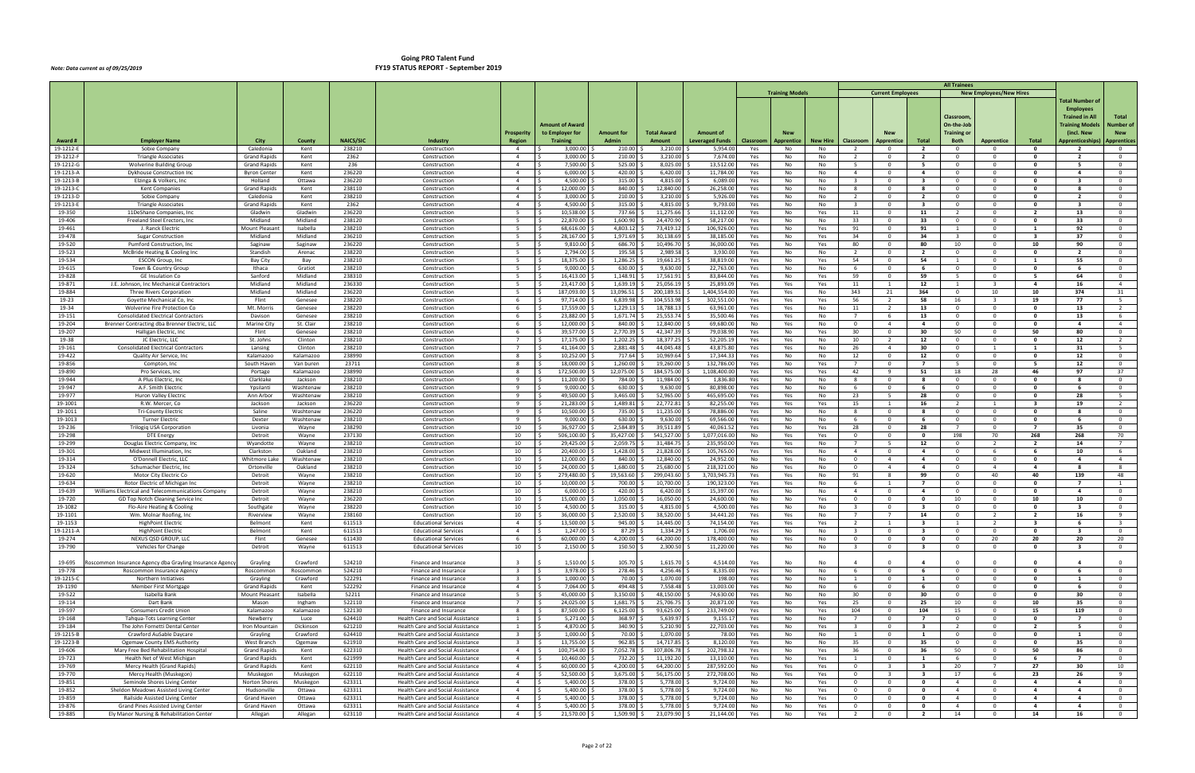# Going PRO Talent Fund
## FY19 STATUS REPORT - September 2019

*Note: Data current as of 09/25/2019*

| Award # | Employer Name | City | County | NAICS/SIC | Industry | Prosperity Region | Amount of Award to Employer for Training | Amount for Admin | Total Award Amount | Amount of Leveraged Funds | Training Models: Classroom | Training Models: New Apprentice | Training Models: New Hire | Current Employees: Classroom | Current Employees: New Apprentice | Current Employees: Total | New Employees/New Hires: Classroom, On-the-Job Training or Both | New Employees/New Hires: Apprentice | New Employees/New Hires: Total | Total Number of Employees Trained in All Training Models (incl. New Apprenticeships) | Total Number of New Apprentices |
|---|---|---|---|---|---|---|---|---|---|---|---|---|---|---|---|---|---|---|---|---|---|
| 19-1212-E | Sobie Company | Caledonia | Kent | 238210 | Construction | 4 | $ 3,000.00 | $ 210.00 | $ 3,210.00 | $ 5,954.00 | Yes | No | No | 2 | 0 | 2 | 0 | 0 | 0 | 2 | 0 |
| 19-1212-F | Triangle Associates | Grand Rapids | Kent | 2362 | Construction | 4 | $ 3,000.00 | $ 210.00 | $ 3,210.00 | $ 7,674.00 | Yes | No | No | 2 | 0 | 2 | 0 | 0 | 0 | 2 | 0 |
| 19-1212-G | Wolverine Building Group | Grand Rapids | Kent | 236 | Construction | 4 | $ 7,500.00 | $ 525.00 | $ 8,025.00 | $ 13,512.00 | Yes | No | No | 5 | 0 | 5 | 0 | 0 | 0 | 5 | 0 |
| 19-1213-A | Dykhouse Construction Inc | Byron Center | Kent | 236220 | Construction | 4 | $ 6,000.00 | $ 420.00 | $ 6,420.00 | $ 11,784.00 | Yes | No | No | 4 | 0 | 4 | 0 | 0 | 0 | 4 | 0 |
| 19-1213-B | Elzinga & Volkers, Inc | Holland | Ottawa | 236220 | Construction | 4 | $ 4,500.00 | $ 315.00 | $ 4,815.00 | $ 6,089.00 | Yes | No | No | 3 | 0 | 3 | 0 | 0 | 0 | 3 | 0 |
| 19-1213-C | Kent Companies | Grand Rapids | Kent | 238110 | Construction | 4 | $ 12,000.00 | $ 840.00 | $ 12,840.00 | $ 26,208.00 | Yes | No | No | 8 | 0 | 8 | 0 | 0 | 0 | 8 | 0 |
| 19-1213-D | Sobie Company | Caledonia | Kent | 238210 | Construction | 4 | $ 3,000.00 | $ 210.00 | $ 3,210.00 | $ 5,926.00 | Yes | No | No | 2 | 0 | 2 | 0 | 0 | 0 | 2 | 0 |
| 19-1213-E | Triangle Associates | Grand Rapids | Kent | 2362 | Construction | 4 | $ 4,500.00 | $ 315.00 | $ 4,815.00 | $ 9,793.00 | Yes | No | No | 3 | 0 | 3 | 0 | 0 | 0 | 3 | 0 |
| 19-350 | 11DeShano Companies, Inc | Gladwin | Gladwin | 236220 | Construction | 5 | $ 10,538.00 | $ 737.66 | $ 11,275.66 | $ 11,112.00 | Yes | No | Yes | 11 | 0 | 11 | 2 | 0 | 2 | 13 | 0 |
| 19-406 | Freeland Steel Erectors, Inc | Midland | Midland | 238120 | Construction | 5 | $ 22,870.00 | $ 1,600.90 | $ 24,470.90 | $ 58,217.00 | Yes | No | No | 33 | 0 | 33 | 0 | 0 | 0 | 33 | 0 |
| 19-461 | J. Ranck Electric | Mount Pleasant | Isabella | 238210 | Construction | 5 | $ 68,616.00 | $ 4,803.12 | $ 73,419.12 | $ 106,926.00 | Yes | No | Yes | 91 | 0 | 91 | 1 | 0 | 1 | 92 | 0 |
| 19-478 | Sugar Construction | Midland | Midland | 236210 | Construction | 5 | $ 28,167.00 | $ 1,971.69 | $ 30,138.69 | $ 38,185.00 | Yes | No | Yes | 34 | 0 | 34 | 3 | 0 | 3 | 37 | 0 |
| 19-520 | Pumford Construction, Inc | Saginaw | Saginaw | 236220 | Construction | 5 | $ 9,810.00 | $ 686.70 | $ 10,496.70 | $ 36,000.00 | Yes | No | Yes | 80 | 0 | 80 | 10 | 0 | 10 | 90 | 0 |
| 19-523 | McBride Heating & Cooling Inc | Standish | Arenac | 238220 | Construction | 5 | $ 2,794.00 | $ 195.58 | $ 2,989.58 | $ 3,930.00 | Yes | No | No | 2 | 0 | 2 | 0 | 0 | 0 | 2 | 0 |
| 19-534 | ESCON Group, Inc | Bay City | Bay | 238210 | Construction | 5 | $ 18,375.00 | $ 1,286.25 | $ 19,661.25 | $ 38,819.00 | Yes | No | Yes | 54 | 0 | 54 | 1 | 0 | 1 | 55 | 0 |
| 19-615 | Town & Country Group | Ithaca | Gratiot | 238210 | Construction | 5 | $ 9,000.00 | $ 630.00 | $ 9,630.00 | $ 22,763.00 | Yes | No | No | 6 | 0 | 6 | 0 | 0 | 0 | 6 | 0 |
| 19-828 | GE Insulation Co | Sanford | Midland | 238310 | Construction | 5 | $ 16,413.00 | $ 1,148.91 | $ 17,561.91 | $ 83,844.00 | Yes | No | Yes | 59 | 0 | 59 | 5 | 0 | 5 | 64 | 0 |
| 19-871 | J.E. Johnson, Inc Mechanical Contractors | Midland | Midland | 236330 | Construction | 5 | $ 23,417.00 | $ 1,639.19 | $ 25,056.19 | $ 25,893.09 | Yes | Yes | Yes | 11 | 1 | 12 | 1 | 3 | 4 | 16 | 4 |
| 19-884 | Three Rivers Corporation | Midland | Midland | 236220 | Construction | 5 | $ 187,093.00 | $ 13,096.51 | $ 200,189.51 | $ 1,404,554.00 | Yes | Yes | No | 343 | 21 | 364 | 0 | 10 | 10 | 374 | 31 |
| 19-23 | Goyette Mechanical Co, Inc | Flint | Genesee | 238220 | Construction | 6 | $ 97,714.00 | $ 6,839.98 | $ 104,553.98 | $ 302,551.00 | Yes | Yes | Yes | 56 | 2 | 58 | 16 | 3 | 19 | 77 | 5 |
| 19-34 | Wolverine Fire Protection Co | Mt. Morris | Genesee | 238220 | Construction | 6 | $ 17,559.00 | $ 1,229.13 | $ 18,788.13 | $ 63,961.00 | Yes | Yes | No | 11 | 2 | 13 | 0 | 0 | 0 | 13 | 2 |
| 19-151 | Consolidated Electrical Contractors | Davison | Genesee | 238210 | Construction | 6 | $ 23,882.00 | $ 1,671.74 | $ 25,553.74 | $ 35,500.46 | Yes | Yes | No | 7 | 6 | 13 | 0 | 0 | 0 | 13 | 6 |
| 19-204 | Brenner Contracting dba Brenner Electric, LLC | Marine City | St. Clair | 238210 | Construction | 6 | $ 12,000.00 | $ 840.00 | $ 12,840.00 | $ 69,680.00 | No | Yes | No | 0 | 4 | 4 | 0 | 0 | 0 | 4 | 4 |
| 19-207 | Halligan Electric, Inc | Flint | Genesee | 238210 | Construction | 6 | $ 39,577.00 | $ 2,770.39 | $ 42,347.39 | $ 79,238.90 | Yes | No | Yes | 30 | 0 | 30 | 50 | 0 | 50 | 80 | 0 |
| 19-38 | JC Electric, LLC | St. Johns | Clinton | 238210 | Construction | 7 | $ 17,175.00 | $ 1,202.25 | $ 18,377.25 | $ 52,205.19 | Yes | Yes | No | 10 | 2 | 12 | 0 | 0 | 0 | 12 | 2 |
| 19-161 | Consolidated Electrical Contractors | Lansing | Clinton | 238210 | Construction | 7 | $ 41,164.00 | $ 2,881.48 | $ 44,045.48 | $ 43,875.80 | Yes | Yes | No | 26 | 4 | 30 | 0 | 1 | 1 | 31 | 5 |
| 19-422 | Quality Air Service, Inc | Kalamazoo | Kalamazoo | 238990 | Construction | 8 | $ 10,252.00 | $ 717.64 | $ 10,969.64 | $ 17,344.33 | Yes | No | No | 12 | 0 | 12 | 0 | 0 | 0 | 12 | 0 |
| 19-856 | Compton, Inc | South Haven | Van buren | 23711 | Construction | 8 | $ 18,000.00 | $ 1,260.00 | $ 19,260.00 | $ 132,786.00 | Yes | No | Yes | 7 | 0 | 7 | 5 | 0 | 5 | 12 | 0 |
| 19-890 | Pro Services, Inc | Portage | Kalamazoo | 238990 | Construction | 8 | $ 172,500.00 | $ 12,075.00 | $ 184,575.00 | $ 1,108,400.00 | Yes | Yes | Yes | 42 | 9 | 51 | 18 | 28 | 46 | 97 | 37 |
| 19-944 | A Plus Electric, Inc | Clarklake | Jackson | 238210 | Construction | 9 | $ 11,200.00 | $ 784.00 | $ 11,984.00 | $ 1,836.80 | Yes | No | No | 8 | 0 | 8 | 0 | 0 | 0 | 8 | 0 |
| 19-947 | A.F. Smith Electric | Ypsilanti | Washtenaw | 238210 | Construction | 9 | $ 9,000.00 | $ 630.00 | $ 9,630.00 | $ 80,898.00 | Yes | No | No | 6 | 0 | 6 | 0 | 0 | 0 | 6 | 0 |
| 19-977 | Huron Valley Electric | Ann Arbor | Washtenaw | 238210 | Construction | 9 | $ 49,500.00 | $ 3,465.00 | $ 52,965.00 | $ 465,695.00 | Yes | Yes | No | 23 | 5 | 28 | 0 | 0 | 0 | 28 | 5 |
| 19-1001 | R.W. Mercer, Co | Jackson | Jackson | 236220 | Construction | 9 | $ 21,283.00 | $ 1,489.81 | $ 22,772.81 | $ 82,255.00 | Yes | Yes | Yes | 15 | 1 | 16 | 2 | 1 | 3 | 19 | 2 |
| 19-1011 | Tri-County Electric | Saline | Washtenaw | 236220 | Construction | 9 | $ 10,500.00 | $ 735.00 | $ 11,235.00 | $ 78,886.00 | Yes | No | No | 8 | 0 | 8 | 0 | 0 | 0 | 8 | 0 |
| 19-1013 | Turner Electric | Dexter | Washtenaw | 238210 | Construction | 9 | $ 9,000.00 | $ 630.00 | $ 9,630.00 | $ 69,566.00 | Yes | No | No | 6 | 0 | 6 | 0 | 0 | 0 | 6 | 0 |
| 19-236 | Trilogiq USA Corporation | Livonia | Wayne | 238290 | Construction | 10 | $ 36,927.00 | $ 2,584.89 | $ 39,511.89 | $ 40,061.52 | Yes | No | Yes | 28 | 0 | 28 | 7 | 0 | 7 | 35 | 0 |
| 19-298 | DTE Energy | Detroit | Wayne | 237130 | Construction | 10 | $ 506,100.00 | $ 35,427.00 | $ 541,527.00 | $ 1,077,016.00 | No | Yes | Yes | 0 | 0 | 0 | 198 | 70 | 268 | 268 | 70 |
| 19-299 | Douglas Electric Company, Inc | Wyandotte | Wayne | 238210 | Construction | 10 | $ 29,425.00 | $ 2,059.75 | $ 31,484.75 | $ 235,950.00 | Yes | Yes | No | 7 | 5 | 12 | 0 | 2 | 2 | 14 | 7 |
| 19-301 | Midwest Illumination, Inc | Clarkston | Oakland | 238210 | Construction | 10 | $ 20,400.00 | $ 1,428.00 | $ 21,828.00 | $ 105,765.00 | Yes | Yes | No | 4 | 0 | 4 | 0 | 6 | 6 | 10 | 6 |
| 19-314 | O'Donnell Electric, LLC | Whitmore Lake | Washtenaw | 238210 | Construction | 10 | $ 12,000.00 | $ 840.00 | $ 12,840.00 | $ 24,952.00 | No | Yes | No | 0 | 4 | 4 | 0 | 0 | 0 | 4 | 4 |
| 19-324 | Schumacher Electric, Inc | Ortonville | Oakland | 238210 | Construction | 10 | $ 24,000.00 | $ 1,680.00 | $ 25,680.00 | $ 218,321.00 | No | Yes | No | 0 | 4 | 4 | 0 | 4 | 4 | 8 | 8 |
| 19-620 | Motor City Electric Co | Detroit | Wayne | 238210 | Construction | 10 | $ 279,480.00 | $ 19,563.60 | $ 299,043.60 | $ 3,703,945.73 | Yes | Yes | Yes | 91 | 8 | 99 | 0 | 40 | 40 | 139 | 48 |
| 19-634 | Rotor Electric of Michigan Inc | Detroit | Wayne | 238210 | Construction | 10 | $ 10,000.00 | $ 700.00 | $ 10,700.00 | $ 190,323.00 | Yes | Yes | No | 6 | 1 | 7 | 0 | 0 | 0 | 7 | 1 |
| 19-639 | Williams Electrical and Telecommunications Company | Detroit | Wayne | 238210 | Construction | 10 | $ 6,000.00 | $ 420.00 | $ 6,420.00 | $ 15,397.00 | Yes | No | No | 4 | 0 | 4 | 0 | 0 | 0 | 4 | 0 |
| 19-720 | GD Tap Notch Cleaning Service Inc | Detroit | Wayne | 236220 | Construction | 10 | $ 15,000.00 | $ 1,050.00 | $ 16,050.00 | $ 24,600.00 | No | No | Yes | 0 | 0 | 0 | 10 | 0 | 10 | 10 | 0 |
| 19-1082 | Flo-Aire Heating & Cooling | Southgate | Wayne | 238220 | Construction | 10 | $ 4,500.00 | $ 315.00 | $ 4,815.00 | $ 4,500.00 | Yes | No | No | 3 | 0 | 3 | 0 | 0 | 0 | 3 | 0 |
| 19-1101 | Wm. Molnar Roofing, Inc | Riverview | Wayne | 238160 | Construction | 10 | $ 36,000.00 | $ 2,520.00 | $ 38,520.00 | $ 34,441.20 | Yes | Yes | No | 7 | 7 | 14 | 0 | 2 | 2 | 16 | 9 |
| 19-1153 | HighPoint Electric | Belmont | Kent | 611513 | Educational Services | 4 | $ 13,500.00 | $ 945.00 | $ 14,445.00 | $ 74,154.00 | Yes | Yes | Yes | 2 | 1 | 3 | 1 | 2 | 3 | 6 | 3 |
| 19-1211-A | HighPoint Electric | Belmont | Kent | 611513 | Educational Services | 4 | $ 1,247.00 | $ 87.29 | $ 1,334.29 | $ 1,706.00 | Yes | No | No | 3 | 0 | 3 | 0 | 0 | 0 | 3 | 0 |
| 19-274 | NEXUS QSD GROUP, LLC | Flint | Genesee | 611430 | Educational Services | 6 | $ 60,000.00 | $ 4,200.00 | $ 64,200.00 | $ 178,400.00 | No | Yes | No | 0 | 0 | 0 | 0 | 20 | 20 | 20 | 20 |
| 19-790 | Vehicles for Change | Detroit | Wayne | 611513 | Educational Services | 10 | $ 2,150.00 | $ 150.50 | $ 2,300.50 | $ 11,220.00 | Yes | No | No | 3 | 0 | 3 | 0 | 0 | 0 | 3 | 0 |
| 19-695 | Roscommon Insurance Agency dba Grayling Insurance Agency | Grayling | Crawford | 524210 | Finance and Insurance | 3 | $ 1,510.00 | $ 105.70 | $ 1,615.70 | $ 4,514.00 | Yes | No | No | 4 | 0 | 4 | 0 | 0 | 0 | 4 | 0 |
| 19-778 | Roscommon Insurance Agency | Roscommon | Roscommon | 524210 | Finance and Insurance | 3 | $ 3,978.00 | $ 278.46 | $ 4,256.46 | $ 8,335.00 | Yes | No | No | 6 | 0 | 6 | 0 | 0 | 0 | 6 | 0 |
| 19-1215-C | Northern Initiatives | Grayling | Crawford | 522291 | Finance and Insurance | 3 | $ 1,000.00 | $ 70.00 | $ 1,070.00 | $ 198.00 | Yes | No | No | 1 | 0 | 1 | 0 | 0 | 0 | 1 | 0 |
| 19-1190 | Member First Mortgage | Grand Rapids | Kent | 522292 | Finance and Insurance | 4 | $ 7,064.00 | $ 494.48 | $ 7,558.48 | $ 13,003.00 | Yes | No | No | 6 | 0 | 6 | 0 | 0 | 0 | 6 | 0 |
| 19-522 | Isabella Bank | Mount Pleasant | Isabella | 52211 | Finance and Insurance | 5 | $ 45,000.00 | $ 3,150.00 | $ 48,150.00 | $ 74,630.00 | Yes | No | No | 30 | 0 | 30 | 0 | 0 | 0 | 30 | 0 |
| 19-114 | Dart Bank | Mason | Ingham | 522110 | Finance and Insurance | 7 | $ 24,025.00 | $ 1,681.75 | $ 25,706.75 | $ 20,871.00 | Yes | No | Yes | 25 | 0 | 25 | 10 | 0 | 10 | 35 | 0 |
| 19-597 | Consumers Credit Union | Kalamazoo | Kalamazoo | 522130 | Finance and Insurance | 8 | $ 87,500.00 | $ 6,125.00 | $ 93,625.00 | $ 233,749.00 | Yes | No | Yes | 104 | 0 | 104 | 15 | 0 | 15 | 119 | 0 |
| 19-168 | Tahqua-Tots Learning Center | Newberry | Luce | 624410 | Health Care and Social Assistance | 1 | $ 5,271.00 | $ 368.97 | $ 5,639.97 | $ 9,155.17 | Yes | No | No | 7 | 0 | 7 | 0 | 0 | 0 | 7 | 0 |
| 19-184 | The John Formetti Dental Center | Iron Mountain | Dickinson | 621210 | Health Care and Social Assistance | 1 | $ 4,870.00 | $ 340.90 | $ 5,210.90 | $ 22,703.00 | Yes | No | Yes | 3 | 0 | 3 | 2 | 0 | 2 | 5 | 0 |
| 19-1215-B | Crawford AuSable Daycare | Grayling | Crawford | 624410 | Health Care and Social Assistance | 3 | $ 1,000.00 | $ 70.00 | $ 1,070.00 | $ 78.00 | Yes | No | No | 1 | 0 | 1 | 0 | 0 | 0 | 1 | 0 |
| 19-1223-B | Ogemaw County EMS Authority | West Branch | Ogemaw | 621910 | Health Care and Social Assistance | 3 | $ 13,755.00 | $ 962.85 | $ 14,717.85 | $ 8,120.00 | Yes | No | No | 35 | 0 | 35 | 0 | 0 | 0 | 35 | 0 |
| 19-606 | Mary Free Bed Rehabilitation Hospital | Grand Rapids | Kent | 622310 | Health Care and Social Assistance | 4 | $ 100,754.00 | $ 7,052.78 | $ 107,806.78 | $ 202,798.32 | Yes | No | Yes | 36 | 0 | 36 | 50 | 0 | 50 | 86 | 0 |
| 19-723 | Health Net of West Michigan | Grand Rapids | Kent | 621999 | Health Care and Social Assistance | 4 | $ 10,460.00 | $ 732.20 | $ 11,192.20 | $ 13,110.00 | Yes | No | Yes | 1 | 0 | 1 | 6 | 0 | 6 | 7 | 0 |
| 19-769 | Mercy Health (Grand Rapids) | Grand Rapids | Kent | 622110 | Health Care and Social Assistance | 4 | $ 60,000.00 | $ 4,200.00 | $ 64,200.00 | $ 287,592.00 | No | Yes | Yes | 0 | 3 | 3 | 20 | 7 | 27 | 30 | 10 |
| 19-770 | Mercy Health (Muskegon) | Muskegon | Muskegon | 622110 | Health Care and Social Assistance | 4 | $ 52,500.00 | $ 3,675.00 | $ 56,175.00 | $ 272,708.00 | No | Yes | Yes | 0 | 3 | 3 | 17 | 6 | 23 | 26 | 9 |
| 19-851 | Seminole Shores Living Center | Norton Shores | Muskegon | 623311 | Health Care and Social Assistance | 4 | $ 5,400.00 | $ 378.00 | $ 5,778.00 | $ 9,724.00 | No | No | Yes | 0 | 0 | 0 | 4 | 0 | 4 | 4 | 0 |
| 19-852 | Sheldon Meadows Assisted Living Center | Hudsonville | Ottawa | 623311 | Health Care and Social Assistance | 4 | $ 5,400.00 | $ 378.00 | $ 5,778.00 | $ 9,724.00 | No | No | Yes | 0 | 0 | 0 | 4 | 0 | 4 | 4 | 0 |
| 19-859 | Railside Assisted Living Center | Grand Haven | Ottawa | 623311 | Health Care and Social Assistance | 4 | $ 5,400.00 | $ 378.00 | $ 5,778.00 | $ 9,724.00 | No | No | Yes | 0 | 0 | 0 | 4 | 0 | 4 | 4 | 0 |
| 19-876 | Grand Pines Assisted Living Center | Grand Haven | Ottawa | 623311 | Health Care and Social Assistance | 4 | $ 5,400.00 | $ 378.00 | $ 5,778.00 | $ 9,724.00 | No | No | Yes | 0 | 0 | 0 | 4 | 0 | 4 | 4 | 0 |
| 19-885 | Ely Manor Nursing & Rehabilitation Center | Allegan | Allegan | 623110 | Health Care and Social Assistance | 4 | $ 21,570.00 | $ 1,509.90 | $ 23,079.90 | $ 21,144.00 | Yes | No | Yes | 2 | 0 | 2 | 14 | 0 | 14 | 16 | 0 |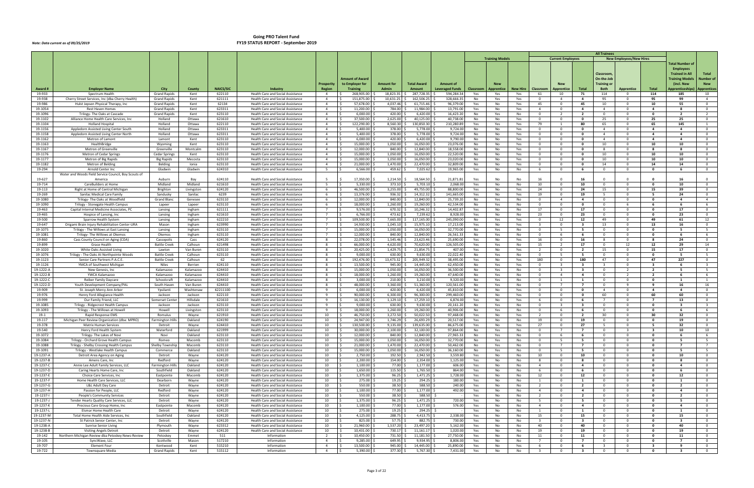# Going PRO Talent Fund
## FY19 STATUS REPORT - September 2019

*Note: Data current as of 09/25/2019*

| Award # | Employer Name | City | County | NAICS/SIC | Industry | Prosperity Region | Amount of Award to Employer for Training | Amount for Admin | Total Award Amount | Amount of Leveraged Funds | Training Models: Classroom | Training Models: New Apprentice | Training Models: New Hire | Current Employees: Classroom | Current Employees: New Apprentice | Current Employees: Total | New Employees/New Hires: Classroom, On-the-Job Training or Both | New Employees/New Hires: Apprentice | New Employees/New Hires: Total | Total Number of Employees Trained in All Training Models (incl. New Apprenticeships) | Total Number of New Apprentices |
|---|---|---|---|---|---|---|---|---|---|---|---|---|---|---|---|---|---|---|---|---|---|
| 19-933 | Spectrum Health | Grand Rapids | Kent | 622110 | Health Care and Social Assistance | 4 | $ 268,905.00 | $ 18,823.35 | $ 287,728.35 | $ 594,284.34 | Yes | Yes | Yes | 61 | 10 | 71 | 114 | 0 | 114 | 185 | 10 |
| 19-938 | Cherry Street Services, Inc (dba Cherry Health) | Grand Rapids | Kent | 621111 | Health Care and Social Assistance | 4 | $ 151,875.00 | $ 10,631.25 | $ 162,506.25 | $ 328,666.35 | No | Yes | Yes | 0 | 4 | 4 | 95 | 0 | 95 | 99 | 4 |
| 19-986 | Hulst Jepsen Physical Therapy, Inc | Grand Rapids | Kent | 62134 | Health Care and Social Assistance | 4 | $ 57,678.00 | $ 4,037.46 | $ 61,715.46 | $ 96,379.00 | Yes | No | Yes | 45 | 0 | 45 | 10 | 0 | 10 | 55 | 0 |
| 19-1054 | Rest Haven Homes | Grand Rapids | Kent | 623311 | Health Care and Social Assistance | 4 | $ 11,200.00 | $ 784.00 | $ 11,984.00 | $ 13,791.00 | Yes | No | Yes | 4 | 0 | 4 | 4 | 0 | 4 | 8 | 0 |
| 19-1096 | Trilogy- The Oaks at Cascade | Grand Rapids | Kent | 623110 | Health Care and Social Assistance | 4 | $ 6,000.00 | $ 420.00 | $ 6,420.00 | $ 16,423.20 | No | Yes | No | 0 | 2 | 2 | 0 | 0 | 0 | 2 | 2 |
| 19-1102 | Alliance Home Health Care Services, Inc | Holland | Ottawa | 621610 | Health Care and Social Assistance | 4 | $ 37,500.00 | $ 2,625.00 | $ 40,125.00 | $ 40,738.00 | No | No | Yes | 0 | 0 | 0 | 25 | 0 | 25 | 25 | 0 |
| 19-1104 | Holland Hospital | Holland | Ottawa | 622110 | Health Care and Social Assistance | 4 | $ 122,290.00 | $ 8,560.30 | $ 130,850.30 | $ 210,280.89 | Yes | Yes | Yes | 79 | 1 | 80 | 65 | 0 | 65 | 145 | 1 |
| 19-1156 | Appledorn Assisted Living Center South | Holland | Ottawa | 623311 | Health Care and Social Assistance | 4 | $ 5,400.00 | $ 378.00 | $ 5,778.00 | $ 9,724.00 | No | No | Yes | 0 | 0 | 0 | 4 | 0 | 4 | 4 | 0 |
| 19-1158 | Appledorn Assisted Living Center North | Holland | Ottawa | 623311 | Health Care and Social Assistance | 4 | $ 5,400.00 | $ 378.00 | $ 5,778.00 | $ 9,724.00 | No | No | Yes | 0 | 0 | 0 | 4 | 0 | 4 | 4 | 0 |
| 19-1162 | Metron of Lamont | Lamont | Kent | 623110 | Health Care and Social Assistance | 4 | $ 6,000.00 | $ 420.00 | $ 6,420.00 | $ 9,790.00 | No | No | Yes | 0 | 0 | 0 | 4 | 0 | 4 | 4 | 0 |
| 19-1163 | HealthBridge | Wyoming | Kent | 623110 | Health Care and Social Assistance | 4 | $ 15,000.00 | $ 1,050.00 | $ 16,050.00 | $ 23,076.00 | No | No | Yes | 0 | 0 | 0 | 10 | 0 | 10 | 10 | 0 |
| 19-1167 | Metron of Greenville | Greenville | Montcalm | 623110 | Health Care and Social Assistance | 4 | $ 12,000.00 | $ 840.00 | $ 12,840.00 | $ 18,558.00 | No | No | Yes | 0 | 0 | 0 | 8 | 0 | 8 | 8 | 0 |
| 19-1176 | Metron of Cedar Springs | Cedar Springs | Kent | 623110 | Health Care and Social Assistance | 4 | $ 15,000.00 | $ 1,050.00 | $ 16,050.00 | $ 22,520.00 | No | No | Yes | 0 | 0 | 0 | 10 | 0 | 10 | 10 | 0 |
| 19-1177 | Metron of Big Rapids | Big Rapids | Mecosta | 623110 | Health Care and Social Assistance | 4 | $ 15,000.00 | $ 1,050.00 | $ 16,050.00 | $ 23,020.00 | No | No | Yes | 0 | 0 | 0 | 10 | 0 | 10 | 10 | 0 |
| 19-1182 | Metron of Belding | Belding | Ionia | 623110 | Health Care and Social Assistance | 4 | $ 21,000.00 | $ 1,470.00 | $ 22,470.00 | $ 32,809.00 | No | No | Yes | 0 | 0 | 0 | 14 | 0 | 14 | 14 | 0 |
| 19-294 | Arnold Center Inc | Gladwin | Gladwin | 624310 | Health Care and Social Assistance | 5 | $ 6,566.00 | $ 459.62 | $ 7,025.62 | $ 19,965.00 | Yes | No | No | 6 | 0 | 6 | 0 | 0 | 0 | 6 | 0 |
| 19-627 | Water and Woods Field Service Council, Boy Scouts of America | Auburn | Bay | 624110 | Health Care and Social Assistance | 5 | $ 17,350.00 | $ 1,214.50 | $ 18,564.50 | $ 21,871.81 | Yes | No | No | 16 | 0 | 16 | 0 | 0 | 0 | 16 | 0 |
| 19-714 | CareBuilders at Home | Midland | Midland | 621610 | Health Care and Social Assistance | 5 | $ 5,330.00 | $ 373.10 | $ 5,703.10 | $ 2,068.00 | Yes | No | No | 10 | 0 | 10 | 0 | 0 | 0 | 10 | 0 |
| 19-113 | Right at Home of Central Michigan | Brighton | Livingston | 624120 | Health Care and Social Assistance | 6 | $ 46,500.00 | $ 3,255.00 | $ 49,755.00 | $ 88,800.00 | Yes | No | Yes | 24 | 0 | 24 | 15 | 0 | 15 | 39 | 0 |
| 19-269 | Sanilac Medical Care Family | Sandusky | Sanilac | 6239 | Health Care and Social Assistance | 6 | $ 13,376.00 | $ 936.32 | $ 14,312.32 | $ 141,665.00 | Yes | No | Yes | 19 | 0 | 19 | 5 | 0 | 5 | 24 | 0 |
| 19-1080 | Trilogy- The Oaks at Woodfield | Grand Blanc | Genesee | 623110 | Health Care and Social Assistance | 6 | $ 12,000.00 | $ 840.00 | $ 12,840.00 | $ 25,739.20 | No | Yes | No | 0 | 4 | 4 | 0 | 0 | 0 | 4 | 4 |
| 19-1090 | Trilogy - Stonegate Health Campus | Lapeer | Lapeer | 623110 | Health Care and Social Assistance | 6 | $ 18,000.00 | $ 1,260.00 | $ 19,260.00 | $ 42,534.00 | No | Yes | No | 0 | 0 | 0 | 0 | 6 | 6 | 6 | 6 |
| 19-463 | Capital Internal Medicine Associates, PC | Lansing | Ingham | 621111 | Health Care and Social Assistance | 7 | $ 9,576.00 | $ 670.32 | $ 10,246.32 | $ 14,402.87 | Yes | No | No | 17 | 0 | 17 | 0 | 0 | 0 | 17 | 0 |
| 19-465 | Hospice of Lansing, Inc | Lansing | Ingham | 621610 | Health Care and Social Assistance | 7 | $ 6,766.00 | $ 473.62 | $ 7,239.62 | $ 8,928.00 | Yes | No | No | 23 | 0 | 23 | 0 | 0 | 0 | 23 | 0 |
| 19-500 | Sparrow Health System | Lansing | Ingham | 622210 | Health Care and Social Assistance | 7 | $ 109,500.00 | $ 7,665.00 | $ 117,165.00 | $ 245,090.00 | No | Yes | Yes | 0 | 12 | 12 | 49 | 0 | 49 | 61 | 12 |
| 19-647 | Origami Brain Injury Rehabilitation Center-URA | Mason | Ingham | 623990 | Health Care and Social Assistance | 7 | $ 14,930.00 | $ 1,045.10 | $ 15,975.10 | $ 17,213.00 | Yes | No | Yes | 3 | 0 | 3 | 13 | 0 | 13 | 16 | 0 |
| 19-1075 | Trilogy - The Willows at East Lansing | Lansing | Ingham | 623110 | Health Care and Social Assistance | 7 | $ 15,000.00 | $ 1,050.00 | $ 16,050.00 | $ 32,770.00 | No | Yes | No | 0 | 5 | 5 | 0 | 0 | 0 | 5 | 5 |
| 19-1081 | Trilogy- The Willows at Okemos | Okemos | Ingham | 623110 | Health Care and Social Assistance | 7 | $ 12,000.00 | $ 840.00 | $ 12,840.00 | $ 26,561.33 | No | Yes | No | 0 | 6 | 6 | 0 | 0 | 0 | 6 | 6 |
| 19-860 | Cass County Council on Aging (COA) | Cassopolis | Cass | 624120 | Health Care and Social Assistance | 8 | $ 22,078.00 | $ 1,545.46 | $ 23,623.46 | $ 25,690.00 | Yes | No | Yes | 16 | 0 | 16 | 8 | 0 | 8 | 24 | 0 |
| 19-899 | Grace Health | Battle Creek | Calhoun | 621498 | Health Care and Social Assistance | 8 | $ 66,000.00 | $ 4,620.00 | $ 70,620.00 | $ 126,505.00 | Yes | Yes | Yes | 15 | 2 | 17 | 0 | 12 | 12 | 29 | 14 |
| 19-1020 | White Oaks Assisted Living | Lawton | Van Buren | 623110 | Health Care and Social Assistance | 8 | $ 20,425.00 | $ 1,429.75 | $ 21,854.75 | $ 407.00 | Yes | No | Yes | 2 | 0 | 2 | 15 | 0 | 15 | 17 | 0 |
| 19-1076 | Trilogy - The Oaks At Northpointe Woods | Battle Creek | Calhoun | 623110 | Health Care and Social Assistance | 8 | $ 9,000.00 | $ 630.00 | $ 9,630.00 | $ 22,022.40 | No | Yes | No | 0 | 5 | 5 | 0 | 0 | 0 | 5 | 5 |
| 19-1123 | Senior Care Partners P.A.C.E. | Battle Creek | Calhoun | 62 | Health Care and Social Assistance | 8 | $ 192,476.00 | $ 13,473.32 | $ 205,949.32 | $ 38,495.00 | Yes | No | Yes | 180 | 0 | 180 | 47 | 0 | 47 | 227 | 0 |
| 19-1126 | YMCA of Southwest Michigan | Niles | Berrien | 624110 | Health Care and Social Assistance | 8 | $ 13,500.00 | $ 945.00 | $ 14,445.00 | $ 62,450.00 | No | Yes | Yes | 0 | 3 | 3 | 3 | 0 | 3 | 6 | 3 |
| 19-1222-A | New Genesis, Inc | Kalamazoo | Kalamazoo | 624410 | Health Care and Social Assistance | 8 | $ 15,000.00 | $ 1,050.00 | $ 16,050.00 | $ 36,500.00 | No | Yes | No | 0 | 3 | 3 | 0 | 2 | 2 | 5 | 5 |
| 19-1222-B | YWCA Kalamazoo | Kalamazoo | Kalamazoo | 624410 | Health Care and Social Assistance | 8 | $ 18,000.00 | $ 1,260.00 | $ 19,260.00 | $ 47,640.00 | No | Yes | No | 0 | 4 | 4 | 0 | 2 | 2 | 6 | 6 |
| 19-1222-C | Reiber Family Daycare | Schoolcraft | Kalamazoo | 624410 | Health Care and Social Assistance | 8 | $ 3,000.00 | $ 210.00 | $ 3,210.00 | $ 9,320.00 | No | Yes | No | 0 | 1 | 1 | 0 | 0 | 0 | 1 | 1 |
| 19-1222-D | Youth Development Company/PAL | South Haven | Van Buren | 624410 | Health Care and Social Assistance | 8 | $ 48,000.00 | $ 3,360.00 | $ 51,360.00 | $ 120,561.00 | No | Yes | No | 0 | 7 | 7 | 0 | 9 | 9 | 16 | 16 |
| 19-909 | St. Joseph Mercy Ann Arbor | Ypsilanti | Washtenaw | 62211100 | Health Care and Social Assistance | 9 | $ 6,000.00 | $ 420.00 | $ 6,420.00 | $ 45,810.00 | No | No | Yes | 0 | 0 | 0 | 4 | 0 | 4 | 4 | 0 |
| 19-976 | Henry Ford Allegiance Health | Jackson | Jackson | 622110 | Health Care and Social Assistance | 9 | $ 90,000.00 | $ 6,300.00 | $ 96,300.00 | $ 299,460.00 | No | No | Yes | 0 | 0 | 0 | 60 | 0 | 60 | 60 | 0 |
| 19-999 | Our Family Friend, LLC | Somerset Center | Hillsdale | 621610 | Health Care and Social Assistance | 9 | $ 16,130.00 | $ 1,129.10 | $ 17,259.10 | $ 6,874.00 | Yes | No | Yes | 6 | 0 | 6 | 7 | 0 | 7 | 13 | 0 |
| 19-1085 | Trilogy - Ridgecrest Health Campus | Jackson | Jackson | 623110 | Health Care and Social Assistance | 9 | $ 9,000.00 | $ 630.00 | $ 9,630.00 | $ 20,161.20 | No | Yes | No | 0 | 3 | 3 | 0 | 0 | 0 | 3 | 3 |
| 19-1093 | Trilogy - The Willows at Howell | Howell | Livingston | 623110 | Health Care and Social Assistance | 9 | $ 18,000.00 | $ 1,260.00 | $ 19,260.00 | $ 40,906.00 | No | Yes | No | 0 | 6 | 6 | 0 | 0 | 0 | 6 | 6 |
| 19-1 | Rapid Response EMS | Romulus | Wayne | 621910 | Health Care and Social Assistance | 10 | $ 46,750.00 | $ 3,272.50 | $ 50,022.50 | $ 97,468.00 | Yes | No | Yes | 2 | 0 | 2 | 30 | 0 | 30 | 32 | 0 |
| 19-117 | Michigan Peer Review Organization (dba: MPRO) | Farmington Hills | Oakland | 624190 | Health Care and Social Assistance | 10 | $ 24,947.00 | $ 1,746.29 | $ 26,693.29 | $ 20,517.00 | Yes | No | No | 19 | 0 | 19 | 0 | 0 | 0 | 19 | 0 |
| 19-378 | Matrix Human Services | Detroit | Wayne | 624410 | Health Care and Social Assistance | 10 | $ 130,500.00 | $ 9,135.00 | $ 139,635.00 | $ 86,675.00 | Yes | No | Yes | 27 | 0 | 27 | 5 | 0 | 5 | 32 | 0 |
| 19-540 | Henry Ford Health System | Waterford | Oakland | 621999 | Health Care and Social Assistance | 10 | $ 30,000.00 | $ 2,100.00 | $ 32,100.00 | $ 97,864.00 | No | Yes | No | 0 | 7 | 7 | 0 | 3 | 3 | 10 | 10 |
| 19-1072 | Trilogy- The Lakes of Novi | Novi | Oakland | 623110 | Health Care and Social Assistance | 10 | $ 12,000.00 | $ 840.00 | $ 12,840.00 | $ 27,965.33 | No | Yes | No | 0 | 6 | 6 | 0 | 0 | 0 | 6 | 6 |
| 19-1084 | Trilogy - Orchard Grove Health Campus | Romeo | Macomb | 623110 | Health Care and Social Assistance | 10 | $ 15,000.00 | $ 1,050.00 | $ 16,050.00 | $ 32,770.00 | No | Yes | No | 0 | 5 | 5 | 0 | 0 | 0 | 5 | 5 |
| 19-1088 | Trilogy - Shelby Crossing Health Campus | Shelby Township | Macomb | 623110 | Health Care and Social Assistance | 10 | $ 21,000.00 | $ 1,470.00 | $ 22,470.00 | $ 50,462.00 | No | Yes | No | 0 | 7 | 7 | 0 | 0 | 0 | 7 | 7 |
| 19-1091 | Trilogy - Westlake Health Campus | Commerce | Oakland | 623110 | Health Care and Social Assistance | 10 | $ 15,000.00 | $ 1,050.00 | $ 16,050.00 | $ 36,160.00 | No | Yes | No | 0 | 5 | 5 | 0 | 0 | 0 | 5 | 5 |
| 19-1237-A | Detroit Area Agency on Aging | Detroit | Wayne | 624120 | Health Care and Social Assistance | 10 | $ 2,750.00 | $ 192.50 | $ 2,942.50 | $ 3,559.80 | Yes | No | No | 10 | 0 | 10 | 0 | 0 | 0 | 10 | 0 |
| 19-1237-B | Amens Care, Inc | Redford | Wayne | 624120 | Health Care and Social Assistance | 10 | $ 2,200.00 | $ 154.00 | $ 2,354.00 | $ 1,125.00 | Yes | No | No | 8 | 0 | 8 | 0 | 0 | 0 | 8 | 0 |
| 19-1237-C | Annie Lee Adult Family Services, LLC | Farmington Hills | Oakland | 624120 | Health Care and Social Assistance | 10 | $ 1,100.00 | $ 77.00 | $ 1,177.00 | $ 606.00 | Yes | No | No | 4 | 0 | 4 | 0 | 0 | 0 | 4 | 0 |
| 19-1237-D | Caring Hearts Home Care, Inc | Southfield | Oakland | 624120 | Health Care and Social Assistance | 10 | $ 1,650.00 | $ 115.50 | $ 1,765.50 | $ 864.00 | Yes | No | No | 6 | 0 | 6 | 0 | 0 | 0 | 6 | 0 |
| 19-1237-E | Choice Care Services, Inc | Eastpointe | Macomb | 624120 | Health Care and Social Assistance | 10 | $ 1,375.00 | $ 96.25 | $ 1,471.25 | $ 1,728.00 | Yes | No | No | 12 | 0 | 12 | 0 | 0 | 0 | 12 | 0 |
| 19-1237-F | Home Health Care Services, LLC | Dearborn | Wayne | 624120 | Health Care and Social Assistance | 10 | $ 275.00 | $ 19.25 | $ 294.25 | $ 180.00 | Yes | No | No | 1 | 0 | 1 | 0 | 0 | 0 | 1 | 0 |
| 19-1237-G | L&L Adult Day Care | Detroit | Wayne | 624120 | Health Care and Social Assistance | 10 | $ 550.00 | $ 38.50 | $ 588.50 | $ 240.00 | Yes | No | No | 2 | 0 | 2 | 0 | 0 | 0 | 2 | 0 |
| 19-1237-H | Passion for People, LLC | Redford | Wayne | 624120 | Health Care and Social Assistance | 10 | $ 1,100.00 | $ 77.00 | $ 1,177.00 | $ 492.00 | Yes | No | No | 4 | 0 | 4 | 0 | 0 | 0 | 4 | 0 |
| 19-1237-I | People's Community Services | Detroit | Wayne | 624120 | Health Care and Social Assistance | 10 | $ 550.00 | $ 38.50 | $ 588.50 | $ - | Yes | No | No | 2 | 0 | 2 | 0 | 0 | 0 | 2 | 0 |
| 19-1237-J | Tender Hearts Quality Care Services, LLC | Detroit | Wayne | 624120 | Health Care and Social Assistance | 10 | $ 1,375.00 | $ 96.25 | $ 1,471.25 | $ 720.00 | Yes | No | No | 5 | 0 | 5 | 0 | 0 | 0 | 5 | 0 |
| 19-1237-K | Precious Care Group Home, Inc | Eastpointe | Macomb | 624120 | Health Care and Social Assistance | 10 | $ 1,100.00 | $ 77.00 | $ 1,177.00 | $ 576.00 | Yes | No | No | 4 | 0 | 4 | 0 | 0 | 0 | 4 | 0 |
| 19-1237-L | Elsmar Home Health Care | Detroit | Wayne | 624120 | Health Care and Social Assistance | 10 | $ 275.00 | $ 19.25 | $ 294.25 | $ - | Yes | No | No | 1 | 0 | 1 | 0 | 0 | 0 | 1 | 0 |
| 19-1237-M | Total Home Health Aide Services, Inc | Southfield | Oakland | 624120 | Health Care and Social Assistance | 10 | $ 4,125.00 | $ 288.75 | $ 4,413.75 | $ 2,338.00 | Yes | No | No | 15 | 0 | 15 | 0 | 0 | 0 | 15 | 0 |
| 19-1237-N | St Patrick Senior Center, Inc | Detroit | Wayne | 624120 | Health Care and Social Assistance | 10 | $ 825.00 | $ 57.75 | $ 882.75 | $ 730.00 | Yes | No | No | 3 | 0 | 3 | 0 | 0 | 0 | 3 | 0 |
| 19-1238-A | Sunrise Senior Living | Plymouth | Wayne | 623312 | Health Care and Social Assistance | 10 | $ 21,960.00 | $ 1,537.20 | $ 23,497.20 | $ 5,162.00 | Yes | No | No | 40 | 0 | 40 | 0 | 0 | 0 | 40 | 0 |
| 19-1238-B | Visiting Angels Detroit | Detroit | Wayne | 624120 | Health Care and Social Assistance | 10 | $ 10,431.00 | $ 730.17 | $ 11,161.17 | $ 1,020.00 | Yes | No | No | 19 | 0 | 19 | 0 | 0 | 0 | 19 | 0 |
| 19-142 | Northern Michigan Review dba Petoskey News-Review | Petoskey | Emmet | 511 | Information | 2 | $ 10,450.00 | $ 731.50 | $ 11,181.50 | $ 27,750.00 | Yes | No | No | 11 | 0 | 11 | 0 | 0 | 0 | 11 | 0 |
| 19-105 | SyncWave, LLC | Scottville | Mason | 517210 | Information | 4 | $ 9,285.00 | $ 649.95 | $ 9,934.95 | $ 8,806.00 | Yes | No | No | 7 | 0 | 7 | 0 | 0 | 0 | 7 | 0 |
| 19-707 | Element Four | Kentwood | Kent | 515210 | Information | 4 | $ 13,500.00 | $ 945.00 | $ 14,445.00 | $ 25,890.00 | Yes | No | Yes | 6 | 0 | 6 | 3 | 0 | 3 | 9 | 0 |
| 19-722 | Townsquare Media | Grand Rapids | Kent | 515112 | Information | 4 | $ 5,390.00 | $ 377.30 | $ 5,767.30 | $ 7,431.00 | Yes | No | No | 3 | 0 | 3 | 0 | 0 | 0 | 3 | 0 |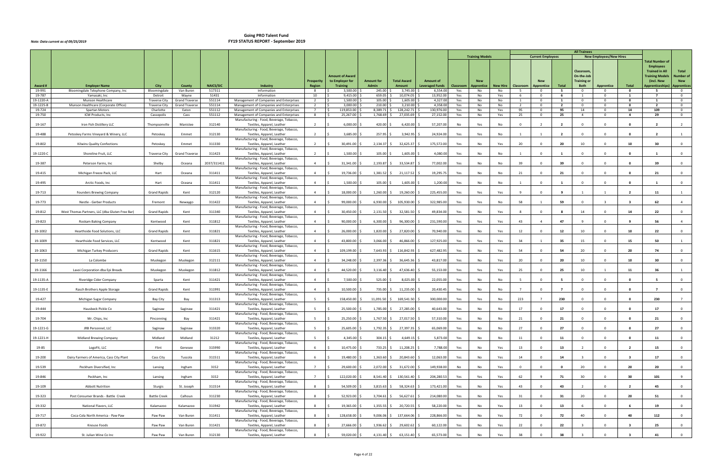# Going PRO Talent Fund
## FY19 STATUS REPORT - September 2019

*Note: Data current as of 09/25/2019*

| Award # | Employer Name | City | County | NAICS/SIC | Industry | Prosperity Region | Amount of Award to Employer for Training | Amount for Admin | Total Award Amount | Amount of Leveraged Funds | Training Models: Classroom | Training Models: New Apprentice | Training Models: New Hire | Current Employees: Classroom | Current Employees: New Apprentice | Current Employees: Total | New Employees/New Hires: Classroom, On-the-Job Training or Both | New Employees/New Hires: Apprentice | New Employees/New Hires: Total | Total Number of Employees Trained in All Training Models (incl. New Apprenticeships) | Total Number of New Apprentices |
|---|---|---|---|---|---|---|---|---|---|---|---|---|---|---|---|---|---|---|---|---|---|
| 19-991 | Bloomingdale Telephone Company, Inc | Bloomingdale | Van Buren | 517311 | Information | 8 | $ 3,500.00 | $ 245.00 | $ 3,745.00 | $ 6,554.00 | Yes | No | No | 5 | 0 | 5 | 0 | 0 | 0 | 5 | 0 |
| 19-787 | Yamasaki, Inc | Detroit | Wayne | 51431 | Information | 10 | $ 9,415.00 | $ 659.05 | $ 10,074.05 | $ 13,952.00 | Yes | No | Yes | 6 | 0 | 6 | 1 | 0 | 1 | 7 | 0 |
| 19-1220-A | Munson Healthcare | Traverse City | Grand Traverse | 551114 | Management of Companies and Enterprises | 2 | $ 1,500.00 | $ 105.00 | $ 1,605.00 | $ 4,327.00 | Yes | No | No | 1 | 0 | 1 | 0 | 0 | 0 | 1 | 0 |
| 19-1225-B | Munson Healthcare (Corporate Office) | Traverse City | Grand Traverse | 551114 | Management of Companies and Enterprises | 2 | $ 3,000.00 | $ 210.00 | $ 3,210.00 | $ 4,358.00 | Yes | No | No | 2 | 0 | 2 | 0 | 0 | 0 | 2 | 0 |
| 19-724 | Spartan Motors | Charlotte | Eaton | 551112 | Management of Companies and Enterprises | 7 | $ 119,853.00 | $ 8,389.71 | $ 128,242.71 | $ 130,976.00 | Yes | No | Yes | 95 | 0 | 95 | 14 | 0 | 14 | 109 | 0 |
| 19-750 | ICM Products, Inc | Cassopolis | Cass | 551112 | Management of Companies and Enterprises | 8 | $ 25,267.00 | $ 1,768.69 | $ 27,035.69 | $ 27,152.00 | Yes | No | Yes | 25 | 0 | 25 | 4 | 0 | 4 | 29 | 0 |
| 19-167 | Iron Fish Distillery LLC | Thompsonville | Manistee | 312140 | Manufacturing - Food, Beverage, Tobacco, Textiles, Apparel, Leather | 2 | $ 6,000.00 | $ 420.00 | $ 6,420.00 | $ 57,207.00 | No | Yes | No | 0 | 2 | 2 | 0 | 0 | 0 | 2 | 2 |
| 19-488 | Petoskey Farms Vineyard & Winery, LLC | Petoskey | Emmet | 312130 | Manufacturing - Food, Beverage, Tobacco, Textiles, Apparel, Leather | 2 | $ 3,685.00 | $ 257.95 | $ 3,942.95 | $ 24,924.00 | Yes | Yes | No | 1 | 1 | 2 | 0 | 0 | 0 | 2 | 1 |
| 19-802 | Kilwins Quality Confections | Petoskey | Emmet | 311330 | Manufacturing - Food, Beverage, Tobacco, Textiles, Apparel, Leather | 2 | $ 30,491.00 | $ 2,134.37 | $ 32,625.37 | $ 175,572.00 | Yes | No | Yes | 20 | 0 | 20 | 10 | 0 | 10 | 30 | 0 |
| 19-1220-C | Shoreline Fruit, LLC | Traverse City | Grand Traverse | 311423 | Manufacturing - Food, Beverage, Tobacco, Textiles, Apparel, Leather | 2 | $ 1,500.00 | $ 105.00 | $ 1,605.00 | $ 4,080.00 | Yes | No | No | 1 | 0 | 1 | 0 | 0 | 0 | 1 | 0 |
| 19-387 | Peterson Farms, Inc | Shelby | Oceana | 2037/311411 | Manufacturing - Food, Beverage, Tobacco, Textiles, Apparel, Leather | 4 | $ 31,341.00 | $ 2,193.87 | $ 33,534.87 | $ 77,002.00 | Yes | No | No | 39 | 0 | 39 | 0 | 0 | 0 | 39 | 0 |
| 19-415 | Michigan Freeze Pack, LLC | Hart | Oceana | 311411 | Manufacturing - Food, Beverage, Tobacco, Textiles, Apparel, Leather | 4 | $ 19,736.00 | $ 1,381.52 | $ 21,117.52 | $ 19,295.75 | Yes | No | No | 21 | 0 | 21 | 0 | 0 | 0 | 21 | 0 |
| 19-495 | Arctic Foods, Inc | Hart | Oceana | 311411 | Manufacturing - Food, Beverage, Tobacco, Textiles, Apparel, Leather | 4 | $ 1,500.00 | $ 105.00 | $ 1,605.00 | $ 1,200.00 | Yes | No | No | 1 | 0 | 1 | 0 | 0 | 0 | 1 | 0 |
| 19-713 | Founders Brewing Company | Grand Rapids | Kent | 312120 | Manufacturing - Food, Beverage, Tobacco, Textiles, Apparel, Leather | 4 | $ 18,000.00 | $ 1,260.00 | $ 19,260.00 | $ 225,455.00 | Yes | Yes | Yes | 9 | 0 | 9 | 1 | 1 | 2 | 11 | 1 |
| 19-773 | Nestle - Gerber Products | Fremont | Newaygo | 311422 | Manufacturing - Food, Beverage, Tobacco, Textiles, Apparel, Leather | 4 | $ 99,000.00 | $ 6,930.00 | $ 105,930.00 | $ 322,985.00 | Yes | Yes | No | 58 | 1 | 59 | 0 | 3 | 3 | 62 | 4 |
| 19-812 | West Thomas Partners, LLC (dba Gluten Free Bar) | Grand Rapids | Kent | 311340 | Manufacturing - Food, Beverage, Tobacco, Textiles, Apparel, Leather | 4 | $ 30,450.00 | $ 2,131.50 | $ 32,581.50 | $ 49,834.00 | Yes | No | Yes | 8 | 0 | 8 | 14 | 0 | 14 | 22 | 0 |
| 19-823 | Roskam Baking Company | Kentwood | Kent | 311812 | Manufacturing - Food, Beverage, Tobacco, Textiles, Apparel, Leather | 4 | $ 90,000.00 | $ 6,300.00 | $ 96,300.00 | $ 231,590.00 | Yes | Yes | Yes | 43 | 4 | 47 | 9 | 0 | 9 | 56 | 4 |
| 19-1002 | Hearthside Food Solutions, LLC | Grand Rapids | Kent | 311821 | Manufacturing - Food, Beverage, Tobacco, Textiles, Apparel, Leather | 4 | $ 26,000.00 | $ 1,820.00 | $ 27,820.00 | $ 70,940.00 | Yes | No | Yes | 12 | 0 | 12 | 10 | 0 | 10 | 22 | 0 |
| 19-1009 | Hearthside Food Services, LLC | Kentwood | Kent | 311821 | Manufacturing - Food, Beverage, Tobacco, Textiles, Apparel, Leather | 4 | $ 43,800.00 | $ 3,066.00 | $ 46,866.00 | $ 127,925.00 | Yes | Yes | Yes | 34 | 1 | 35 | 15 | 0 | 15 | 50 | 1 |
| 19-1063 | Michigan Turkey Producers | Grand Rapids | Kent | 311615 | Manufacturing - Food, Beverage, Tobacco, Textiles, Apparel, Leather | 4 | $ 109,199.00 | $ 7,643.93 | $ 116,842.93 | $ 627,482.95 | Yes | No | Yes | 54 | 0 | 54 | 20 | 0 | 20 | 74 | 0 |
| 19-1150 | La Colombe | Muskegon | Muskegon | 312111 | Manufacturing - Food, Beverage, Tobacco, Textiles, Apparel, Leather | 4 | $ 34,248.00 | $ 2,397.36 | $ 36,645.36 | $ 43,817.00 | Yes | No | Yes | 20 | 0 | 20 | 10 | 0 | 10 | 30 | 0 |
| 19-1166 | Lavoi Corporation dba Epi Breads | Muskegon | Muskegon | 311812 | Manufacturing - Food, Beverage, Tobacco, Textiles, Apparel, Leather | 4 | $ 44,520.00 | $ 3,116.40 | $ 47,636.40 | $ 55,153.00 | Yes | Yes | Yes | 25 | 0 | 25 | 10 | 1 | 11 | 36 | 1 |
| 19-1135-A | Riveridge Cider Company | Sparta | Kent | 311421 | Manufacturing - Food, Beverage, Tobacco, Textiles, Apparel, Leather | 4 | $ 7,500.00 | $ 525.00 | $ 8,025.00 | $ 22,055.00 | Yes | No | No | 5 | 0 | 5 | 0 | 0 | 0 | 5 | 0 |
| 19-1135-E | Rasch Brothers Apple Storage | Grand Rapids | Kent | 311991 | Manufacturing - Food, Beverage, Tobacco, Textiles, Apparel, Leather | 4 | $ 10,500.00 | $ 735.00 | $ 11,235.00 | $ 20,430.45 | Yes | No | No | 7 | 0 | 7 | 0 | 0 | 0 | 7 | 0 |
| 19-427 | Michigan Sugar Company | Bay City | Bay | 311313 | Manufacturing - Food, Beverage, Tobacco, Textiles, Apparel, Leather | 5 | $ 158,450.00 | $ 11,091.50 | $ 169,541.50 | $ 300,000.00 | Yes | Yes | No | 223 | 7 | 230 | 0 | 0 | 0 | 230 | 7 |
| 19-444 | Hausbeck Pickle Co | Saginaw | Saginaw | 311421 | Manufacturing - Food, Beverage, Tobacco, Textiles, Apparel, Leather | 5 | $ 25,500.00 | $ 1,785.00 | $ 27,285.00 | $ 40,643.00 | Yes | No | No | 17 | 0 | 17 | 0 | 0 | 0 | 17 | 0 |
| 19-704 | Mr. Chips, Inc | Pinconning | Bay | 311421 | Manufacturing - Food, Beverage, Tobacco, Textiles, Apparel, Leather | 5 | $ 25,250.00 | $ 1,767.50 | $ 27,017.50 | $ 57,310.00 | Yes | No | No | 21 | 0 | 21 | 0 | 0 | 0 | 21 | 0 |
| 19-1221-G | JRB Personnel, LLC | Saginaw | Saginaw | 313320 | Manufacturing - Food, Beverage, Tobacco, Textiles, Apparel, Leather | 5 | $ 25,605.00 | $ 1,792.35 | $ 27,397.35 | $ 65,069.00 | Yes | No | No | 27 | 0 | 27 | 0 | 0 | 0 | 27 | 0 |
| 19-1221-H | Midland Brewing Company | Midland | Midland | 31212 | Manufacturing - Food, Beverage, Tobacco, Textiles, Apparel, Leather | 5 | $ 4,345.00 | $ 304.15 | $ 4,649.15 | $ 5,873.00 | Yes | No | No | 11 | 0 | 11 | 0 | 0 | 0 | 11 | 0 |
| 19-85 | LogoFit, LLC | Flint | Genesee | 315990 | Manufacturing - Food, Beverage, Tobacco, Textiles, Apparel, Leather | 6 | $ 10,475.00 | $ 733.25 | $ 11,208.25 | $ 7,788.00 | Yes | No | Yes | 13 | 0 | 13 | 2 | 0 | 2 | 15 | 0 |
| 19-200 | Dairy Farmers of America, Cass City Plant | Cass City | Tuscola | 311511 | Manufacturing - Food, Beverage, Tobacco, Textiles, Apparel, Leather | 6 | $ 19,480.00 | $ 1,363.60 | $ 20,843.60 | $ 12,063.00 | Yes | No | Yes | 14 | 0 | 14 | 3 | 0 | 3 | 17 | 0 |
| 19-539 | Peckham Diversified, Inc | Lansing | Ingham | 3152 | Manufacturing - Food, Beverage, Tobacco, Textiles, Apparel, Leather | 7 | $ 29,600.00 | $ 2,072.00 | $ 31,672.00 | $ 149,938.00 | No | No | Yes | 0 | 0 | 0 | 20 | 0 | 20 | 20 | 0 |
| 19-846 | Peckham, Inc | Lansing | Ingham | 3152 | Manufacturing - Food, Beverage, Tobacco, Textiles, Apparel, Leather | 7 | $ 122,020.00 | $ 8,541.40 | $ 130,561.40 | $ 204,280.53 | Yes | Yes | Yes | 62 | 9 | 71 | 30 | 0 | 30 | 101 | 9 |
| 19-109 | Abbott Nutrition | Sturgis | St. Joseph | 311514 | Manufacturing - Food, Beverage, Tobacco, Textiles, Apparel, Leather | 8 | $ 54,509.00 | $ 3,815.63 | $ 58,324.63 | $ 173,421.00 | Yes | No | Yes | 43 | 0 | 43 | 2 | 0 | 2 | 45 | 0 |
| 19-323 | Post Consumer Brands - Battle Creek | Battle Creek | Calhoun | 311230 | Manufacturing - Food, Beverage, Tobacco, Textiles, Apparel, Leather | 8 | $ 52,923.00 | $ 3,704.61 | $ 56,627.61 | $ 214,080.00 | Yes | No | Yes | 31 | 0 | 31 | 20 | 0 | 20 | 51 | 0 |
| 19-332 | National Flavors, LLC | Kalamazoo | Kalamazoo | 311942 | Manufacturing - Food, Beverage, Tobacco, Textiles, Apparel, Leather | 8 | $ 19,365.00 | $ 1,355.55 | $ 20,720.55 | $ 58,220.00 | Yes | No | Yes | 13 | 0 | 13 | 6 | 0 | 6 | 19 | 0 |
| 19-717 | Coca-Cola North America - Paw Paw | Paw Paw | Van Buren | 311411 | Manufacturing - Food, Beverage, Tobacco, Textiles, Apparel, Leather | 8 | $ 128,658.00 | $ 9,006.06 | $ 137,664.06 | $ 228,866.00 | Yes | No | Yes | 72 | 0 | 72 | 40 | 0 | 40 | 112 | 0 |
| 19-872 | Knouse Foods | Paw Paw | Van Buren | 311421 | Manufacturing - Food, Beverage, Tobacco, Textiles, Apparel, Leather | 8 | $ 27,666.00 | $ 1,936.62 | $ 29,602.62 | $ 60,122.00 | Yes | No | Yes | 22 | 0 | 22 | 3 | 0 | 3 | 25 | 0 |
| 19-922 | St. Julian Wine Co Inc | Paw Paw | Van Buren | 312130 | Manufacturing - Food, Beverage, Tobacco, Textiles, Apparel, Leather | 8 | $ 59,020.00 | $ 4,131.40 | $ 63,151.40 | $ 65,573.00 | Yes | No | Yes | 38 | 0 | 38 | 3 | 0 | 3 | 41 | 0 |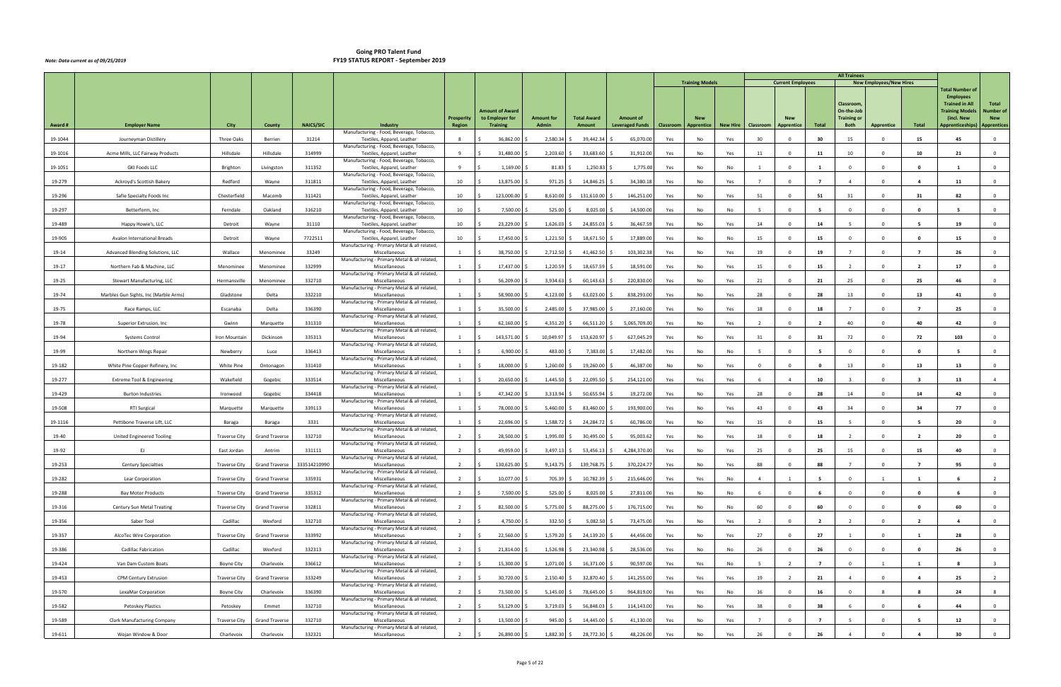# Going PRO Talent Fund
# FY19 STATUS REPORT - September 2019

*Note: Data current as of 09/25/2019*

| Award # | Employer Name | City | County | NAICS/SIC | Industry | Prosperity Region | Amount of Award to Employer for Training | Amount for Admin | Total Award Amount | Amount of Leveraged Funds | Training Models: Classroom | Training Models: New Apprentice | Training Models: New Hire | Current Employees: Classroom | Current Employees: New Apprentice | Current Employees: Total | New Employees/New Hires: Classroom, On-the-Job Training or Both | New Employees/New Hires: Apprentice | New Employees/New Hires: Total | Total Number of Employees Trained in All Training Models (incl. New Apprenticeships) | Total Number of New Apprentices |
|---|---|---|---|---|---|---|---|---|---|---|---|---|---|---|---|---|---|---|---|---|---|
| 19-1044 | Journeyman Distillery | Three Oaks | Berrien | 31214 | Manufacturing - Food, Beverage, Tobacco, Textiles, Apparel, Leather | 8 | $ 36,862.00 | $ 2,580.34 | $ 39,442.34 | $ 65,070.00 | Yes | No | Yes | 30 | 0 | 30 | 15 | 0 | 15 | 45 | 0 |
| 19-1016 | Acme Mills, LLC Fairway Products | Hillsdale | Hillsdale | 314999 | Manufacturing - Food, Beverage, Tobacco, Textiles, Apparel, Leather | 9 | $ 31,480.00 | $ 2,203.60 | $ 33,683.60 | $ 31,912.00 | Yes | No | Yes | 11 | 0 | 11 | 10 | 0 | 10 | 21 | 0 |
| 19-1051 | GKI Foods LLC | Brighton | Livingston | 311352 | Manufacturing - Food, Beverage, Tobacco, Textiles, Apparel, Leather | 9 | $ 1,169.00 | $ 81.83 | $ 1,250.83 | $ 1,775.00 | Yes | No | No | 1 | 0 | 1 | 0 | 0 | 0 | 1 | 0 |
| 19-279 | Ackroyd's Scottish Bakery | Redford | Wayne | 311811 | Manufacturing - Food, Beverage, Tobacco, Textiles, Apparel, Leather | 10 | $ 13,875.00 | $ 971.25 | $ 14,846.25 | $ 34,380.18 | Yes | No | Yes | 7 | 0 | 7 | 4 | 0 | 4 | 11 | 0 |
| 19-296 | Safie Specialty Foods Inc | Chesterfield | Macomb | 311421 | Manufacturing - Food, Beverage, Tobacco, Textiles, Apparel, Leather | 10 | $ 123,000.00 | $ 8,610.00 | $ 131,610.00 | $ 146,251.00 | Yes | No | Yes | 51 | 0 | 51 | 31 | 0 | 31 | 82 | 0 |
| 19-297 | Betterform, Inc | Ferndale | Oakland | 316210 | Manufacturing - Food, Beverage, Tobacco, Textiles, Apparel, Leather | 10 | $ 7,500.00 | $ 525.00 | $ 8,025.00 | $ 14,500.00 | Yes | No | No | 5 | 0 | 5 | 0 | 0 | 0 | 5 | 0 |
| 19-489 | Happy Howie's, LLC | Detroit | Wayne | 31110 | Manufacturing - Food, Beverage, Tobacco, Textiles, Apparel, Leather | 10 | $ 23,229.00 | $ 1,626.03 | $ 24,855.03 | $ 36,467.59 | Yes | No | Yes | 14 | 0 | 14 | 5 | 0 | 5 | 19 | 0 |
| 19-905 | Avalon International Breads | Detroit | Wayne | 7722511 | Manufacturing - Food, Beverage, Tobacco, Textiles, Apparel, Leather | 10 | $ 17,450.00 | $ 1,221.50 | $ 18,671.50 | $ 17,889.00 | Yes | No | No | 15 | 0 | 15 | 0 | 0 | 0 | 15 | 0 |
| 19-14 | Advanced Blending Solutions, LLC | Wallace | Menominee | 33249 | Manufacturing - Primary Metal & all related, Miscellaneous | 1 | $ 38,750.00 | $ 2,712.50 | $ 41,462.50 | $ 103,302.38 | Yes | No | Yes | 19 | 0 | 19 | 7 | 0 | 7 | 26 | 0 |
| 19-17 | Northern Fab & Machine, LLC | Menominee | Menominee | 332999 | Manufacturing - Primary Metal & all related, Miscellaneous | 1 | $ 17,437.00 | $ 1,220.59 | $ 18,657.59 | $ 18,591.00 | Yes | No | Yes | 15 | 0 | 15 | 2 | 0 | 2 | 17 | 0 |
| 19-25 | Stewart Manufacturing, LLC | Hermansville | Menominee | 332710 | Manufacturing - Primary Metal & all related, Miscellaneous | 1 | $ 56,209.00 | $ 3,934.63 | $ 60,143.63 | $ 220,830.00 | Yes | No | Yes | 21 | 0 | 21 | 25 | 0 | 25 | 46 | 0 |
| 19-74 | Marbles Gun Sights, Inc (Marble Arms) | Gladstone | Delta | 332210 | Manufacturing - Primary Metal & all related, Miscellaneous | 1 | $ 58,900.00 | $ 4,123.00 | $ 63,023.00 | $ 838,293.00 | Yes | No | Yes | 28 | 0 | 28 | 13 | 0 | 13 | 41 | 0 |
| 19-75 | Race Ramps, LLC | Escanaba | Delta | 336390 | Manufacturing - Primary Metal & all related, Miscellaneous | 1 | $ 35,500.00 | $ 2,485.00 | $ 37,985.00 | $ 27,160.00 | Yes | No | Yes | 18 | 0 | 18 | 7 | 0 | 7 | 25 | 0 |
| 19-78 | Superior Extrusion, Inc | Gwinn | Marquette | 331310 | Manufacturing - Primary Metal & all related, Miscellaneous | 1 | $ 62,160.00 | $ 4,351.20 | $ 66,511.20 | $ 5,065,709.00 | Yes | No | Yes | 2 | 0 | 2 | 40 | 0 | 40 | 42 | 0 |
| 19-94 | Systems Control | Iron Mountain | Dickinson | 335313 | Manufacturing - Primary Metal & all related, Miscellaneous | 1 | $ 143,571.00 | $ 10,049.97 | $ 153,620.97 | $ 627,045.29 | Yes | No | Yes | 31 | 0 | 31 | 72 | 0 | 72 | 103 | 0 |
| 19-99 | Northern Wings Repair | Newberry | Luce | 336413 | Manufacturing - Primary Metal & all related, Miscellaneous | 1 | $ 6,900.00 | $ 483.00 | $ 7,383.00 | $ 17,482.00 | Yes | No | No | 5 | 0 | 5 | 0 | 0 | 0 | 5 | 0 |
| 19-182 | White Pine Copper Refinery, Inc | White Pine | Ontonagon | 331410 | Manufacturing - Primary Metal & all related, Miscellaneous | 1 | $ 18,000.00 | $ 1,260.00 | $ 19,260.00 | $ 46,387.00 | No | No | Yes | 0 | 0 | 0 | 13 | 0 | 13 | 13 | 0 |
| 19-277 | Extreme Tool & Engineering | Wakefield | Gogebic | 333514 | Manufacturing - Primary Metal & all related, Miscellaneous | 1 | $ 20,650.00 | $ 1,445.50 | $ 22,095.50 | $ 254,121.00 | Yes | Yes | Yes | 6 | 4 | 10 | 3 | 0 | 3 | 13 | 4 |
| 19-429 | Burton Industries | Ironwood | Gogebic | 334418 | Manufacturing - Primary Metal & all related, Miscellaneous | 1 | $ 47,342.00 | $ 3,313.94 | $ 50,655.94 | $ 19,272.00 | Yes | No | Yes | 28 | 0 | 28 | 14 | 0 | 14 | 42 | 0 |
| 19-508 | RTI Surgical | Marquette | Marquette | 339113 | Manufacturing - Primary Metal & all related, Miscellaneous | 1 | $ 78,000.00 | $ 5,460.00 | $ 83,460.00 | $ 193,900.00 | Yes | No | Yes | 43 | 0 | 43 | 34 | 0 | 34 | 77 | 0 |
| 19-1116 | Pettibone Traverse Lift, LLC | Baraga | Baraga | 3331 | Manufacturing - Primary Metal & all related, Miscellaneous | 1 | $ 22,696.00 | $ 1,588.72 | $ 24,284.72 | $ 60,786.00 | Yes | No | Yes | 15 | 0 | 15 | 5 | 0 | 5 | 20 | 0 |
| 19-40 | United Engineered Tooling | Traverse City | Grand Traverse | 332710 | Manufacturing - Primary Metal & all related, Miscellaneous | 2 | $ 28,500.00 | $ 1,995.00 | $ 30,495.00 | $ 95,003.62 | Yes | No | Yes | 18 | 0 | 18 | 2 | 0 | 2 | 20 | 0 |
| 19-92 | EJ | East Jordan | Antrim | 331111 | Manufacturing - Primary Metal & all related, Miscellaneous | 2 | $ 49,959.00 | $ 3,497.13 | $ 53,456.13 | $ 4,284,370.00 | Yes | No | Yes | 25 | 0 | 25 | 15 | 0 | 15 | 40 | 0 |
| 19-253 | Century Specialties | Traverse City | Grand Traverse | 333514210990 | Manufacturing - Primary Metal & all related, Miscellaneous | 2 | $ 130,625.00 | $ 9,143.75 | $ 139,768.75 | $ 370,224.77 | Yes | No | Yes | 88 | 0 | 88 | 7 | 0 | 7 | 95 | 0 |
| 19-282 | Lear Corporation | Traverse City | Grand Traverse | 335931 | Manufacturing - Primary Metal & all related, Miscellaneous | 2 | $ 10,077.00 | $ 705.39 | $ 10,782.39 | $ 215,646.00 | Yes | Yes | No | 4 | 1 | 5 | 0 | 1 | 1 | 6 | 2 |
| 19-288 | Bay Motor Products | Traverse City | Grand Traverse | 335312 | Manufacturing - Primary Metal & all related, Miscellaneous | 2 | $ 7,500.00 | $ 525.00 | $ 8,025.00 | $ 27,811.00 | Yes | No | No | 6 | 0 | 6 | 0 | 0 | 0 | 6 | 0 |
| 19-316 | Century Sun Metal Treating | Traverse City | Grand Traverse | 332811 | Manufacturing - Primary Metal & all related, Miscellaneous | 2 | $ 82,500.00 | $ 5,775.00 | $ 88,275.00 | $ 176,715.00 | Yes | No | No | 60 | 0 | 60 | 0 | 0 | 0 | 60 | 0 |
| 19-356 | Saber Tool | Cadillac | Wexford | 332710 | Manufacturing - Primary Metal & all related, Miscellaneous | 2 | $ 4,750.00 | $ 332.50 | $ 5,082.50 | $ 73,475.00 | Yes | No | Yes | 2 | 0 | 2 | 2 | 0 | 2 | 4 | 0 |
| 19-357 | AlcoTec Wire Corporation | Traverse City | Grand Traverse | 333992 | Manufacturing - Primary Metal & all related, Miscellaneous | 2 | $ 22,560.00 | $ 1,579.20 | $ 24,139.20 | $ 44,456.00 | Yes | No | Yes | 27 | 0 | 27 | 1 | 0 | 1 | 28 | 0 |
| 19-386 | Cadillac Fabrication | Cadillac | Wexford | 332313 | Manufacturing - Primary Metal & all related, Miscellaneous | 2 | $ 21,814.00 | $ 1,526.98 | $ 23,340.98 | $ 28,536.00 | Yes | No | No | 26 | 0 | 26 | 0 | 0 | 0 | 26 | 0 |
| 19-424 | Van Dam Custom Boats | Boyne City | Charlevoix | 336612 | Manufacturing - Primary Metal & all related, Miscellaneous | 2 | $ 15,300.00 | $ 1,071.00 | $ 16,371.00 | $ 90,597.00 | Yes | Yes | No | 5 | 2 | 7 | 0 | 1 | 1 | 8 | 3 |
| 19-453 | CPM Century Extrusion | Traverse City | Grand Traverse | 333249 | Manufacturing - Primary Metal & all related, Miscellaneous | 2 | $ 30,720.00 | $ 2,150.40 | $ 32,870.40 | $ 141,255.00 | Yes | Yes | Yes | 19 | 2 | 21 | 4 | 0 | 4 | 25 | 2 |
| 19-570 | LexaMar Corporation | Boyne City | Charlevoix | 336390 | Manufacturing - Primary Metal & all related, Miscellaneous | 2 | $ 73,500.00 | $ 5,145.00 | $ 78,645.00 | $ 964,819.00 | Yes | Yes | No | 16 | 0 | 16 | 0 | 8 | 8 | 24 | 8 |
| 19-582 | Petoskey Plastics | Petoskey | Emmet | 332710 | Manufacturing - Primary Metal & all related, Miscellaneous | 2 | $ 53,129.00 | $ 3,719.03 | $ 56,848.03 | $ 114,143.00 | Yes | No | Yes | 38 | 0 | 38 | 6 | 0 | 6 | 44 | 0 |
| 19-589 | Clark Manufacturing Company | Traverse City | Grand Traverse | 332710 | Manufacturing - Primary Metal & all related, Miscellaneous | 2 | $ 13,500.00 | $ 945.00 | $ 14,445.00 | $ 41,130.00 | Yes | No | Yes | 7 | 0 | 7 | 5 | 0 | 5 | 12 | 0 |
| 19-611 | Wojan Window & Door | Charlevoix | Charlevoix | 332321 | Manufacturing - Primary Metal & all related, Miscellaneous | 2 | $ 26,890.00 | $ 1,882.30 | $ 28,772.30 | $ 48,226.00 | Yes | No | Yes | 26 | 0 | 26 | 4 | 0 | 4 | 30 | 0 |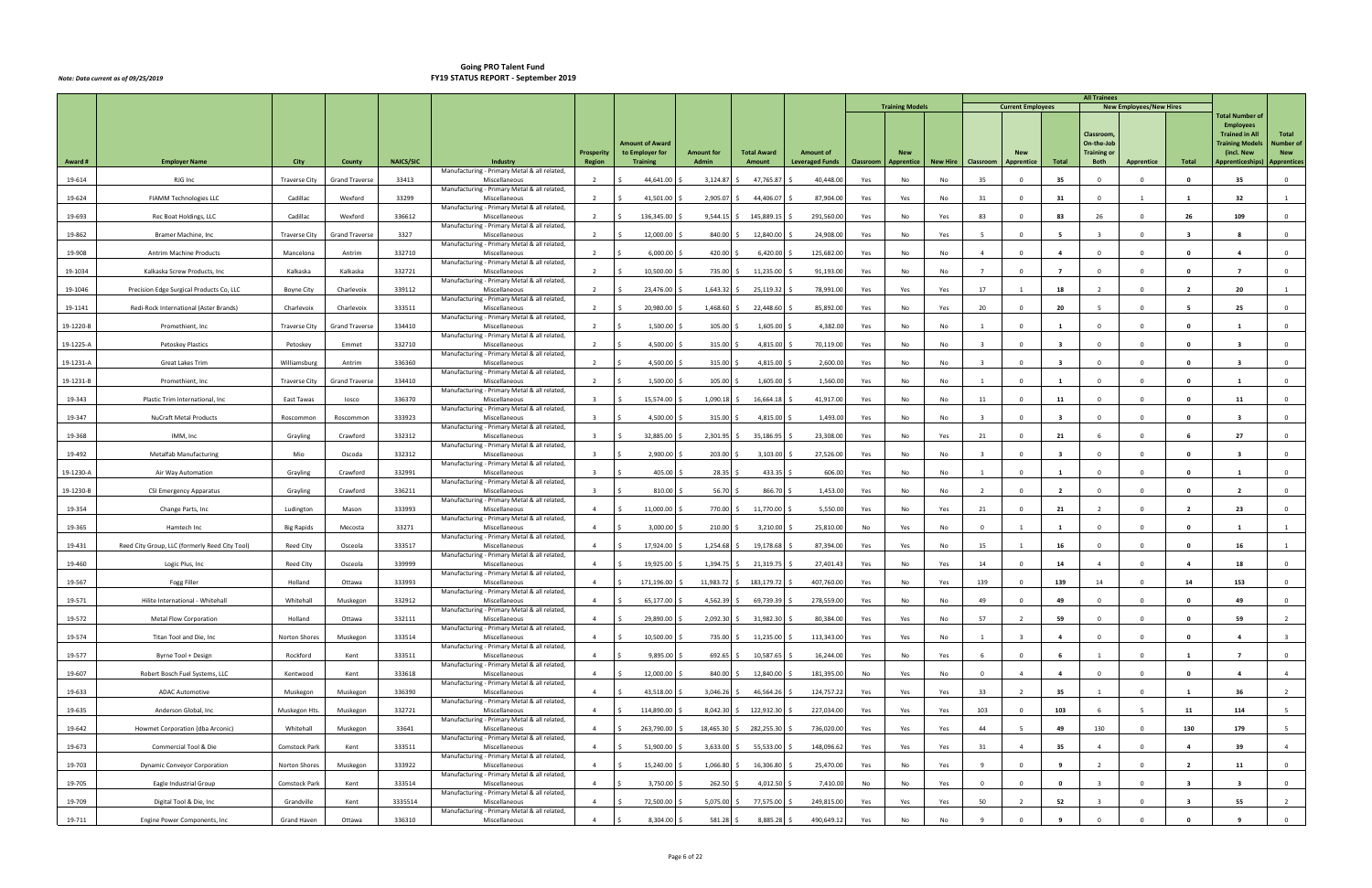# Going PRO Talent Fund
# FY19 STATUS REPORT - September 2019

*Note: Data current as of 09/25/2019*

| Award # | Employer Name | City | County | NAICS/SIC | Industry | Prosperity Region | Amount of Award to Employer for Training | Amount for Admin | Total Award Amount | Amount of Leveraged Funds | Training Models: Classroom | Training Models: New Apprentice | Training Models: New Hire | Current Employees: Classroom | Current Employees: New Apprentice | Current Employees: Total | New Employees/New Hires: Classroom, On-the-Job Training or Both | New Employees/New Hires: Apprentice | New Employees/New Hires: Total | Total Number of Employees Trained in All Training Models (incl. New Apprenticeships) | Total Number of New Apprentices |
|---|---|---|---|---|---|---|---|---|---|---|---|---|---|---|---|---|---|---|---|---|---|
| 19-614 | RJG Inc | Traverse City | Grand Traverse | 33413 | Manufacturing - Primary Metal & all related, Miscellaneous | 2 | $ 44,641.00 | $ 3,124.87 | $ 47,765.87 | $ 40,448.00 | Yes | No | No | 35 | 0 | 35 | 0 | 0 | 0 | 35 | 0 |
| 19-624 | FIAMM Technologies LLC | Cadillac | Wexford | 33299 | Manufacturing - Primary Metal & all related, Miscellaneous | 2 | $ 41,501.00 | $ 2,905.07 | $ 44,406.07 | $ 87,904.00 | Yes | Yes | No | 31 | 0 | 31 | 0 | 1 | 1 | 32 | 1 |
| 19-693 | Rec Boat Holdings, LLC | Cadillac | Wexford | 336612 | Manufacturing - Primary Metal & all related, Miscellaneous | 2 | $ 136,345.00 | $ 9,544.15 | $ 145,889.15 | $ 291,560.00 | Yes | No | Yes | 83 | 0 | 83 | 26 | 0 | 26 | 109 | 0 |
| 19-862 | Bramer Machine, Inc | Traverse City | Grand Traverse | 3327 | Manufacturing - Primary Metal & all related, Miscellaneous | 2 | $ 12,000.00 | $ 840.00 | $ 12,840.00 | $ 24,908.00 | Yes | No | Yes | 5 | 0 | 5 | 3 | 0 | 3 | 8 | 0 |
| 19-908 | Antrim Machine Products | Mancelona | Antrim | 332710 | Manufacturing - Primary Metal & all related, Miscellaneous | 2 | $ 6,000.00 | $ 420.00 | $ 6,420.00 | $ 125,682.00 | Yes | No | No | 4 | 0 | 4 | 0 | 0 | 0 | 4 | 0 |
| 19-1034 | Kalkaska Screw Products, Inc | Kalkaska | Kalkaska | 332721 | Manufacturing - Primary Metal & all related, Miscellaneous | 2 | $ 10,500.00 | $ 735.00 | $ 11,235.00 | $ 91,193.00 | Yes | No | No | 7 | 0 | 7 | 0 | 0 | 0 | 7 | 0 |
| 19-1046 | Precision Edge Surgical Products Co, LLC | Boyne City | Charlevoix | 339112 | Manufacturing - Primary Metal & all related, Miscellaneous | 2 | $ 23,476.00 | $ 1,643.32 | $ 25,119.32 | $ 78,991.00 | Yes | Yes | Yes | 17 | 1 | 18 | 2 | 0 | 2 | 20 | 1 |
| 19-1141 | Redi-Rock International (Aster Brands) | Charlevoix | Charlevoix | 333511 | Manufacturing - Primary Metal & all related, Miscellaneous | 2 | $ 20,980.00 | $ 1,468.60 | $ 22,448.60 | $ 85,892.00 | Yes | No | Yes | 20 | 0 | 20 | 5 | 0 | 5 | 25 | 0 |
| 19-1220-B | Promethient, Inc | Traverse City | Grand Traverse | 334410 | Manufacturing - Primary Metal & all related, Miscellaneous | 2 | $ 1,500.00 | $ 105.00 | $ 1,605.00 | $ 4,382.00 | Yes | No | No | 1 | 0 | 1 | 0 | 0 | 0 | 1 | 0 |
| 19-1225-A | Petoskey Plastics | Petoskey | Emmet | 332710 | Manufacturing - Primary Metal & all related, Miscellaneous | 2 | $ 4,500.00 | $ 315.00 | $ 4,815.00 | $ 70,119.00 | Yes | No | No | 3 | 0 | 3 | 0 | 0 | 0 | 3 | 0 |
| 19-1231-A | Great Lakes Trim | Williamsburg | Antrim | 336360 | Manufacturing - Primary Metal & all related, Miscellaneous | 2 | $ 4,500.00 | $ 315.00 | $ 4,815.00 | $ 2,600.00 | Yes | No | No | 3 | 0 | 3 | 0 | 0 | 0 | 3 | 0 |
| 19-1231-B | Promethient, Inc | Traverse City | Grand Traverse | 334410 | Manufacturing - Primary Metal & all related, Miscellaneous | 2 | $ 1,500.00 | $ 105.00 | $ 1,605.00 | $ 1,560.00 | Yes | No | No | 1 | 0 | 1 | 0 | 0 | 0 | 1 | 0 |
| 19-343 | Plastic Trim International, Inc | East Tawas | Iosco | 336370 | Manufacturing - Primary Metal & all related, Miscellaneous | 3 | $ 15,574.00 | $ 1,090.18 | $ 16,664.18 | $ 41,917.00 | Yes | No | No | 11 | 0 | 11 | 0 | 0 | 0 | 11 | 0 |
| 19-347 | NuCraft Metal Products | Roscommon | Roscommon | 333923 | Manufacturing - Primary Metal & all related, Miscellaneous | 3 | $ 4,500.00 | $ 315.00 | $ 4,815.00 | $ 1,493.00 | Yes | No | No | 3 | 0 | 3 | 0 | 0 | 0 | 3 | 0 |
| 19-368 | IMM, Inc | Grayling | Crawford | 332312 | Manufacturing - Primary Metal & all related, Miscellaneous | 3 | $ 32,885.00 | $ 2,301.95 | $ 35,186.95 | $ 23,308.00 | Yes | No | Yes | 21 | 0 | 21 | 6 | 0 | 6 | 27 | 0 |
| 19-492 | Metalfab Manufacturing | Mio | Oscoda | 332312 | Manufacturing - Primary Metal & all related, Miscellaneous | 3 | $ 2,900.00 | $ 203.00 | $ 3,103.00 | $ 27,526.00 | Yes | No | No | 3 | 0 | 3 | 0 | 0 | 0 | 3 | 0 |
| 19-1230-A | Air Way Automation | Grayling | Crawford | 332991 | Manufacturing - Primary Metal & all related, Miscellaneous | 3 | $ 405.00 | $ 28.35 | $ 433.35 | $ 606.00 | Yes | No | No | 1 | 0 | 1 | 0 | 0 | 0 | 1 | 0 |
| 19-1230-B | CSI Emergency Apparatus | Grayling | Crawford | 336211 | Manufacturing - Primary Metal & all related, Miscellaneous | 3 | $ 810.00 | $ 56.70 | $ 866.70 | $ 1,453.00 | Yes | No | No | 2 | 0 | 2 | 0 | 0 | 0 | 2 | 0 |
| 19-354 | Change Parts, Inc | Ludington | Mason | 333993 | Manufacturing - Primary Metal & all related, Miscellaneous | 4 | $ 11,000.00 | $ 770.00 | $ 11,770.00 | $ 5,550.00 | Yes | No | Yes | 21 | 0 | 21 | 2 | 0 | 2 | 23 | 0 |
| 19-365 | Hamtech Inc | Big Rapids | Mecosta | 33271 | Manufacturing - Primary Metal & all related, Miscellaneous | 4 | $ 3,000.00 | $ 210.00 | $ 3,210.00 | $ 25,810.00 | No | Yes | No | 0 | 1 | 1 | 0 | 0 | 0 | 1 | 1 |
| 19-431 | Reed City Group, LLC (formerly Reed City Tool) | Reed City | Osceola | 333517 | Manufacturing - Primary Metal & all related, Miscellaneous | 4 | $ 17,924.00 | $ 1,254.68 | $ 19,178.68 | $ 87,394.00 | Yes | Yes | No | 15 | 1 | 16 | 0 | 0 | 0 | 16 | 1 |
| 19-460 | Logic Plus, Inc | Reed City | Osceola | 339999 | Manufacturing - Primary Metal & all related, Miscellaneous | 4 | $ 19,925.00 | $ 1,394.75 | $ 21,319.75 | $ 27,401.43 | Yes | No | Yes | 14 | 0 | 14 | 4 | 0 | 4 | 18 | 0 |
| 19-567 | Fogg Filler | Holland | Ottawa | 333993 | Manufacturing - Primary Metal & all related, Miscellaneous | 4 | $ 171,196.00 | $ 11,983.72 | $ 183,179.72 | $ 407,760.00 | Yes | No | Yes | 139 | 0 | 139 | 14 | 0 | 14 | 153 | 0 |
| 19-571 | Hilite International - Whitehall | Whitehall | Muskegon | 332912 | Manufacturing - Primary Metal & all related, Miscellaneous | 4 | $ 65,177.00 | $ 4,562.39 | $ 69,739.39 | $ 278,559.00 | Yes | No | No | 49 | 0 | 49 | 0 | 0 | 0 | 49 | 0 |
| 19-572 | Metal Flow Corporation | Holland | Ottawa | 332111 | Manufacturing - Primary Metal & all related, Miscellaneous | 4 | $ 29,890.00 | $ 2,092.30 | $ 31,982.30 | $ 80,384.00 | Yes | Yes | No | 57 | 2 | 59 | 0 | 0 | 0 | 59 | 2 |
| 19-574 | Titan Tool and Die, Inc | Norton Shores | Muskegon | 333514 | Manufacturing - Primary Metal & all related, Miscellaneous | 4 | $ 10,500.00 | $ 735.00 | $ 11,235.00 | $ 113,343.00 | Yes | Yes | No | 1 | 3 | 4 | 0 | 0 | 0 | 4 | 3 |
| 19-577 | Byrne Tool + Design | Rockford | Kent | 333511 | Manufacturing - Primary Metal & all related, Miscellaneous | 4 | $ 9,895.00 | $ 692.65 | $ 10,587.65 | $ 16,244.00 | Yes | No | Yes | 6 | 0 | 6 | 1 | 0 | 1 | 7 | 0 |
| 19-607 | Robert Bosch Fuel Systems, LLC | Kentwood | Kent | 333618 | Manufacturing - Primary Metal & all related, Miscellaneous | 4 | $ 12,000.00 | $ 840.00 | $ 12,840.00 | $ 181,395.00 | No | Yes | No | 0 | 4 | 4 | 0 | 0 | 0 | 4 | 4 |
| 19-633 | ADAC Automotive | Muskegon | Muskegon | 336390 | Manufacturing - Primary Metal & all related, Miscellaneous | 4 | $ 43,518.00 | $ 3,046.26 | $ 46,564.26 | $ 124,757.22 | Yes | Yes | Yes | 33 | 2 | 35 | 1 | 0 | 1 | 36 | 2 |
| 19-635 | Anderson Global, Inc | Muskegon Hts. | Muskegon | 332721 | Manufacturing - Primary Metal & all related, Miscellaneous | 4 | $ 114,890.00 | $ 8,042.30 | $ 122,932.30 | $ 227,034.00 | Yes | Yes | Yes | 103 | 0 | 103 | 6 | 5 | 11 | 114 | 5 |
| 19-642 | Howmet Corporation (dba Arconic) | Whitehall | Muskegon | 33641 | Manufacturing - Primary Metal & all related, Miscellaneous | 4 | $ 263,790.00 | $ 18,465.30 | $ 282,255.30 | $ 736,020.00 | Yes | Yes | Yes | 44 | 5 | 49 | 130 | 0 | 130 | 179 | 5 |
| 19-673 | Commercial Tool & Die | Comstock Park | Kent | 333511 | Manufacturing - Primary Metal & all related, Miscellaneous | 4 | $ 51,900.00 | $ 3,633.00 | $ 55,533.00 | $ 148,096.62 | Yes | Yes | Yes | 31 | 4 | 35 | 4 | 0 | 4 | 39 | 4 |
| 19-703 | Dynamic Conveyor Corporation | Norton Shores | Muskegon | 333922 | Manufacturing - Primary Metal & all related, Miscellaneous | 4 | $ 15,240.00 | $ 1,066.80 | $ 16,306.80 | $ 25,470.00 | Yes | No | Yes | 9 | 0 | 9 | 2 | 0 | 2 | 11 | 0 |
| 19-705 | Eagle Industrial Group | Comstock Park | Kent | 333514 | Manufacturing - Primary Metal & all related, Miscellaneous | 4 | $ 3,750.00 | $ 262.50 | $ 4,012.50 | $ 7,410.00 | No | No | Yes | 0 | 0 | 0 | 3 | 0 | 3 | 3 | 0 |
| 19-709 | Digital Tool & Die, Inc | Grandville | Kent | 3335514 | Manufacturing - Primary Metal & all related, Miscellaneous | 4 | $ 72,500.00 | $ 5,075.00 | $ 77,575.00 | $ 249,815.00 | Yes | Yes | Yes | 50 | 2 | 52 | 3 | 0 | 3 | 55 | 2 |
| 19-711 | Engine Power Components, Inc | Grand Haven | Ottawa | 336310 | Manufacturing - Primary Metal & all related, Miscellaneous | 4 | $ 8,304.00 | $ 581.28 | $ 8,885.28 | $ 490,649.12 | Yes | No | No | 9 | 0 | 9 | 0 | 0 | 0 | 9 | 0 |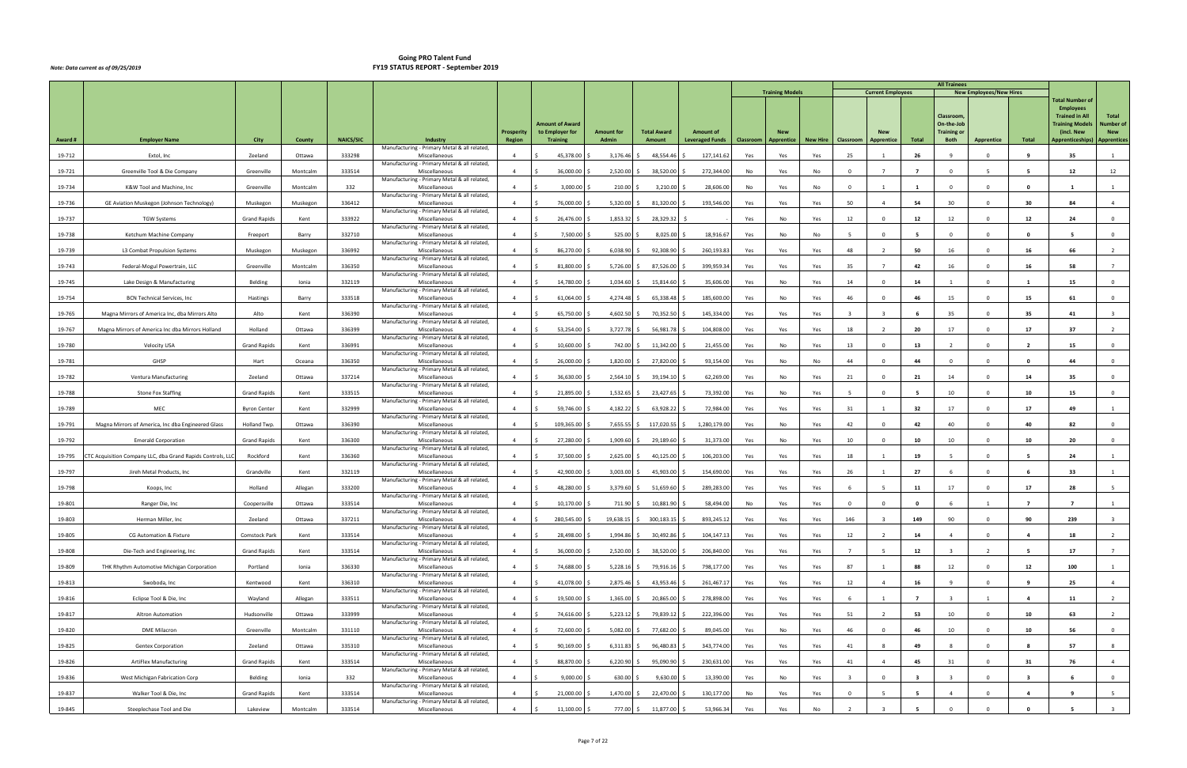# Going PRO Talent Fund
## FY19 STATUS REPORT - September 2019

*Note: Data current as of 09/25/2019*

| | | | | | | | | | | | Training Models | | | All Trainees | | | | | | | | |
|---|---|---|---|---|---|---|---|---|---|---|---|---|---|---|---|---|---|---|---|---|---|---|
| | | | | | | | | | | | | | | Current Employees | | | New Employees/New Hires | | | | | |
| Award # | Employer Name | City | County | NAICS/SIC | Industry | Prosperity Region | Amount of Award to Employer for Training | Amount for Admin | Total Award Amount | Amount of Leveraged Funds | Classroom | New Apprentice | New Hire | Classroom | New Apprentice | Total | Classroom, On-the-Job Training or Both | Apprentice | Total | Total Number of Employees Trained in All Training Models (incl. New Apprenticeships) | Total Number of New Apprentices |
| 19-712 | Extol, Inc | Zeeland | Ottawa | 333298 | Manufacturing - Primary Metal & all related, Miscellaneous | 4 | $ 45,378.00 | $ 3,176.46 | $ 48,554.46 | $ 127,141.62 | Yes | Yes | Yes | 25 | 1 | 26 | 9 | 0 | 9 | 35 | 1 |
| 19-721 | Greenville Tool & Die Company | Greenville | Montcalm | 333514 | Manufacturing - Primary Metal & all related, Miscellaneous | 4 | $ 36,000.00 | $ 2,520.00 | $ 38,520.00 | $ 272,344.00 | No | Yes | No | 0 | 7 | 7 | 0 | 5 | 5 | 12 | 12 |
| 19-734 | K&W Tool and Machine, Inc | Greenville | Montcalm | 332 | Manufacturing - Primary Metal & all related, Miscellaneous | 4 | $ 3,000.00 | $ 210.00 | $ 3,210.00 | $ 28,606.00 | No | Yes | No | 0 | 1 | 1 | 0 | 0 | 0 | 1 | 1 |
| 19-736 | GE Aviation Muskegon (Johnson Technology) | Muskegon | Muskegon | 336412 | Manufacturing - Primary Metal & all related, Miscellaneous | 4 | $ 76,000.00 | $ 5,320.00 | $ 81,320.00 | $ 193,546.00 | Yes | Yes | Yes | 50 | 4 | 54 | 30 | 0 | 30 | 84 | 4 |
| 19-737 | TGW Systems | Grand Rapids | Kent | 333922 | Manufacturing - Primary Metal & all related, Miscellaneous | 4 | $ 26,476.00 | $ 1,853.32 | $ 28,329.32 | $ - | Yes | No | Yes | 12 | 0 | 12 | 12 | 0 | 12 | 24 | 0 |
| 19-738 | Ketchum Machine Company | Freeport | Barry | 332710 | Manufacturing - Primary Metal & all related, Miscellaneous | 4 | $ 7,500.00 | $ 525.00 | $ 8,025.00 | $ 18,916.67 | Yes | No | No | 5 | 0 | 5 | 0 | 0 | 0 | 5 | 0 |
| 19-739 | L3 Combat Propulsion Systems | Muskegon | Muskegon | 336992 | Manufacturing - Primary Metal & all related, Miscellaneous | 4 | $ 86,270.00 | $ 6,038.90 | $ 92,308.90 | $ 260,193.83 | Yes | Yes | Yes | 48 | 2 | 50 | 16 | 0 | 16 | 66 | 2 |
| 19-743 | Federal-Mogul Powertrain, LLC | Greenville | Montcalm | 336350 | Manufacturing - Primary Metal & all related, Miscellaneous | 4 | $ 81,800.00 | $ 5,726.00 | $ 87,526.00 | $ 399,959.34 | Yes | Yes | Yes | 35 | 7 | 42 | 16 | 0 | 16 | 58 | 7 |
| 19-745 | Lake Design & Manufacturing | Belding | Ionia | 332119 | Manufacturing - Primary Metal & all related, Miscellaneous | 4 | $ 14,780.00 | $ 1,034.60 | $ 15,814.60 | $ 35,606.00 | Yes | No | Yes | 14 | 0 | 14 | 1 | 0 | 1 | 15 | 0 |
| 19-754 | BCN Technical Services, Inc | Hastings | Barry | 333518 | Manufacturing - Primary Metal & all related, Miscellaneous | 4 | $ 61,064.00 | $ 4,274.48 | $ 65,338.48 | $ 185,600.00 | Yes | No | Yes | 46 | 0 | 46 | 15 | 0 | 15 | 61 | 0 |
| 19-765 | Magna Mirrors of America Inc, dba Mirrors Alto | Alto | Kent | 336390 | Manufacturing - Primary Metal & all related, Miscellaneous | 4 | $ 65,750.00 | $ 4,602.50 | $ 70,352.50 | $ 145,334.00 | Yes | Yes | Yes | 3 | 3 | 6 | 35 | 0 | 35 | 41 | 3 |
| 19-767 | Magna Mirrors of America Inc dba Mirrors Holland | Holland | Ottawa | 336399 | Manufacturing - Primary Metal & all related, Miscellaneous | 4 | $ 53,254.00 | $ 3,727.78 | $ 56,981.78 | $ 104,808.00 | Yes | Yes | Yes | 18 | 2 | 20 | 17 | 0 | 17 | 37 | 2 |
| 19-780 | Velocity USA | Grand Rapids | Kent | 336991 | Manufacturing - Primary Metal & all related, Miscellaneous | 4 | $ 10,600.00 | $ 742.00 | $ 11,342.00 | $ 21,455.00 | Yes | No | Yes | 13 | 0 | 13 | 2 | 0 | 2 | 15 | 0 |
| 19-781 | GHSP | Hart | Oceana | 336350 | Manufacturing - Primary Metal & all related, Miscellaneous | 4 | $ 26,000.00 | $ 1,820.00 | $ 27,820.00 | $ 93,154.00 | Yes | No | No | 44 | 0 | 44 | 0 | 0 | 0 | 44 | 0 |
| 19-782 | Ventura Manufacturing | Zeeland | Ottawa | 337214 | Manufacturing - Primary Metal & all related, Miscellaneous | 4 | $ 36,630.00 | $ 2,564.10 | $ 39,194.10 | $ 62,269.00 | Yes | No | Yes | 21 | 0 | 21 | 14 | 0 | 14 | 35 | 0 |
| 19-788 | Stone Fox Staffing | Grand Rapids | Kent | 333515 | Manufacturing - Primary Metal & all related, Miscellaneous | 4 | $ 21,895.00 | $ 1,532.65 | $ 23,427.65 | $ 73,392.00 | Yes | No | Yes | 5 | 0 | 5 | 10 | 0 | 10 | 15 | 0 |
| 19-789 | MEC | Byron Center | Kent | 332999 | Manufacturing - Primary Metal & all related, Miscellaneous | 4 | $ 59,746.00 | $ 4,182.22 | $ 63,928.22 | $ 72,984.00 | Yes | Yes | Yes | 31 | 1 | 32 | 17 | 0 | 17 | 49 | 1 |
| 19-791 | Magna Mirrors of America, Inc dba Engineered Glass | Holland Twp. | Ottawa | 336390 | Manufacturing - Primary Metal & all related, Miscellaneous | 4 | $ 109,365.00 | $ 7,655.55 | $ 117,020.55 | $ 1,280,179.00 | Yes | No | Yes | 42 | 0 | 42 | 40 | 0 | 40 | 82 | 0 |
| 19-792 | Emerald Corporation | Grand Rapids | Kent | 336300 | Manufacturing - Primary Metal & all related, Miscellaneous | 4 | $ 27,280.00 | $ 1,909.60 | $ 29,189.60 | $ 31,373.00 | Yes | No | Yes | 10 | 0 | 10 | 10 | 0 | 10 | 20 | 0 |
| 19-795 | CTC Acquisition Company LLC, dba Grand Rapids Controls, LLC | Rockford | Kent | 336360 | Manufacturing - Primary Metal & all related, Miscellaneous | 4 | $ 37,500.00 | $ 2,625.00 | $ 40,125.00 | $ 106,203.00 | Yes | Yes | Yes | 18 | 1 | 19 | 5 | 0 | 5 | 24 | 1 |
| 19-797 | Jireh Metal Products, Inc | Grandville | Kent | 332119 | Manufacturing - Primary Metal & all related, Miscellaneous | 4 | $ 42,900.00 | $ 3,003.00 | $ 45,903.00 | $ 154,690.00 | Yes | Yes | Yes | 26 | 1 | 27 | 6 | 0 | 6 | 33 | 1 |
| 19-798 | Koops, Inc | Holland | Allegan | 333200 | Manufacturing - Primary Metal & all related, Miscellaneous | 4 | $ 48,280.00 | $ 3,379.60 | $ 51,659.60 | $ 289,283.00 | Yes | Yes | Yes | 6 | 5 | 11 | 17 | 0 | 17 | 28 | 5 |
| 19-801 | Ranger Die, Inc | Coopersville | Ottawa | 333514 | Manufacturing - Primary Metal & all related, Miscellaneous | 4 | $ 10,170.00 | $ 711.90 | $ 10,881.90 | $ 58,494.00 | No | Yes | Yes | 0 | 0 | 0 | 6 | 1 | 7 | 7 | 1 |
| 19-803 | Herman Miller, Inc | Zeeland | Ottawa | 337211 | Manufacturing - Primary Metal & all related, Miscellaneous | 4 | $ 280,545.00 | $ 19,638.15 | $ 300,183.15 | $ 893,245.12 | Yes | Yes | Yes | 146 | 3 | 149 | 90 | 0 | 90 | 239 | 3 |
| 19-805 | CG Automation & Fixture | Comstock Park | Kent | 333514 | Manufacturing - Primary Metal & all related, Miscellaneous | 4 | $ 28,498.00 | $ 1,994.86 | $ 30,492.86 | $ 104,147.13 | Yes | Yes | Yes | 12 | 2 | 14 | 4 | 0 | 4 | 18 | 2 |
| 19-808 | Die-Tech and Engineering, Inc | Grand Rapids | Kent | 333514 | Manufacturing - Primary Metal & all related, Miscellaneous | 4 | $ 36,000.00 | $ 2,520.00 | $ 38,520.00 | $ 206,840.00 | Yes | Yes | Yes | 7 | 5 | 12 | 3 | 2 | 5 | 17 | 7 |
| 19-809 | THK Rhythm Automotive Michigan Corporation | Portland | Ionia | 336330 | Manufacturing - Primary Metal & all related, Miscellaneous | 4 | $ 74,688.00 | $ 5,228.16 | $ 79,916.16 | $ 798,177.00 | Yes | Yes | Yes | 87 | 1 | 88 | 12 | 0 | 12 | 100 | 1 |
| 19-813 | Swoboda, Inc | Kentwood | Kent | 336310 | Manufacturing - Primary Metal & all related, Miscellaneous | 4 | $ 41,078.00 | $ 2,875.46 | $ 43,953.46 | $ 261,467.17 | Yes | Yes | Yes | 12 | 4 | 16 | 9 | 0 | 9 | 25 | 4 |
| 19-816 | Eclipse Tool & Die, Inc | Wayland | Allegan | 333511 | Manufacturing - Primary Metal & all related, Miscellaneous | 4 | $ 19,500.00 | $ 1,365.00 | $ 20,865.00 | $ 278,898.00 | Yes | Yes | Yes | 6 | 1 | 7 | 3 | 1 | 4 | 11 | 2 |
| 19-817 | Altron Automation | Hudsonville | Ottawa | 333999 | Manufacturing - Primary Metal & all related, Miscellaneous | 4 | $ 74,616.00 | $ 5,223.12 | $ 79,839.12 | $ 222,396.00 | Yes | Yes | Yes | 51 | 2 | 53 | 10 | 0 | 10 | 63 | 2 |
| 19-820 | DME Milacron | Greenville | Montcalm | 331110 | Manufacturing - Primary Metal & all related, Miscellaneous | 4 | $ 72,600.00 | $ 5,082.00 | $ 77,682.00 | $ 89,045.00 | Yes | No | Yes | 46 | 0 | 46 | 10 | 0 | 10 | 56 | 0 |
| 19-825 | Gentex Corporation | Zeeland | Ottawa | 335310 | Manufacturing - Primary Metal & all related, Miscellaneous | 4 | $ 90,169.00 | $ 6,311.83 | $ 96,480.83 | $ 343,774.00 | Yes | Yes | Yes | 41 | 8 | 49 | 8 | 0 | 8 | 57 | 8 |
| 19-826 | ArtiFlex Manufacturing | Grand Rapids | Kent | 333514 | Manufacturing - Primary Metal & all related, Miscellaneous | 4 | $ 88,870.00 | $ 6,220.90 | $ 95,090.90 | $ 230,631.00 | Yes | Yes | Yes | 41 | 4 | 45 | 31 | 0 | 31 | 76 | 4 |
| 19-836 | West Michigan Fabrication Corp | Belding | Ionia | 332 | Manufacturing - Primary Metal & all related, Miscellaneous | 4 | $ 9,000.00 | $ 630.00 | $ 9,630.00 | $ 13,390.00 | Yes | No | Yes | 3 | 0 | 3 | 3 | 0 | 3 | 6 | 0 |
| 19-837 | Walker Tool & Die, Inc | Grand Rapids | Kent | 333514 | Manufacturing - Primary Metal & all related, Miscellaneous | 4 | $ 21,000.00 | $ 1,470.00 | $ 22,470.00 | $ 130,177.00 | No | Yes | Yes | 0 | 5 | 5 | 4 | 0 | 4 | 9 | 5 |
| 19-845 | Steeplechase Tool and Die | Lakeview | Montcalm | 333514 | Manufacturing - Primary Metal & all related, Miscellaneous | 4 | $ 11,100.00 | $ 777.00 | $ 11,877.00 | $ 53,966.34 | Yes | Yes | No | 2 | 3 | 5 | 0 | 0 | 0 | 5 | 3 |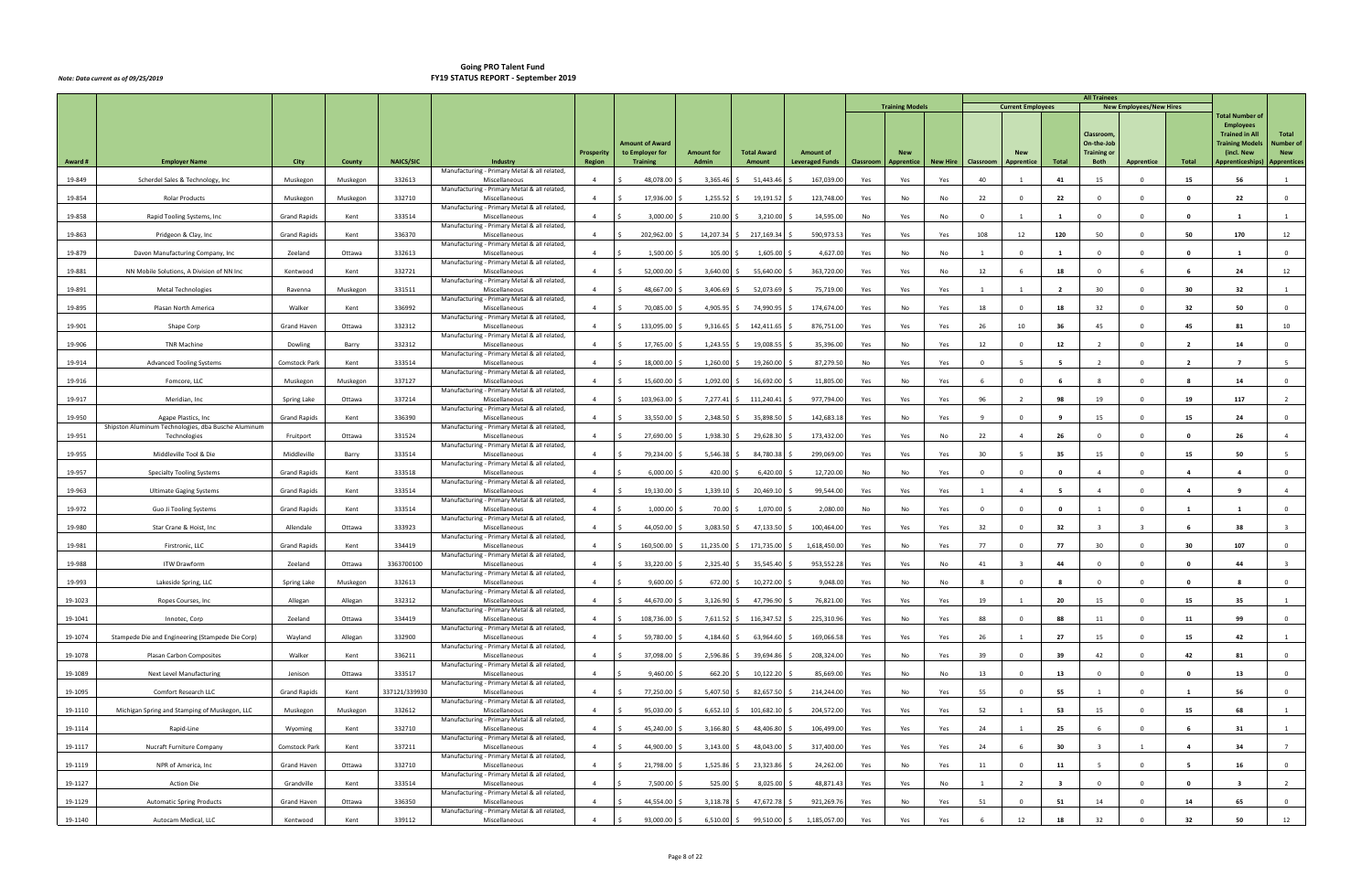# Going PRO Talent Fund
## FY19 STATUS REPORT - September 2019

*Note: Data current as of 09/25/2019*

| Award # | Employer Name | City | County | NAICS/SIC | Industry | Prosperity Region | Amount of Award to Employer for Training | Amount for Admin | Total Award Amount | Amount of Leveraged Funds | Training Models: Classroom | Training Models: New Apprentice | Training Models: New Hire | Current Employees: Classroom | Current Employees: New Apprentice | Current Employees: Total | New Employees/New Hires: Classroom, On-the-Job Training or Both | New Employees/New Hires: Apprentice | New Employees/New Hires: Total | Total Number of Employees Trained in All Training Models (incl. New Apprenticeships) | Total Number of New Apprentices |
|---|---|---|---|---|---|---|---|---|---|---|---|---|---|---|---|---|---|---|---|---|---|
| 19-849 | Scherdel Sales & Technology, Inc | Muskegon | Muskegon | 332613 | Manufacturing - Primary Metal & all related, Miscellaneous | 4 | $ 48,078.00 | $ 3,365.46 | $ 51,443.46 | $ 167,039.00 | Yes | Yes | Yes | 40 | 1 | 41 | 15 | 0 | 15 | 56 | 1 |
| 19-854 | Rolar Products | Muskegon | Muskegon | 332710 | Manufacturing - Primary Metal & all related, Miscellaneous | 4 | $ 17,936.00 | $ 1,255.52 | $ 19,191.52 | $ 123,748.00 | Yes | No | No | 22 | 0 | 22 | 0 | 0 | 0 | 22 | 0 |
| 19-858 | Rapid Tooling Systems, Inc | Grand Rapids | Kent | 333514 | Manufacturing - Primary Metal & all related, Miscellaneous | 4 | $ 3,000.00 | $ 210.00 | $ 3,210.00 | $ 14,595.00 | No | Yes | No | 0 | 1 | 1 | 0 | 0 | 0 | 1 | 1 |
| 19-863 | Pridgeon & Clay, Inc | Grand Rapids | Kent | 336370 | Manufacturing - Primary Metal & all related, Miscellaneous | 4 | $ 202,962.00 | $ 14,207.34 | $ 217,169.34 | $ 590,973.53 | Yes | Yes | Yes | 108 | 12 | 120 | 50 | 0 | 50 | 170 | 12 |
| 19-879 | Davon Manufacturing Company, Inc | Zeeland | Ottawa | 332613 | Manufacturing - Primary Metal & all related, Miscellaneous | 4 | $ 1,500.00 | $ 105.00 | $ 1,605.00 | $ 4,627.00 | Yes | No | Yes | 1 | 0 | 1 | 0 | 0 | 0 | 1 | 0 |
| 19-881 | NN Mobile Solutions, A Division of NN Inc | Kentwood | Kent | 332721 | Manufacturing - Primary Metal & all related, Miscellaneous | 4 | $ 52,000.00 | $ 3,640.00 | $ 55,640.00 | $ 363,720.00 | Yes | Yes | No | 12 | 6 | 18 | 0 | 6 | 6 | 24 | 12 |
| 19-891 | Metal Technologies | Ravenna | Muskegon | 331511 | Manufacturing - Primary Metal & all related, Miscellaneous | 4 | $ 48,667.00 | $ 3,406.69 | $ 52,073.69 | $ 75,719.00 | Yes | Yes | Yes | 1 | 1 | 2 | 30 | 0 | 30 | 32 | 1 |
| 19-895 | Plasan North America | Walker | Kent | 336992 | Manufacturing - Primary Metal & all related, Miscellaneous | 4 | $ 70,085.00 | $ 4,905.95 | $ 74,990.95 | $ 174,674.00 | Yes | No | Yes | 18 | 0 | 18 | 32 | 0 | 32 | 50 | 0 |
| 19-901 | Shape Corp | Grand Haven | Ottawa | 332312 | Manufacturing - Primary Metal & all related, Miscellaneous | 4 | $ 133,095.00 | $ 9,316.65 | $ 142,411.65 | $ 876,751.00 | Yes | Yes | Yes | 26 | 10 | 36 | 45 | 0 | 45 | 81 | 10 |
| 19-906 | TNR Machine | Dowling | Barry | 332312 | Manufacturing - Primary Metal & all related, Miscellaneous | 4 | $ 17,765.00 | $ 1,243.55 | $ 19,008.55 | $ 35,396.00 | Yes | No | Yes | 12 | 0 | 12 | 2 | 0 | 2 | 14 | 0 |
| 19-914 | Advanced Tooling Systems | Comstock Park | Kent | 333514 | Manufacturing - Primary Metal & all related, Miscellaneous | 4 | $ 18,000.00 | $ 1,260.00 | $ 19,260.00 | $ 87,279.50 | No | Yes | Yes | 0 | 5 | 5 | 2 | 0 | 2 | 7 | 5 |
| 19-916 | Fomcore, LLC | Muskegon | Muskegon | 337127 | Manufacturing - Primary Metal & all related, Miscellaneous | 4 | $ 15,600.00 | $ 1,092.00 | $ 16,692.00 | $ 11,805.00 | Yes | No | Yes | 6 | 0 | 6 | 8 | 0 | 8 | 14 | 0 |
| 19-917 | Meridian, Inc | Spring Lake | Ottawa | 337214 | Manufacturing - Primary Metal & all related, Miscellaneous | 4 | $ 103,963.00 | $ 7,277.41 | $ 111,240.41 | $ 977,794.00 | Yes | Yes | Yes | 96 | 2 | 98 | 19 | 0 | 19 | 117 | 2 |
| 19-950 | Agape Plastics, Inc | Grand Rapids | Kent | 336390 | Manufacturing - Primary Metal & all related, Miscellaneous | 4 | $ 33,550.00 | $ 2,348.50 | $ 35,898.50 | $ 142,683.18 | Yes | No | Yes | 9 | 0 | 9 | 15 | 0 | 15 | 24 | 0 |
| 19-951 | Shipston Aluminum Technologies, dba Busche Aluminum Technologies | Fruitport | Ottawa | 331524 | Manufacturing - Primary Metal & all related, Miscellaneous | 4 | $ 27,690.00 | $ 1,938.30 | $ 29,628.30 | $ 173,432.00 | Yes | Yes | No | 22 | 4 | 26 | 0 | 0 | 0 | 26 | 4 |
| 19-955 | Middleville Tool & Die | Middleville | Barry | 333514 | Manufacturing - Primary Metal & all related, Miscellaneous | 4 | $ 79,234.00 | $ 5,546.38 | $ 84,780.38 | $ 299,069.00 | Yes | Yes | Yes | 30 | 5 | 35 | 15 | 0 | 15 | 50 | 5 |
| 19-957 | Specialty Tooling Systems | Grand Rapids | Kent | 333518 | Manufacturing - Primary Metal & all related, Miscellaneous | 4 | $ 6,000.00 | $ 420.00 | $ 6,420.00 | $ 12,720.00 | No | No | Yes | 0 | 0 | 0 | 4 | 0 | 4 | 4 | 0 |
| 19-963 | Ultimate Gaging Systems | Grand Rapids | Kent | 333514 | Manufacturing - Primary Metal & all related, Miscellaneous | 4 | $ 19,130.00 | $ 1,339.10 | $ 20,469.10 | $ 99,544.00 | Yes | Yes | Yes | 1 | 4 | 5 | 4 | 0 | 4 | 9 | 4 |
| 19-972 | Guo Ji Tooling Systems | Grand Rapids | Kent | 333514 | Manufacturing - Primary Metal & all related, Miscellaneous | 4 | $ 1,000.00 | $ 70.00 | $ 1,070.00 | $ 2,080.00 | No | No | Yes | 0 | 0 | 0 | 1 | 0 | 1 | 1 | 0 |
| 19-980 | Star Crane & Hoist, Inc | Allendale | Ottawa | 333923 | Manufacturing - Primary Metal & all related, Miscellaneous | 4 | $ 44,050.00 | $ 3,083.50 | $ 47,133.50 | $ 100,464.00 | Yes | Yes | Yes | 32 | 0 | 32 | 3 | 3 | 6 | 38 | 3 |
| 19-981 | Firstronic, LLC | Grand Rapids | Kent | 334419 | Manufacturing - Primary Metal & all related, Miscellaneous | 4 | $ 160,500.00 | $ 11,235.00 | $ 171,735.00 | $ 1,618,450.00 | Yes | No | Yes | 77 | 0 | 77 | 30 | 0 | 30 | 107 | 0 |
| 19-988 | ITW Drawform | Zeeland | Ottawa | 3363700100 | Manufacturing - Primary Metal & all related, Miscellaneous | 4 | $ 33,220.00 | $ 2,325.40 | $ 35,545.40 | $ 953,552.28 | Yes | Yes | No | 41 | 3 | 44 | 0 | 0 | 0 | 44 | 3 |
| 19-993 | Lakeside Spring, LLC | Spring Lake | Muskegon | 332613 | Manufacturing - Primary Metal & all related, Miscellaneous | 4 | $ 9,600.00 | $ 672.00 | $ 10,272.00 | $ 9,048.00 | Yes | No | No | 8 | 0 | 8 | 0 | 0 | 0 | 8 | 0 |
| 19-1023 | Ropes Courses, Inc | Allegan | Allegan | 332312 | Manufacturing - Primary Metal & all related, Miscellaneous | 4 | $ 44,670.00 | $ 3,126.90 | $ 47,796.90 | $ 76,821.00 | Yes | Yes | Yes | 19 | 1 | 20 | 15 | 0 | 15 | 35 | 1 |
| 19-1041 | Innotec, Corp | Zeeland | Ottawa | 334419 | Manufacturing - Primary Metal & all related, Miscellaneous | 4 | $ 108,736.00 | $ 7,611.52 | $ 116,347.52 | $ 225,310.96 | Yes | No | Yes | 88 | 0 | 88 | 11 | 0 | 11 | 99 | 0 |
| 19-1074 | Stampede Die and Engineering (Stampede Die Corp) | Wayland | Allegan | 332900 | Manufacturing - Primary Metal & all related, Miscellaneous | 4 | $ 59,780.00 | $ 4,184.60 | $ 63,964.60 | $ 169,066.58 | Yes | Yes | Yes | 26 | 1 | 27 | 15 | 0 | 15 | 42 | 1 |
| 19-1078 | Plasan Carbon Composites | Walker | Kent | 336211 | Manufacturing - Primary Metal & all related, Miscellaneous | 4 | $ 37,098.00 | $ 2,596.86 | $ 39,694.86 | $ 208,324.00 | Yes | No | Yes | 39 | 0 | 39 | 42 | 0 | 42 | 81 | 0 |
| 19-1089 | Next Level Manufacturing | Jenison | Ottawa | 333517 | Manufacturing - Primary Metal & all related, Miscellaneous | 4 | $ 9,460.00 | $ 662.20 | $ 10,122.20 | $ 85,669.00 | Yes | No | No | 13 | 0 | 13 | 0 | 0 | 0 | 13 | 0 |
| 19-1095 | Comfort Research LLC | Grand Rapids | Kent | 337121/339930 | Manufacturing - Primary Metal & all related, Miscellaneous | 4 | $ 77,250.00 | $ 5,407.50 | $ 82,657.50 | $ 214,244.00 | Yes | No | Yes | 55 | 0 | 55 | 1 | 0 | 1 | 56 | 0 |
| 19-1110 | Michigan Spring and Stamping of Muskegon, LLC | Muskegon | Muskegon | 332612 | Manufacturing - Primary Metal & all related, Miscellaneous | 4 | $ 95,030.00 | $ 6,652.10 | $ 101,682.10 | $ 204,572.00 | Yes | Yes | Yes | 52 | 1 | 53 | 15 | 0 | 15 | 68 | 1 |
| 19-1114 | Rapid-Line | Wyoming | Kent | 332710 | Manufacturing - Primary Metal & all related, Miscellaneous | 4 | $ 45,240.00 | $ 3,166.80 | $ 48,406.80 | $ 106,499.00 | Yes | Yes | Yes | 24 | 1 | 25 | 6 | 0 | 6 | 31 | 1 |
| 19-1117 | Nucraft Furniture Company | Comstock Park | Kent | 337211 | Manufacturing - Primary Metal & all related, Miscellaneous | 4 | $ 44,900.00 | $ 3,143.00 | $ 48,043.00 | $ 317,400.00 | Yes | Yes | Yes | 24 | 6 | 30 | 3 | 1 | 4 | 34 | 7 |
| 19-1119 | NPR of America, Inc | Grand Haven | Ottawa | 332710 | Manufacturing - Primary Metal & all related, Miscellaneous | 4 | $ 21,798.00 | $ 1,525.86 | $ 23,323.86 | $ 24,262.00 | Yes | No | Yes | 11 | 0 | 11 | 5 | 0 | 5 | 16 | 0 |
| 19-1127 | Action Die | Grandville | Kent | 333514 | Manufacturing - Primary Metal & all related, Miscellaneous | 4 | $ 7,500.00 | $ 525.00 | $ 8,025.00 | $ 48,871.43 | Yes | Yes | No | 1 | 2 | 3 | 0 | 0 | 0 | 3 | 2 |
| 19-1129 | Automatic Spring Products | Grand Haven | Ottawa | 336350 | Manufacturing - Primary Metal & all related, Miscellaneous | 4 | $ 44,554.00 | $ 3,118.78 | $ 47,672.78 | $ 921,269.76 | Yes | No | Yes | 51 | 0 | 51 | 14 | 0 | 14 | 65 | 0 |
| 19-1140 | Autocam Medical, LLC | Kentwood | Kent | 339112 | Manufacturing - Primary Metal & all related, Miscellaneous | 4 | $ 93,000.00 | $ 6,510.00 | $ 99,510.00 | $ 1,185,057.00 | Yes | Yes | Yes | 6 | 12 | 18 | 32 | 0 | 32 | 50 | 12 |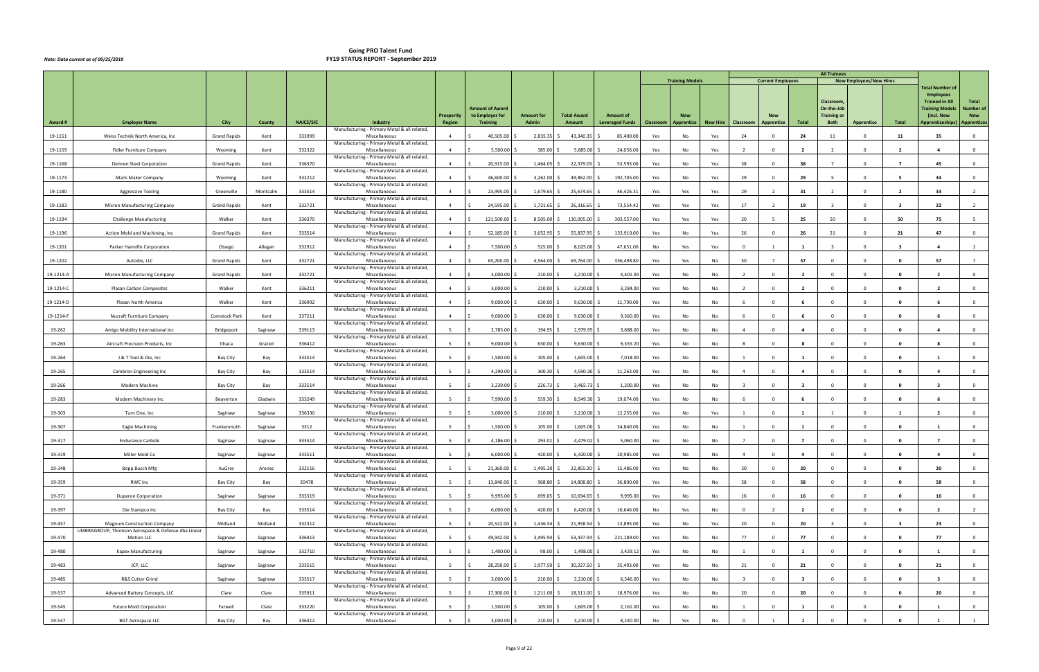# Going PRO Talent Fund
## FY19 STATUS REPORT - September 2019

*Note: Data current as of 09/25/2019*

| Award # | Employer Name | City | County | NAICS/SIC | Industry | Prosperity Region | Amount of Award to Employer for Training | Amount for Admin | Total Award Amount | Amount of Leveraged Funds | Training Models: Classroom | Training Models: New Apprentice | Training Models: New Hire | Current Employees: Classroom | Current Employees: New Apprentice | Current Employees: Total | New Employees/New Hires: Classroom, On-the-Job Training or Both | New Employees/New Hires: Apprentice | New Employees/New Hires: Total | Total Number of Employees Trained in All Training Models (incl. New Apprenticeships) | Total Number of New Apprentices |
|---|---|---|---|---|---|---|---|---|---|---|---|---|---|---|---|---|---|---|---|---|---|
| 19-1151 | Weiss Technik North America, Inc | Grand Rapids | Kent | 333999 | Manufacturing - Primary Metal & all related, Miscellaneous | 4 | $ 40,505.00 | $ 2,835.35 | $ 43,340.35 | $ 85,400.00 | Yes | No | Yes | 24 | 0 | 24 | 11 | 0 | 11 | 35 | 0 |
| 19-1159 | Fidler Furniture Company | Wyoming | Kent | 332322 | Manufacturing - Primary Metal & all related, Miscellaneous | 4 | $ 5,500.00 | $ 385.00 | $ 5,885.00 | $ 24,056.00 | Yes | No | Yes | 2 | 0 | 2 | 2 | 0 | 2 | 4 | 0 |
| 19-1168 | Dennen Steel Corporation | Grand Rapids | Kent | 336370 | Manufacturing - Primary Metal & all related, Miscellaneous | 4 | $ 20,915.00 | $ 1,464.05 | $ 22,379.05 | $ 53,593.00 | Yes | No | Yes | 38 | 0 | 38 | 7 | 0 | 7 | 45 | 0 |
| 19-1173 | Mark-Maker Company | Wyoming | Kent | 332212 | Manufacturing - Primary Metal & all related, Miscellaneous | 4 | $ 46,600.00 | $ 3,262.00 | $ 49,862.00 | $ 192,705.00 | Yes | No | Yes | 29 | 0 | 29 | 5 | 0 | 5 | 34 | 0 |
| 19-1180 | Aggressive Tooling | Greenville | Montcalm | 333514 | Manufacturing - Primary Metal & all related, Miscellaneous | 4 | $ 23,995.00 | $ 1,679.65 | $ 25,674.65 | $ 46,426.31 | Yes | Yes | Yes | 29 | 2 | 31 | 2 | 0 | 2 | 33 | 2 |
| 19-1183 | Micron Manufacturing Company | Grand Rapids | Kent | 332721 | Manufacturing - Primary Metal & all related, Miscellaneous | 4 | $ 24,595.00 | $ 1,721.65 | $ 26,316.65 | $ 73,554.42 | Yes | Yes | Yes | 17 | 2 | 19 | 3 | 0 | 3 | 22 | 2 |
| 19-1194 | Challenge Manufacturing | Walker | Kent | 336370 | Manufacturing - Primary Metal & all related, Miscellaneous | 4 | $ 121,500.00 | $ 8,505.00 | $ 130,005.00 | $ 303,557.00 | Yes | Yes | Yes | 20 | 5 | 25 | 50 | 0 | 50 | 75 | 5 |
| 19-1196 | Action Mold and Machining, Inc | Grand Rapids | Kent | 333514 | Manufacturing - Primary Metal & all related, Miscellaneous | 4 | $ 52,185.00 | $ 3,652.95 | $ 55,837.95 | $ 133,910.00 | Yes | No | Yes | 26 | 0 | 26 | 21 | 0 | 21 | 47 | 0 |
| 19-1201 | Parker Hannifin Corporation | Otsego | Allegan | 332912 | Manufacturing - Primary Metal & all related, Miscellaneous | 4 | $ 7,500.00 | $ 525.00 | $ 8,025.00 | $ 47,651.00 | No | Yes | Yes | 0 | 1 | 1 | 3 | 0 | 3 | 4 | 1 |
| 19-1202 | Autodie, LLC | Grand Rapids | Kent | 332721 | Manufacturing - Primary Metal & all related, Miscellaneous | 4 | $ 65,200.00 | $ 4,564.00 | $ 69,764.00 | $ 336,498.80 | Yes | Yes | No | 50 | 7 | 57 | 0 | 0 | 0 | 57 | 7 |
| 19-1214-A | Micron Manufacturing Company | Grand Rapids | Kent | 332721 | Manufacturing - Primary Metal & all related, Miscellaneous | 4 | $ 3,000.00 | $ 210.00 | $ 3,210.00 | $ 4,401.00 | Yes | No | No | 2 | 0 | 2 | 0 | 0 | 0 | 2 | 0 |
| 19-1214-C | Plasan Carbon Composites | Walker | Kent | 336211 | Manufacturing - Primary Metal & all related, Miscellaneous | 4 | $ 3,000.00 | $ 210.00 | $ 3,210.00 | $ 3,284.00 | Yes | No | No | 2 | 0 | 2 | 0 | 0 | 0 | 2 | 0 |
| 19-1214-D | Plasan North America | Walker | Kent | 336992 | Manufacturing - Primary Metal & all related, Miscellaneous | 4 | $ 9,000.00 | $ 630.00 | $ 9,630.00 | $ 11,790.00 | Yes | No | No | 6 | 0 | 6 | 0 | 0 | 0 | 6 | 0 |
| 19-1214-F | Nucraft Furniture Company | Comstock Park | Kent | 337211 | Manufacturing - Primary Metal & all related, Miscellaneous | 4 | $ 9,000.00 | $ 630.00 | $ 9,630.00 | $ 9,360.00 | Yes | No | No | 6 | 0 | 6 | 0 | 0 | 0 | 6 | 0 |
| 19-262 | Amigo Mobility International Inc | Bridgeport | Saginaw | 339113 | Manufacturing - Primary Metal & all related, Miscellaneous | 5 | $ 2,785.00 | $ 194.95 | $ 2,979.95 | $ 3,688.00 | Yes | No | No | 4 | 0 | 4 | 0 | 0 | 0 | 4 | 0 |
| 19-263 | Aircraft Precision Products, Inc | Ithaca | Gratiot | 336412 | Manufacturing - Primary Metal & all related, Miscellaneous | 5 | $ 9,000.00 | $ 630.00 | $ 9,630.00 | $ 9,355.20 | Yes | No | No | 8 | 0 | 8 | 0 | 0 | 0 | 8 | 0 |
| 19-264 | J & T Tool & Die, Inc | Bay City | Bay | 333514 | Manufacturing - Primary Metal & all related, Miscellaneous | 5 | $ 1,500.00 | $ 105.00 | $ 1,605.00 | $ 7,018.00 | Yes | No | No | 1 | 0 | 1 | 0 | 0 | 0 | 1 | 0 |
| 19-265 | Cambron Engineering Inc | Bay City | Bay | 333514 | Manufacturing - Primary Metal & all related, Miscellaneous | 5 | $ 4,290.00 | $ 300.30 | $ 4,590.30 | $ 11,263.00 | Yes | No | No | 4 | 0 | 4 | 0 | 0 | 0 | 4 | 0 |
| 19-266 | Modern Machine | Bay City | Bay | 333514 | Manufacturing - Primary Metal & all related, Miscellaneous | 5 | $ 3,239.00 | $ 226.73 | $ 3,465.73 | $ 1,200.00 | Yes | No | No | 3 | 0 | 3 | 0 | 0 | 0 | 3 | 0 |
| 19-283 | Modern Machinery Inc | Beaverton | Gladwin | 333249 | Manufacturing - Primary Metal & all related, Miscellaneous | 5 | $ 7,990.00 | $ 559.30 | $ 8,549.30 | $ 19,074.00 | Yes | No | No | 6 | 0 | 6 | 0 | 0 | 0 | 6 | 0 |
| 19-303 | Turn One, Inc | Saginaw | Saginaw | 336330 | Manufacturing - Primary Metal & all related, Miscellaneous | 5 | $ 3,000.00 | $ 210.00 | $ 3,210.00 | $ 12,255.00 | Yes | No | Yes | 1 | 0 | 1 | 1 | 0 | 1 | 2 | 0 |
| 19-307 | Eagle Machining | Frankenmuth | Saginaw | 3312 | Manufacturing - Primary Metal & all related, Miscellaneous | 5 | $ 1,500.00 | $ 105.00 | $ 1,605.00 | $ 34,840.00 | Yes | No | No | 1 | 0 | 1 | 0 | 0 | 0 | 1 | 0 |
| 19-317 | Endurance Carbide | Saginaw | Saginaw | 333514 | Manufacturing - Primary Metal & all related, Miscellaneous | 5 | $ 4,186.00 | $ 293.02 | $ 4,479.02 | $ 5,060.00 | Yes | No | No | 7 | 0 | 7 | 0 | 0 | 0 | 7 | 0 |
| 19-319 | Miller Mold Co | Saginaw | Saginaw | 333511 | Manufacturing - Primary Metal & all related, Miscellaneous | 5 | $ 6,000.00 | $ 420.00 | $ 6,420.00 | $ 20,985.00 | Yes | No | No | 4 | 0 | 4 | 0 | 0 | 0 | 4 | 0 |
| 19-348 | Bopp Busch Mfg | AuGres | Arenac | 332116 | Manufacturing - Primary Metal & all related, Miscellaneous | 5 | $ 21,360.00 | $ 1,495.20 | $ 22,855.20 | $ 15,486.00 | Yes | No | No | 20 | 0 | 20 | 0 | 0 | 0 | 20 | 0 |
| 19-359 | RWC Inc | Bay City | Bay | 20478 | Manufacturing - Primary Metal & all related, Miscellaneous | 5 | $ 13,840.00 | $ 968.80 | $ 14,808.80 | $ 36,800.00 | Yes | No | No | 58 | 0 | 58 | 0 | 0 | 0 | 58 | 0 |
| 19-371 | Duperon Corporation | Saginaw | Saginaw | 333319 | Manufacturing - Primary Metal & all related, Miscellaneous | 5 | $ 9,995.00 | $ 699.65 | $ 10,694.65 | $ 9,995.00 | Yes | No | No | 16 | 0 | 16 | 0 | 0 | 0 | 16 | 0 |
| 19-397 | Die Stampco Inc | Bay City | Bay | 333514 | Manufacturing - Primary Metal & all related, Miscellaneous | 5 | $ 6,000.00 | $ 420.00 | $ 6,420.00 | $ 16,646.00 | No | Yes | No | 0 | 2 | 2 | 0 | 0 | 0 | 2 | 2 |
| 19-457 | Magnum Construction Company | Midland | Midland | 332312 | Manufacturing - Primary Metal & all related, Miscellaneous | 5 | $ 20,522.00 | $ 1,436.54 | $ 21,958.54 | $ 13,893.00 | Yes | No | Yes | 20 | 0 | 20 | 3 | 0 | 3 | 23 | 0 |
| 19-470 | UMBRAGROUP, Thomson Aerospace & Defense dba Linear Motion LLC | Saginaw | Saginaw | 336413 | Manufacturing - Primary Metal & all related, Miscellaneous | 5 | $ 49,942.00 | $ 3,495.94 | $ 53,437.94 | $ 221,189.00 | Yes | No | No | 77 | 0 | 77 | 0 | 0 | 0 | 77 | 0 |
| 19-480 | Kapex Manufacturing | Saginaw | Saginaw | 332710 | Manufacturing - Primary Metal & all related, Miscellaneous | 5 | $ 1,400.00 | $ 98.00 | $ 1,498.00 | $ 3,429.12 | Yes | No | No | 1 | 0 | 1 | 0 | 0 | 0 | 1 | 0 |
| 19-483 | JCP, LLC | Saginaw | Saginaw | 333515 | Manufacturing - Primary Metal & all related, Miscellaneous | 5 | $ 28,250.00 | $ 1,977.50 | $ 30,227.50 | $ 35,493.00 | Yes | No | No | 21 | 0 | 21 | 0 | 0 | 0 | 21 | 0 |
| 19-485 | R&S Cutter Grind | Saginaw | Saginaw | 333517 | Manufacturing - Primary Metal & all related, Miscellaneous | 5 | $ 3,000.00 | $ 210.00 | $ 3,210.00 | $ 6,346.00 | Yes | No | No | 3 | 0 | 3 | 0 | 0 | 0 | 3 | 0 |
| 19-537 | Advanced Battery Concepts, LLC | Clare | Clare | 335911 | Manufacturing - Primary Metal & all related, Miscellaneous | 5 | $ 17,300.00 | $ 1,211.00 | $ 18,511.00 | $ 18,976.00 | Yes | No | No | 20 | 0 | 20 | 0 | 0 | 0 | 20 | 0 |
| 19-545 | Future Mold Corporation | Farwell | Clare | 333220 | Manufacturing - Primary Metal & all related, Miscellaneous | 5 | $ 1,500.00 | $ 105.00 | $ 1,605.00 | $ 2,161.00 | Yes | No | No | 1 | 0 | 1 | 0 | 0 | 0 | 1 | 0 |
| 19-547 | BGT Aerospace LLC | Bay City | Bay | 336412 | Manufacturing - Primary Metal & all related, Miscellaneous | 5 | $ 3,000.00 | $ 210.00 | $ 3,210.00 | $ 8,240.00 | No | Yes | No | 0 | 1 | 1 | 0 | 0 | 0 | 1 | 1 |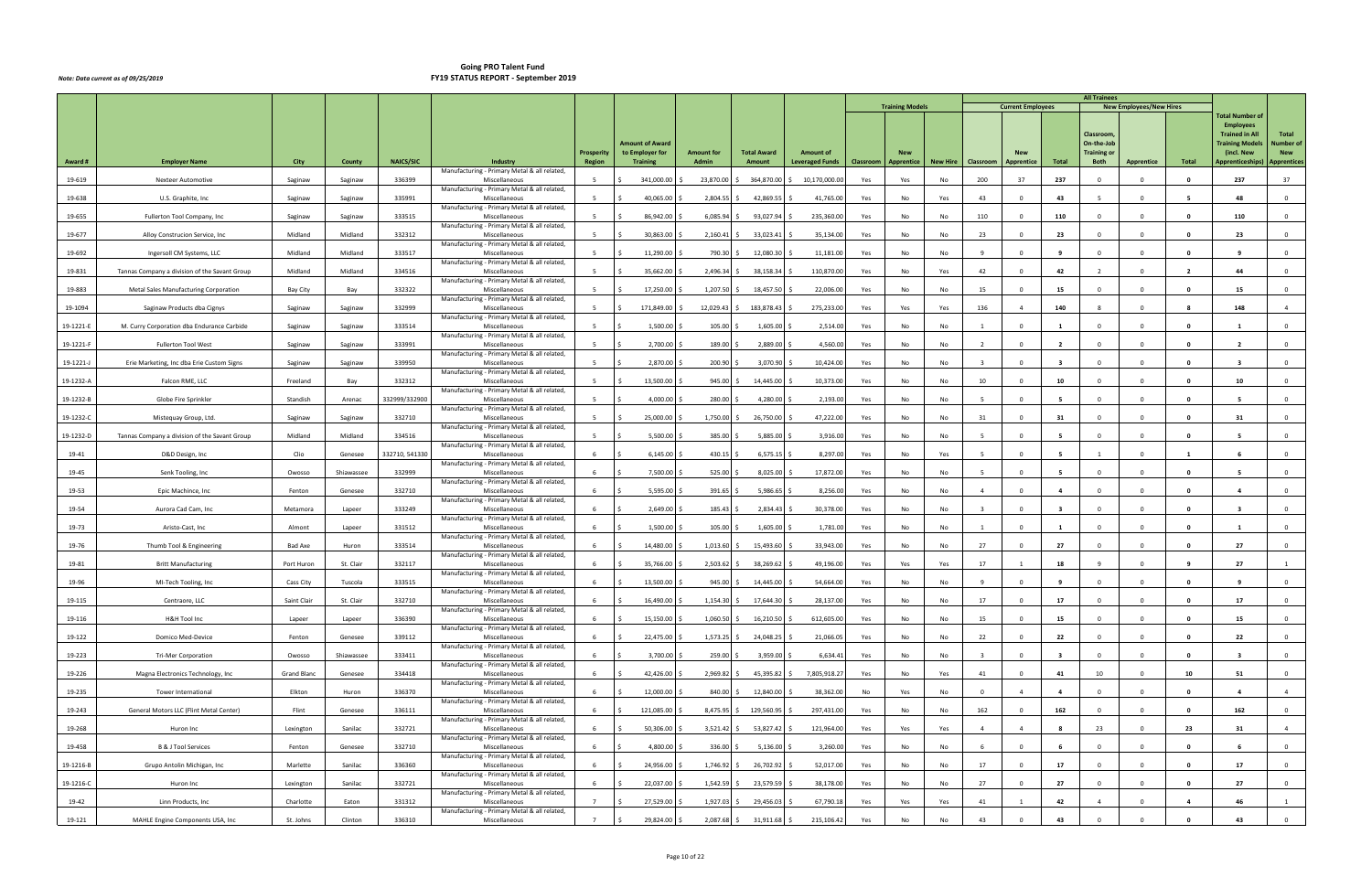# Going PRO Talent Fund
## FY19 STATUS REPORT - September 2019

*Note: Data current as of 09/25/2019*

| Award # | Employer Name | City | County | NAICS/SIC | Industry | Prosperity Region | Amount of Award to Employer for Training | Amount for Admin | Total Award Amount | Amount of Leveraged Funds | Training Models: Classroom | Training Models: New Apprentice | Training Models: New Hire | Current Employees: Classroom | Current Employees: New Apprentice | Current Employees: Total | New Employees/New Hires: Classroom, On-the-Job Training or Both | New Employees/New Hires: Apprentice | New Employees/New Hires: Total | Total Number of Employees Trained in All Training Models (incl. New Apprenticeships) | Total Number of New Apprentices |
|---|---|---|---|---|---|---|---|---|---|---|---|---|---|---|---|---|---|---|---|---|---|
| 19-619 | Nexteer Automotive | Saginaw | Saginaw | 336399 | Manufacturing - Primary Metal & all related, Miscellaneous | 5 | $ 341,000.00 | $ 23,870.00 | $ 364,870.00 | $ 10,170,000.00 | Yes | Yes | No | 200 | 37 | 237 | 0 | 0 | 0 | 237 | 37 |
| 19-638 | U.S. Graphite, Inc | Saginaw | Saginaw | 335991 | Manufacturing - Primary Metal & all related, Miscellaneous | 5 | $ 40,065.00 | $ 2,804.55 | $ 42,869.55 | $ 41,765.00 | Yes | No | Yes | 43 | 0 | 43 | 5 | 0 | 5 | 48 | 0 |
| 19-655 | Fullerton Tool Company, Inc | Saginaw | Saginaw | 333515 | Manufacturing - Primary Metal & all related, Miscellaneous | 5 | $ 86,942.00 | $ 6,085.94 | $ 93,027.94 | $ 235,360.00 | Yes | No | No | 110 | 0 | 110 | 0 | 0 | 0 | 110 | 0 |
| 19-677 | Alloy Construcion Service, Inc | Midland | Midland | 332312 | Manufacturing - Primary Metal & all related, Miscellaneous | 5 | $ 30,863.00 | $ 2,160.41 | $ 33,023.41 | $ 35,134.00 | Yes | No | No | 23 | 0 | 23 | 0 | 0 | 0 | 23 | 0 |
| 19-692 | Ingersoll CM Systems, LLC | Midland | Midland | 333517 | Manufacturing - Primary Metal & all related, Miscellaneous | 5 | $ 11,290.00 | $ 790.30 | $ 12,080.30 | $ 11,181.00 | Yes | No | No | 9 | 0 | 9 | 0 | 0 | 0 | 9 | 0 |
| 19-831 | Tannas Company a division of the Savant Group | Midland | Midland | 334516 | Manufacturing - Primary Metal & all related, Miscellaneous | 5 | $ 35,662.00 | $ 2,496.34 | $ 38,158.34 | $ 110,870.00 | Yes | No | Yes | 42 | 0 | 42 | 2 | 0 | 2 | 44 | 0 |
| 19-883 | Metal Sales Manufacturing Corporation | Bay City | Bay | 332322 | Manufacturing - Primary Metal & all related, Miscellaneous | 5 | $ 17,250.00 | $ 1,207.50 | $ 18,457.50 | $ 22,006.00 | Yes | No | No | 15 | 0 | 15 | 0 | 0 | 0 | 15 | 0 |
| 19-1094 | Saginaw Products dba Cignys | Saginaw | Saginaw | 332999 | Manufacturing - Primary Metal & all related, Miscellaneous | 5 | $ 171,849.00 | $ 12,029.43 | $ 183,878.43 | $ 275,233.00 | Yes | Yes | Yes | 136 | 4 | 140 | 8 | 0 | 8 | 148 | 4 |
| 19-1221-E | M. Curry Corporation dba Endurance Carbide | Saginaw | Saginaw | 333514 | Manufacturing - Primary Metal & all related, Miscellaneous | 5 | $ 1,500.00 | $ 105.00 | $ 1,605.00 | $ 2,514.00 | Yes | No | No | 1 | 0 | 1 | 0 | 0 | 0 | 1 | 0 |
| 19-1221-F | Fullerton Tool West | Saginaw | Saginaw | 333991 | Manufacturing - Primary Metal & all related, Miscellaneous | 5 | $ 2,700.00 | $ 189.00 | $ 2,889.00 | $ 4,560.00 | Yes | No | No | 2 | 0 | 2 | 0 | 0 | 0 | 2 | 0 |
| 19-1221-J | Erie Marketing, Inc dba Erie Custom Signs | Saginaw | Saginaw | 339950 | Manufacturing - Primary Metal & all related, Miscellaneous | 5 | $ 2,870.00 | $ 200.90 | $ 3,070.90 | $ 10,424.00 | Yes | No | No | 3 | 0 | 3 | 0 | 0 | 0 | 3 | 0 |
| 19-1232-A | Falcon RME, LLC | Freeland | Bay | 332312 | Manufacturing - Primary Metal & all related, Miscellaneous | 5 | $ 13,500.00 | $ 945.00 | $ 14,445.00 | $ 10,373.00 | Yes | No | No | 10 | 0 | 10 | 0 | 0 | 0 | 10 | 0 |
| 19-1232-B | Globe Fire Sprinkler | Standish | Arenac | 332999/332900 | Manufacturing - Primary Metal & all related, Miscellaneous | 5 | $ 4,000.00 | $ 280.00 | $ 4,280.00 | $ 2,193.00 | Yes | No | No | 5 | 0 | 5 | 0 | 0 | 0 | 5 | 0 |
| 19-1232-C | Mistequay Group, Ltd. | Saginaw | Saginaw | 332710 | Manufacturing - Primary Metal & all related, Miscellaneous | 5 | $ 25,000.00 | $ 1,750.00 | $ 26,750.00 | $ 47,222.00 | Yes | No | No | 31 | 0 | 31 | 0 | 0 | 0 | 31 | 0 |
| 19-1232-D | Tannas Company a division of the Savant Group | Midland | Midland | 334516 | Manufacturing - Primary Metal & all related, Miscellaneous | 5 | $ 5,500.00 | $ 385.00 | $ 5,885.00 | $ 3,916.00 | Yes | No | No | 5 | 0 | 5 | 0 | 0 | 0 | 5 | 0 |
| 19-41 | D&D Design, Inc | Clio | Genesee | 332710, 541330 | Manufacturing - Primary Metal & all related, Miscellaneous | 6 | $ 6,145.00 | $ 430.15 | $ 6,575.15 | $ 8,297.00 | Yes | No | Yes | 5 | 0 | 5 | 1 | 0 | 1 | 6 | 0 |
| 19-45 | Senk Tooling, Inc | Owosso | Shiawassee | 332999 | Manufacturing - Primary Metal & all related, Miscellaneous | 6 | $ 7,500.00 | $ 525.00 | $ 8,025.00 | $ 17,872.00 | Yes | No | No | 5 | 0 | 5 | 0 | 0 | 0 | 5 | 0 |
| 19-53 | Epic Machince, Inc | Fenton | Genesee | 332710 | Manufacturing - Primary Metal & all related, Miscellaneous | 6 | $ 5,595.00 | $ 391.65 | $ 5,986.65 | $ 8,256.00 | Yes | No | No | 4 | 0 | 4 | 0 | 0 | 0 | 4 | 0 |
| 19-54 | Aurora Cad Cam, Inc | Metamora | Lapeer | 333249 | Manufacturing - Primary Metal & all related, Miscellaneous | 6 | $ 2,649.00 | $ 185.43 | $ 2,834.43 | $ 30,378.00 | Yes | No | No | 3 | 0 | 3 | 0 | 0 | 0 | 3 | 0 |
| 19-73 | Aristo-Cast, Inc | Almont | Lapeer | 331512 | Manufacturing - Primary Metal & all related, Miscellaneous | 6 | $ 1,500.00 | $ 105.00 | $ 1,605.00 | $ 1,781.00 | Yes | No | No | 1 | 0 | 1 | 0 | 0 | 0 | 1 | 0 |
| 19-76 | Thumb Tool & Engineering | Bad Axe | Huron | 333514 | Manufacturing - Primary Metal & all related, Miscellaneous | 6 | $ 14,480.00 | $ 1,013.60 | $ 15,493.60 | $ 33,943.00 | Yes | No | No | 27 | 0 | 27 | 0 | 0 | 0 | 27 | 0 |
| 19-81 | Britt Manufacturing | Port Huron | St. Clair | 332117 | Manufacturing - Primary Metal & all related, Miscellaneous | 6 | $ 35,766.00 | $ 2,503.62 | $ 38,269.62 | $ 49,196.00 | Yes | Yes | Yes | 17 | 1 | 18 | 9 | 0 | 9 | 27 | 1 |
| 19-96 | MI-Tech Tooling, Inc | Cass City | Tuscola | 333515 | Manufacturing - Primary Metal & all related, Miscellaneous | 6 | $ 13,500.00 | $ 945.00 | $ 14,445.00 | $ 54,664.00 | Yes | No | No | 9 | 0 | 9 | 0 | 0 | 0 | 9 | 0 |
| 19-115 | Centraore, LLC | Saint Clair | St. Clair | 332710 | Manufacturing - Primary Metal & all related, Miscellaneous | 6 | $ 16,490.00 | $ 1,154.30 | $ 17,644.30 | $ 28,137.00 | Yes | No | No | 17 | 0 | 17 | 0 | 0 | 0 | 17 | 0 |
| 19-116 | H&H Tool Inc | Lapeer | Lapeer | 336390 | Manufacturing - Primary Metal & all related, Miscellaneous | 6 | $ 15,150.00 | $ 1,060.50 | $ 16,210.50 | $ 612,605.00 | Yes | No | No | 15 | 0 | 15 | 0 | 0 | 0 | 15 | 0 |
| 19-122 | Domico Med-Device | Fenton | Genesee | 339112 | Manufacturing - Primary Metal & all related, Miscellaneous | 6 | $ 22,475.00 | $ 1,573.25 | $ 24,048.25 | $ 21,066.05 | Yes | No | No | 22 | 0 | 22 | 0 | 0 | 0 | 22 | 0 |
| 19-223 | Tri-Mer Corporation | Owosso | Shiawassee | 333411 | Manufacturing - Primary Metal & all related, Miscellaneous | 6 | $ 3,700.00 | $ 259.00 | $ 3,959.00 | $ 6,634.41 | Yes | No | No | 3 | 0 | 3 | 0 | 0 | 0 | 3 | 0 |
| 19-226 | Magna Electronics Technology, Inc | Grand Blanc | Genesee | 334418 | Manufacturing - Primary Metal & all related, Miscellaneous | 6 | $ 42,426.00 | $ 2,969.82 | $ 45,395.82 | $ 7,805,918.27 | Yes | No | Yes | 41 | 0 | 41 | 10 | 0 | 10 | 51 | 0 |
| 19-235 | Tower International | Elkton | Huron | 336370 | Manufacturing - Primary Metal & all related, Miscellaneous | 6 | $ 12,000.00 | $ 840.00 | $ 12,840.00 | $ 38,362.00 | No | Yes | No | 0 | 4 | 4 | 0 | 0 | 0 | 4 | 4 |
| 19-243 | General Motors LLC (Flint Metal Center) | Flint | Genesee | 336111 | Manufacturing - Primary Metal & all related, Miscellaneous | 6 | $ 121,085.00 | $ 8,475.95 | $ 129,560.95 | $ 297,431.00 | Yes | No | No | 162 | 0 | 162 | 0 | 0 | 0 | 162 | 0 |
| 19-268 | Huron Inc | Lexington | Sanilac | 332721 | Manufacturing - Primary Metal & all related, Miscellaneous | 6 | $ 50,306.00 | $ 3,521.42 | $ 53,827.42 | $ 121,964.00 | Yes | Yes | Yes | 4 | 4 | 8 | 23 | 0 | 23 | 31 | 4 |
| 19-458 | B & J Tool Services | Fenton | Genesee | 332710 | Manufacturing - Primary Metal & all related, Miscellaneous | 6 | $ 4,800.00 | $ 336.00 | $ 5,136.00 | $ 3,260.00 | Yes | No | No | 6 | 0 | 6 | 0 | 0 | 0 | 6 | 0 |
| 19-1216-B | Grupo Antolin Michigan, Inc | Marlette | Sanilac | 336360 | Manufacturing - Primary Metal & all related, Miscellaneous | 6 | $ 24,956.00 | $ 1,746.92 | $ 26,702.92 | $ 52,017.00 | Yes | No | No | 17 | 0 | 17 | 0 | 0 | 0 | 17 | 0 |
| 19-1216-C | Huron Inc | Lexington | Sanilac | 332721 | Manufacturing - Primary Metal & all related, Miscellaneous | 6 | $ 22,037.00 | $ 1,542.59 | $ 23,579.59 | $ 38,178.00 | Yes | No | No | 27 | 0 | 27 | 0 | 0 | 0 | 27 | 0 |
| 19-42 | Linn Products, Inc | Charlotte | Eaton | 331312 | Manufacturing - Primary Metal & all related, Miscellaneous | 7 | $ 27,529.00 | $ 1,927.03 | $ 29,456.03 | $ 67,790.18 | Yes | Yes | Yes | 41 | 1 | 42 | 4 | 0 | 4 | 46 | 1 |
| 19-121 | MAHLE Engine Components USA, Inc | St. Johns | Clinton | 336310 | Manufacturing - Primary Metal & all related, Miscellaneous | 7 | $ 29,824.00 | $ 2,087.68 | $ 31,911.68 | $ 215,106.42 | Yes | No | No | 43 | 0 | 43 | 0 | 0 | 0 | 43 | 0 |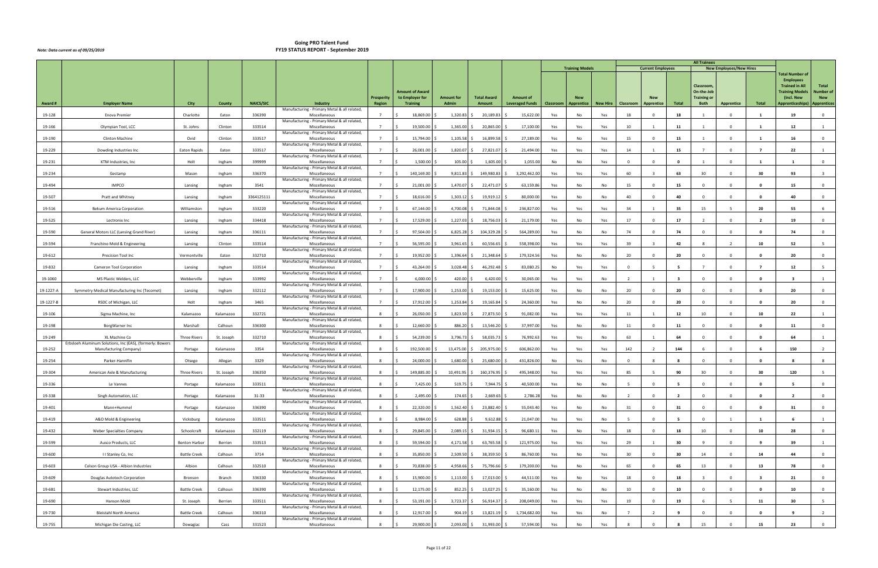# Going PRO Talent Fund
## FY19 STATUS REPORT - September 2019

*Note: Data current as of 09/25/2019*

| Award # | Employer Name | City | County | NAICS/SIC | Industry | Prosperity Region | Amount of Award to Employer for Training | Amount for Admin | Total Award Amount | Amount of Leveraged Funds | Training Models: Classroom | Training Models: New Apprentice | Training Models: New Hire | Current Employees: Classroom | Current Employees: New Apprentice | Current Employees: Total | New Employees/New Hires: Classroom, On-the-Job Training or Both | New Employees/New Hires: Apprentice | New Employees/New Hires: Total | Total Number of Employees Trained in All Training Models (incl. New Apprenticeships) | Total Number of New Apprentices |
|---|---|---|---|---|---|---|---|---|---|---|---|---|---|---|---|---|---|---|---|---|---|
| 19-128 | Enova Premier | Charlotte | Eaton | 336390 | Manufacturing - Primary Metal & all related, Miscellaneous | 7 | $ 18,869.00 | $ 1,320.83 | $ 20,189.83 | $ 15,622.00 | Yes | No | Yes | 18 | 0 | 18 | 1 | 0 | 1 | 19 | 0 |
| 19-166 | Olympian Tool, LCC | St. Johns | Clinton | 333514 | Manufacturing - Primary Metal & all related, Miscellaneous | 7 | $ 19,500.00 | $ 1,365.00 | $ 20,865.00 | $ 17,100.00 | Yes | Yes | Yes | 10 | 1 | 11 | 1 | 0 | 1 | 12 | 1 |
| 19-190 | Clinton Machine | Ovid | Clinton | 333517 | Manufacturing - Primary Metal & all related, Miscellaneous | 7 | $ 15,794.00 | $ 1,105.58 | $ 16,899.58 | $ 27,189.00 | Yes | No | Yes | 15 | 0 | 15 | 1 | 0 | 1 | 16 | 0 |
| 19-229 | Dowding Industries Inc | Eaton Rapids | Eaton | 333517 | Manufacturing - Primary Metal & all related, Miscellaneous | 7 | $ 26,001.00 | $ 1,820.07 | $ 27,821.07 | $ 21,494.00 | Yes | Yes | Yes | 14 | 1 | 15 | 7 | 0 | 7 | 22 | 1 |
| 19-231 | KTM Industries, Inc | Holt | Ingham | 399999 | Manufacturing - Primary Metal & all related, Miscellaneous | 7 | $ 1,500.00 | $ 105.00 | $ 1,605.00 | $ 1,055.00 | No | No | Yes | 0 | 0 | 0 | 1 | 0 | 1 | 1 | 0 |
| 19-234 | Gestamp | Mason | Ingham | 336370 | Manufacturing - Primary Metal & all related, Miscellaneous | 7 | $ 140,169.00 | $ 9,811.83 | $ 149,980.83 | $ 3,292,462.00 | Yes | Yes | Yes | 60 | 3 | 63 | 30 | 0 | 30 | 93 | 3 |
| 19-494 | IMPCO | Lansing | Ingham | 3541 | Manufacturing - Primary Metal & all related, Miscellaneous | 7 | $ 21,001.00 | $ 1,470.07 | $ 22,471.07 | $ 63,159.86 | Yes | No | No | 15 | 0 | 15 | 0 | 0 | 0 | 15 | 0 |
| 19-507 | Pratt and Whitney | Lansing | Ingham | 3364125111 | Manufacturing - Primary Metal & all related, Miscellaneous | 7 | $ 18,616.00 | $ 1,303.12 | $ 19,919.12 | $ 80,000.00 | Yes | No | No | 40 | 0 | 40 | 0 | 0 | 0 | 40 | 0 |
| 19-516 | Bekum America Corporation | Williamston | Ingham | 333220 | Manufacturing - Primary Metal & all related, Miscellaneous | 7 | $ 67,144.00 | $ 4,700.08 | $ 71,844.08 | $ 236,827.00 | Yes | Yes | Yes | 34 | 1 | 35 | 15 | 5 | 20 | 55 | 6 |
| 19-525 | Lectronix Inc | Lansing | Ingham | 334418 | Manufacturing - Primary Metal & all related, Miscellaneous | 7 | $ 17,529.00 | $ 1,227.03 | $ 18,756.03 | $ 21,179.00 | Yes | No | Yes | 17 | 0 | 17 | 2 | 0 | 2 | 19 | 0 |
| 19-590 | General Motors LLC (Lansing Grand River) | Lansing | Ingham | 336111 | Manufacturing - Primary Metal & all related, Miscellaneous | 7 | $ 97,504.00 | $ 6,825.28 | $ 104,329.28 | $ 564,289.00 | Yes | No | No | 74 | 0 | 74 | 0 | 0 | 0 | 74 | 0 |
| 19-594 | Franchino Mold & Engineering | Lansing | Clinton | 333514 | Manufacturing - Primary Metal & all related, Miscellaneous | 7 | $ 56,595.00 | $ 3,961.65 | $ 60,556.65 | $ 558,398.00 | Yes | Yes | Yes | 39 | 3 | 42 | 8 | 2 | 10 | 52 | 5 |
| 19-612 | Precision Tool Inc | Vermontville | Eaton | 332710 | Manufacturing - Primary Metal & all related, Miscellaneous | 7 | $ 19,952.00 | $ 1,396.64 | $ 21,348.64 | $ 179,324.56 | Yes | No | No | 20 | 0 | 20 | 0 | 0 | 0 | 20 | 0 |
| 19-832 | Cameron Tool Corporation | Lansing | Ingham | 333514 | Manufacturing - Primary Metal & all related, Miscellaneous | 7 | $ 43,264.00 | $ 3,028.48 | $ 46,292.48 | $ 83,080.25 | No | Yes | Yes | 0 | 5 | 5 | 7 | 0 | 7 | 12 | 5 |
| 19-1060 | MS Plastic Welders, LLC | Webberville | Ingham | 333992 | Manufacturing - Primary Metal & all related, Miscellaneous | 7 | $ 6,000.00 | $ 420.00 | $ 6,420.00 | $ 30,065.00 | Yes | Yes | No | 2 | 1 | 3 | 0 | 0 | 0 | 3 | 1 |
| 19-1227-A | Symmetry Medical Manufacturing Inc (Tecomet) | Lansing | Ingham | 332112 | Manufacturing - Primary Metal & all related, Miscellaneous | 7 | $ 17,900.00 | $ 1,253.00 | $ 19,153.00 | $ 15,625.00 | Yes | No | No | 20 | 0 | 20 | 0 | 0 | 0 | 20 | 0 |
| 19-1227-B | RSDC of Michigan, LLC | Holt | Ingham | 3465 | Manufacturing - Primary Metal & all related, Miscellaneous | 7 | $ 17,912.00 | $ 1,253.84 | $ 19,165.84 | $ 24,360.00 | Yes | No | No | 20 | 0 | 20 | 0 | 0 | 0 | 20 | 0 |
| 19-106 | Sigma Machine, Inc | Kalamazoo | Kalamazoo | 332721 | Manufacturing - Primary Metal & all related, Miscellaneous | 8 | $ 26,050.00 | $ 1,823.50 | $ 27,873.50 | $ 91,082.00 | Yes | Yes | Yes | 11 | 1 | 12 | 10 | 0 | 10 | 22 | 1 |
| 19-198 | BorgWarner Inc | Marshall | Calhoun | 336300 | Manufacturing - Primary Metal & all related, Miscellaneous | 8 | $ 12,660.00 | $ 886.20 | $ 13,546.20 | $ 37,997.00 | Yes | No | No | 11 | 0 | 11 | 0 | 0 | 0 | 11 | 0 |
| 19-249 | XL Machine Co | Three Rivers | St. Joseph | 332710 | Manufacturing - Primary Metal & all related, Miscellaneous | 8 | $ 54,239.00 | $ 3,796.73 | $ 58,035.73 | $ 76,992.63 | Yes | Yes | No | 63 | 1 | 64 | 0 | 0 | 0 | 64 | 1 |
| 19-252 | Erbsloeh Aluminum Solutions, Inc (EAS), (formerly: Bowers Manufacturing Company) | Portage | Kalamazoo | 3354 | Manufacturing - Primary Metal & all related, Miscellaneous | 8 | $ 192,500.00 | $ 13,475.00 | $ 205,975.00 | $ 606,862.00 | Yes | Yes | Yes | 142 | 2 | 144 | 6 | 0 | 6 | 150 | 2 |
| 19-254 | Parker-Hannifin | Otsego | Allegan | 3329 | Manufacturing - Primary Metal & all related, Miscellaneous | 8 | $ 24,000.00 | $ 1,680.00 | $ 25,680.00 | $ 431,826.00 | No | Yes | No | 0 | 8 | 8 | 0 | 0 | 0 | 8 | 8 |
| 19-304 | American Axle & Manufacturing | Three Rivers | St. Joseph | 336350 | Manufacturing - Primary Metal & all related, Miscellaneous | 8 | $ 149,885.00 | $ 10,491.95 | $ 160,376.95 | $ 495,348.00 | Yes | Yes | Yes | 85 | 5 | 90 | 30 | 0 | 30 | 120 | 5 |
| 19-336 | Le Vannes | Portage | Kalamazoo | 333511 | Manufacturing - Primary Metal & all related, Miscellaneous | 8 | $ 7,425.00 | $ 519.75 | $ 7,944.75 | $ 40,500.00 | Yes | No | No | 5 | 0 | 5 | 0 | 0 | 0 | 5 | 0 |
| 19-338 | Singh Automation, LLC | Portage | Kalamazoo | 31-33 | Manufacturing - Primary Metal & all related, Miscellaneous | 8 | $ 2,495.00 | $ 174.65 | $ 2,669.65 | $ 2,786.28 | Yes | No | No | 2 | 0 | 2 | 0 | 0 | 0 | 2 | 0 |
| 19-401 | Mann+Hummel | Portage | Kalamazoo | 336390 | Manufacturing - Primary Metal & all related, Miscellaneous | 8 | $ 22,320.00 | $ 1,562.40 | $ 23,882.40 | $ 55,043.40 | Yes | No | No | 31 | 0 | 31 | 0 | 0 | 0 | 31 | 0 |
| 19-419 | A&O Mold & Engineering | Vicksburg | Kalamazoo | 333511 | Manufacturing - Primary Metal & all related, Miscellaneous | 8 | $ 8,984.00 | $ 628.88 | $ 9,612.88 | $ 21,047.00 | Yes | Yes | No | 5 | 0 | 5 | 0 | 1 | 1 | 6 | 1 |
| 19-432 | Weber Specialties Company | Schoolcraft | Kalamazoo | 332119 | Manufacturing - Primary Metal & all related, Miscellaneous | 8 | $ 29,845.00 | $ 2,089.15 | $ 31,934.15 | $ 96,680.11 | Yes | No | Yes | 18 | 0 | 18 | 10 | 0 | 10 | 28 | 0 |
| 19-599 | Ausco Products, LLC | Benton Harbor | Berrien | 333513 | Manufacturing - Primary Metal & all related, Miscellaneous | 8 | $ 59,594.00 | $ 4,171.58 | $ 63,765.58 | $ 121,975.00 | Yes | Yes | Yes | 29 | 1 | 30 | 9 | 0 | 9 | 39 | 1 |
| 19-600 | I I Stanley Co, Inc | Battle Creek | Calhoun | 3714 | Manufacturing - Primary Metal & all related, Miscellaneous | 8 | $ 35,850.00 | $ 2,509.50 | $ 38,359.50 | $ 86,760.00 | Yes | No | Yes | 30 | 0 | 30 | 14 | 0 | 14 | 44 | 0 |
| 19-603 | Colson Group USA - Albion Industries | Albion | Calhoun | 332510 | Manufacturing - Primary Metal & all related, Miscellaneous | 8 | $ 70,838.00 | $ 4,958.66 | $ 75,796.66 | $ 179,200.00 | Yes | No | Yes | 65 | 0 | 65 | 13 | 0 | 13 | 78 | 0 |
| 19-609 | Douglas Autotech Corporation | Bronson | Branch | 336330 | Manufacturing - Primary Metal & all related, Miscellaneous | 8 | $ 15,900.00 | $ 1,113.00 | $ 17,013.00 | $ 44,511.00 | Yes | No | Yes | 18 | 0 | 18 | 3 | 0 | 3 | 21 | 0 |
| 19-681 | Stewart Industries, LLC | Battle Creek | Calhoun | 336390 | Manufacturing - Primary Metal & all related, Miscellaneous | 8 | $ 12,175.00 | $ 852.25 | $ 13,027.25 | $ 35,160.00 | Yes | No | No | 10 | 0 | 10 | 0 | 0 | 0 | 10 | 0 |
| 19-690 | Hanson Mold | St. Joseph | Berrien | 333511 | Manufacturing - Primary Metal & all related, Miscellaneous | 8 | $ 53,191.00 | $ 3,723.37 | $ 56,914.37 | $ 208,049.00 | Yes | Yes | Yes | 19 | 0 | 19 | 6 | 5 | 11 | 30 | 5 |
| 19-730 | Bleistahl North America | Battle Creek | Calhoun | 336310 | Manufacturing - Primary Metal & all related, Miscellaneous | 8 | $ 12,917.00 | $ 904.19 | $ 13,821.19 | $ 1,734,682.00 | Yes | Yes | No | 7 | 2 | 9 | 0 | 0 | 0 | 9 | 2 |
| 19-755 | Michigan Die Casting, LLC | Dowagiac | Cass | 331523 | Manufacturing - Primary Metal & all related, Miscellaneous | 8 | $ 29,900.00 | $ 2,093.00 | $ 31,993.00 | $ 57,594.00 | Yes | No | Yes | 8 | 0 | 8 | 15 | 0 | 15 | 23 | 0 |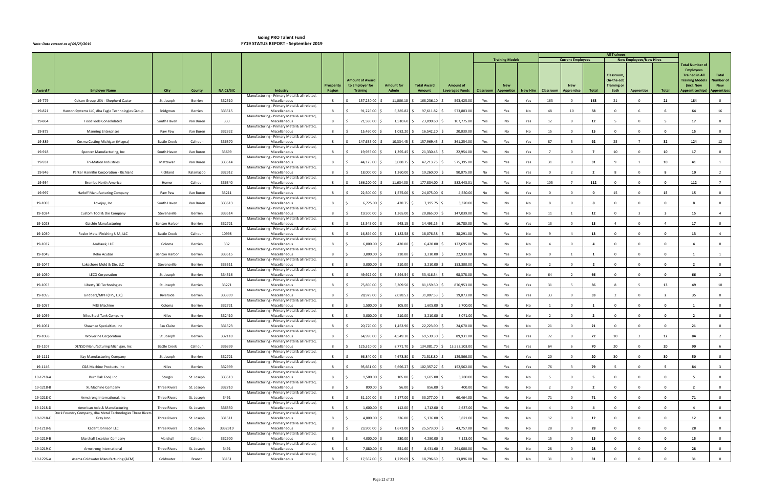# Going PRO Talent Fund
# FY19 STATUS REPORT - September 2019

*Note: Data current as of 09/25/2019*

| Award # | Employer Name | City | County | NAICS/SIC | Industry | Prosperity Region | Amount of Award to Employer for Training | Amount for Admin | Total Award Amount | Amount of Leveraged Funds | Training Models: Classroom | Training Models: New Apprentice | Training Models: New Hire | Current Employees: Classroom | Current Employees: New Apprentice | Current Employees: Total | New Employees/New Hires: Classroom, On-the-Job Training or Both | New Employees/New Hires: Apprentice | New Employees/New Hires: Total | Total Number of Employees Trained in All Training Models (incl. New Apprenticeships) | Total Number of New Apprentices |
|---|---|---|---|---|---|---|---|---|---|---|---|---|---|---|---|---|---|---|---|---|---|
| 19-779 | Colson Group USA - Shepherd Caster | St. Joseph | Berrien | 332510 | Manufacturing - Primary Metal & all related, Miscellaneous | 8 | $ 157,230.00 | $ 11,006.10 | $ 168,236.10 | $ 593,425.00 | Yes | No | Yes | 163 | 0 | 163 | 21 | 0 | 21 | 184 | 0 |
| 19-821 | Hanson Systems LLC, dba Eagle Technologies Group | Bridgman | Berrien | 333515 | Manufacturing - Primary Metal & all related, Miscellaneous | 8 | $ 91,226.00 | $ 6,385.82 | $ 97,611.82 | $ 573,803.00 | Yes | Yes | No | 48 | 10 | 58 | 0 | 6 | 6 | 64 | 16 |
| 19-864 | FoodTools Consolidated | South Haven | Van Buren | 333 | Manufacturing - Primary Metal & all related, Miscellaneous | 8 | $ 21,580.00 | $ 1,510.60 | $ 23,090.60 | $ 107,775.00 | Yes | No | Yes | 12 | 0 | 12 | 5 | 0 | 5 | 17 | 0 |
| 19-875 | Manning Enterprises | Paw Paw | Van Buren | 332322 | Manufacturing - Primary Metal & all related, Miscellaneous | 8 | $ 15,460.00 | $ 1,082.20 | $ 16,542.20 | $ 20,030.00 | Yes | No | No | 15 | 0 | 15 | 0 | 0 | 0 | 15 | 0 |
| 19-889 | Cosma Casting Michigan (Magna) | Battle Creek | Calhoun | 336370 | Manufacturing - Primary Metal & all related, Miscellaneous | 8 | $ 147,635.00 | $ 10,334.45 | $ 157,969.45 | $ 361,254.00 | Yes | Yes | Yes | 87 | 5 | 92 | 25 | 7 | 32 | 124 | 12 |
| 19-918 | Spencer Manufacturing, Inc | South Haven | Van Buren | 33699 | Manufacturing - Primary Metal & all related, Miscellaneous | 8 | $ 19,935.00 | $ 1,395.45 | $ 21,330.45 | $ 22,954.00 | Yes | No | Yes | 7 | 0 | 7 | 10 | 0 | 10 | 17 | 0 |
| 19-931 | Tri-Mation Industries | Mattawan | Van Buren | 333514 | Manufacturing - Primary Metal & all related, Miscellaneous | 8 | $ 44,125.00 | $ 3,088.75 | $ 47,213.75 | $ 575,395.00 | Yes | Yes | Yes | 31 | 0 | 31 | 9 | 1 | 10 | 41 | 1 |
| 19-946 | Parker Hannifin Corporation - Richland | Richland | Kalamazoo | 332912 | Manufacturing - Primary Metal & all related, Miscellaneous | 8 | $ 18,000.00 | $ 1,260.00 | $ 19,260.00 | $ 90,075.00 | No | Yes | Yes | 0 | 2 | 2 | 8 | 0 | 8 | 10 | 2 |
| 19-954 | Brembo North America | Homer | Calhoun | 336340 | Manufacturing - Primary Metal & all related, Miscellaneous | 8 | $ 166,200.00 | $ 11,634.00 | $ 177,834.00 | $ 582,443.01 | Yes | Yes | No | 105 | 7 | 112 | 0 | 0 | 0 | 112 | 7 |
| 19-997 | Harloff Manufacturing Company | Paw Paw | Van Buren | 33211 | Manufacturing - Primary Metal & all related, Miscellaneous | 8 | $ 22,500.00 | $ 1,575.00 | $ 24,075.00 | $ 4,550.00 | No | No | Yes | 0 | 0 | 0 | 15 | 0 | 15 | 15 | 0 |
| 19-1003 | Lovejoy, Inc | South Haven | Van Buren | 333613 | Manufacturing - Primary Metal & all related, Miscellaneous | 8 | $ 6,725.00 | $ 470.75 | $ 7,195.75 | $ 3,370.00 | Yes | No | No | 8 | 0 | 8 | 0 | 0 | 0 | 8 | 0 |
| 19-1024 | Custom Tool & Die Company | Stevensville | Berrien | 333514 | Manufacturing - Primary Metal & all related, Miscellaneous | 8 | $ 19,500.00 | $ 1,365.00 | $ 20,865.00 | $ 147,039.00 | Yes | Yes | No | 11 | 1 | 12 | 0 | 3 | 3 | 15 | 4 |
| 19-1028 | Gaishin Manufacturing | Benton Harbor | Berrien | 332721 | Manufacturing - Primary Metal & all related, Miscellaneous | 8 | $ 13,545.00 | $ 948.15 | $ 14,493.15 | $ 16,780.00 | Yes | No | Yes | 13 | 0 | 13 | 4 | 0 | 4 | 17 | 0 |
| 19-1030 | Rosler Metal Finishing USA, LLC | Battle Creek | Calhoun | 10998 | Manufacturing - Primary Metal & all related, Miscellaneous | 8 | $ 16,894.00 | $ 1,182.58 | $ 18,076.58 | $ 38,291.00 | Yes | Yes | No | 9 | 4 | 13 | 0 | 0 | 0 | 13 | 4 |
| 19-1032 | AmHawk, LLC | Coloma | Berrien | 332 | Manufacturing - Primary Metal & all related, Miscellaneous | 8 | $ 6,000.00 | $ 420.00 | $ 6,420.00 | $ 122,695.00 | Yes | No | No | 4 | 0 | 4 | 0 | 0 | 0 | 4 | 0 |
| 19-1045 | Kelm Acubar | Benton Harbor | Berrien | 333515 | Manufacturing - Primary Metal & all related, Miscellaneous | 8 | $ 3,000.00 | $ 210.00 | $ 3,210.00 | $ 22,939.00 | No | Yes | No | 0 | 1 | 1 | 0 | 0 | 0 | 1 | 1 |
| 19-1047 | Lakeshore Mold & Die, LLC | Stevensville | Berrien | 333511 | Manufacturing - Primary Metal & all related, Miscellaneous | 8 | $ 3,000.00 | $ 210.00 | $ 3,210.00 | $ 153,300.00 | Yes | No | No | 2 | 0 | 2 | 0 | 0 | 0 | 2 | 0 |
| 19-1050 | LECO Corporation | St. Joseph | Berrien | 334516 | Manufacturing - Primary Metal & all related, Miscellaneous | 8 | $ 49,922.00 | $ 3,494.54 | $ 53,416.54 | $ 98,378.00 | Yes | Yes | No | 64 | 2 | 66 | 0 | 0 | 0 | 66 | 2 |
| 19-1053 | Liberty 3D Technologies | St. Joseph | Berrien | 33271 | Manufacturing - Primary Metal & all related, Miscellaneous | 8 | $ 75,850.00 | $ 5,309.50 | $ 81,159.50 | $ 870,953.00 | Yes | Yes | Yes | 31 | 5 | 36 | 8 | 5 | 13 | 49 | 10 |
| 19-1055 | Lindberg/MPH (TPS, LLC) | Riverside | Berrien | 333999 | Manufacturing - Primary Metal & all related, Miscellaneous | 8 | $ 28,979.00 | $ 2,028.53 | $ 31,007.53 | $ 19,073.00 | Yes | No | Yes | 33 | 0 | 33 | 2 | 0 | 2 | 35 | 0 |
| 19-1057 | M&I Machine | Coloma | Berrien | 332721 | Manufacturing - Primary Metal & all related, Miscellaneous | 8 | $ 1,500.00 | $ 105.00 | $ 1,605.00 | $ 5,700.00 | Yes | No | No | 1 | 0 | 1 | 0 | 0 | 0 | 1 | 0 |
| 19-1059 | Niles Steel Tank Company | Niles | Berrien | 332410 | Manufacturing - Primary Metal & all related, Miscellaneous | 8 | $ 3,000.00 | $ 210.00 | $ 3,210.00 | $ 3,071.00 | Yes | No | No | 2 | 0 | 2 | 0 | 0 | 0 | 2 | 0 |
| 19-1061 | Shawnee Specialties, Inc | Eau Claire | Berrien | 331523 | Manufacturing - Primary Metal & all related, Miscellaneous | 8 | $ 20,770.00 | $ 1,453.90 | $ 22,223.90 | $ 24,670.00 | Yes | No | No | 21 | 0 | 21 | 0 | 0 | 0 | 21 | 0 |
| 19-1068 | Wolverine Corporation | St. Joseph | Berrien | 332110 | Manufacturing - Primary Metal & all related, Miscellaneous | 8 | $ 64,990.00 | $ 4,549.30 | $ 69,539.30 | $ 89,931.00 | Yes | Yes | Yes | 72 | 0 | 72 | 10 | 2 | 12 | 84 | 2 |
| 19-1107 | DENSO Manufacturing Michigan, Inc | Battle Creek | Calhoun | 336399 | Manufacturing - Primary Metal & all related, Miscellaneous | 8 | $ 125,310.00 | $ 8,771.70 | $ 134,081.70 | $ 13,522,503.00 | Yes | Yes | Yes | 64 | 6 | 70 | 20 | 0 | 20 | 90 | 6 |
| 19-1111 | Kay Manufacturing Company | St. Joseph | Berrien | 332721 | Manufacturing - Primary Metal & all related, Miscellaneous | 8 | $ 66,840.00 | $ 4,678.80 | $ 71,518.80 | $ 129,566.00 | Yes | No | Yes | 20 | 0 | 20 | 30 | 0 | 30 | 50 | 0 |
| 19-1146 | C&S Machine Products, Inc | Niles | Berrien | 332999 | Manufacturing - Primary Metal & all related, Miscellaneous | 8 | $ 95,661.00 | $ 6,696.27 | $ 102,357.27 | $ 152,562.00 | Yes | Yes | Yes | 76 | 3 | 79 | 5 | 0 | 5 | 84 | 3 |
| 19-1218-A | Burr Oak Tool, Inc | Sturgis | St. Joseph | 333513 | Manufacturing - Primary Metal & all related, Miscellaneous | 8 | $ 1,500.00 | $ 105.00 | $ 1,605.00 | $ 3,280.00 | Yes | No | No | 5 | 0 | 5 | 0 | 0 | 0 | 5 | 0 |
| 19-1218-B | XL Machine Company | Three Rivers | St. Joseph | 332710 | Manufacturing - Primary Metal & all related, Miscellaneous | 8 | $ 800.00 | $ 56.00 | $ 856.00 | $ 400.00 | Yes | No | No | 2 | 0 | 2 | 0 | 0 | 0 | 2 | 0 |
| 19-1218-C | Armstrong International, Inc | Three Rivers | St. Joseph | 3491 | Manufacturing - Primary Metal & all related, Miscellaneous | 8 | $ 31,100.00 | $ 2,177.00 | $ 33,277.00 | $ 60,464.00 | Yes | No | No | 71 | 0 | 71 | 0 | 0 | 0 | 71 | 0 |
| 19-1218-D | American Axle & Manufacturing | Three Rivers | St. Joseph | 336350 | Manufacturing - Primary Metal & all related, Miscellaneous | 8 | $ 1,600.00 | $ 112.00 | $ 1,712.00 | $ 4,637.00 | Yes | No | No | 4 | 0 | 4 | 0 | 0 | 0 | 4 | 0 |
| 19-1218-E | Dock Foundry Company, dba Metal Technologies Three Rivers Gray Iron | Three Rivers | St. Joseph | 331511 | Manufacturing - Primary Metal & all related, Miscellaneous | 8 | $ 4,800.00 | $ 336.00 | $ 5,136.00 | $ 5,821.00 | Yes | No | No | 12 | 0 | 12 | 0 | 0 | 0 | 12 | 0 |
| 19-1218-G | Kadant Johnson LLC | Three Rivers | St. Joseph | 3332919 | Manufacturing - Primary Metal & all related, Miscellaneous | 8 | $ 23,900.00 | $ 1,673.00 | $ 25,573.00 | $ 43,757.00 | Yes | No | No | 28 | 0 | 28 | 0 | 0 | 0 | 28 | 0 |
| 19-1219-B | Marshall Excelsior Company | Marshall | Calhoun | 332900 | Manufacturing - Primary Metal & all related, Miscellaneous | 8 | $ 4,000.00 | $ 280.00 | $ 4,280.00 | $ 7,123.00 | Yes | No | No | 15 | 0 | 15 | 0 | 0 | 0 | 15 | 0 |
| 19-1219-C | Armstrong International | Three Rivers | St. Joseph | 3491 | Manufacturing - Primary Metal & all related, Miscellaneous | 8 | $ 7,880.00 | $ 551.60 | $ 8,431.60 | $ 261,000.00 | Yes | No | No | 28 | 0 | 28 | 0 | 0 | 0 | 28 | 0 |
| 19-1226-A | Asama Coldwater Manufacturing (ACM) | Coldwater | Branch | 33151 | Manufacturing - Primary Metal & all related, Miscellaneous | 8 | $ 17,567.00 | $ 1,229.69 | $ 18,796.69 | $ 13,096.00 | Yes | No | No | 31 | 0 | 31 | 0 | 0 | 0 | 31 | 0 |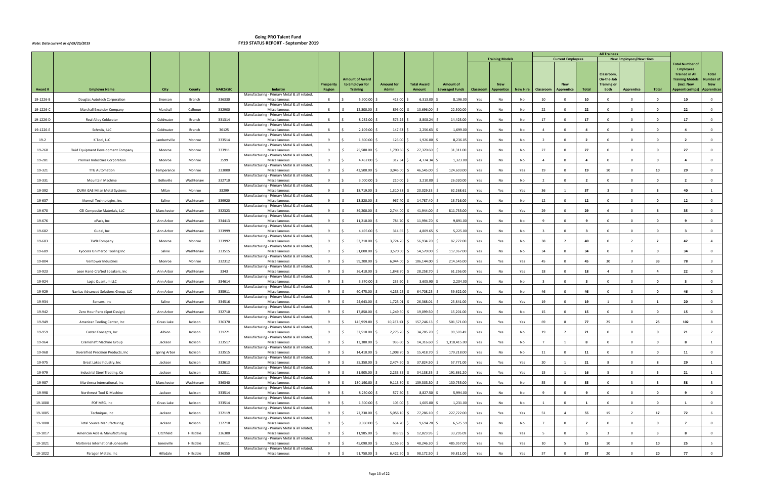# Going PRO Talent Fund
## FY19 STATUS REPORT - September 2019

*Note: Data current as of 09/25/2019*

| Award # | Employer Name | City | County | NAICS/SIC | Industry | Prosperity Region | Amount of Award to Employer for Training | Amount for Admin | Total Award Amount | Amount of Leveraged Funds | Training Models: Classroom | Training Models: New Apprentice | Training Models: New Hire | Current Employees: Classroom | Current Employees: New Apprentice | Current Employees: Total | New Employees/New Hires: Classroom, On-the-Job Training or Both | New Employees/New Hires: Apprentice | New Employees/New Hires: Total | Total Number of Employees Trained in All Training Models (incl. New Apprenticeships) | Total Number of New Apprentices |
|---|---|---|---|---|---|---|---|---|---|---|---|---|---|---|---|---|---|---|---|---|---|
| 19-1226-B | Douglas Autotech Corporation | Bronson | Branch | 336330 | Manufacturing - Primary Metal & all related, Miscellaneous | 8 | $ 5,900.00 | $ 413.00 | $ 6,313.00 | $ 8,196.00 | Yes | No | No | 10 | 0 | 10 | 0 | 0 | 0 | 10 | 0 |
| 19-1226-C | Marshall Excelsior Company | Marshall | Calhoun | 332900 | Manufacturing - Primary Metal & all related, Miscellaneous | 8 | $ 12,800.00 | $ 896.00 | $ 13,696.00 | $ 22,500.00 | Yes | No | No | 22 | 0 | 22 | 0 | 0 | 0 | 22 | 0 |
| 19-1226-D | Real Alloy Coldwater | Coldwater | Branch | 331314 | Manufacturing - Primary Metal & all related, Miscellaneous | 8 | $ 8,232.00 | $ 576.24 | $ 8,808.24 | $ 14,425.00 | Yes | No | No | 17 | 0 | 17 | 0 | 0 | 0 | 17 | 0 |
| 19-1226-E | Schmitz, LLC | Coldwater | Branch | 36125 | Manufacturing - Primary Metal & all related, Miscellaneous | 8 | $ 2,109.00 | $ 147.63 | $ 2,256.63 | $ 1,699.00 | Yes | No | No | 4 | 0 | 4 | 0 | 0 | 0 | 4 | 0 |
| 19-2 | K Tool, LLC | Lambertville | Monroe | 333514 | Manufacturing - Primary Metal & all related, Miscellaneous | 9 | $ 1,800.00 | $ 126.00 | $ 1,926.00 | $ 8,236.05 | Yes | No | No | 2 | 0 | 2 | 0 | 0 | 0 | 2 | 0 |
| 19-260 | Fluid Equipment Development Company | Monroe | Monroe | 333911 | Manufacturing - Primary Metal & all related, Miscellaneous | 9 | $ 25,580.00 | $ 1,790.60 | $ 27,370.60 | $ 31,311.00 | Yes | No | No | 27 | 0 | 27 | 0 | 0 | 0 | 27 | 0 |
| 19-281 | Premier Industries Corporation | Monroe | Monroe | 3599 | Manufacturing - Primary Metal & all related, Miscellaneous | 9 | $ 4,462.00 | $ 312.34 | $ 4,774.34 | $ 1,323.00 | Yes | No | No | 4 | 0 | 4 | 0 | 0 | 0 | 4 | 0 |
| 19-321 | TTG Automation | Temperance | Monroe | 333000 | Manufacturing - Primary Metal & all related, Miscellaneous | 9 | $ 43,500.00 | $ 3,045.00 | $ 46,545.00 | $ 124,603.00 | Yes | No | Yes | 19 | 0 | 19 | 10 | 0 | 10 | 29 | 0 |
| 19-331 | Mountain Machine | Belleville | Washtenaw | 332710 | Manufacturing - Primary Metal & all related, Miscellaneous | 9 | $ 3,000.00 | $ 210.00 | $ 3,210.00 | $ 26,020.00 | Yes | No | No | 2 | 0 | 2 | 0 | 0 | 0 | 2 | 0 |
| 19-392 | DURA GAS Milan Metal Systems | Milan | Monroe | 33299 | Manufacturing - Primary Metal & all related, Miscellaneous | 9 | $ 18,719.00 | $ 1,310.33 | $ 20,029.33 | $ 62,268.61 | Yes | Yes | Yes | 36 | 1 | 37 | 3 | 0 | 3 | 40 | 1 |
| 19-637 | Akervall Technologies, Inc | Saline | Washtenaw | 339920 | Manufacturing - Primary Metal & all related, Miscellaneous | 9 | $ 13,820.00 | $ 967.40 | $ 14,787.40 | $ 13,716.00 | Yes | No | No | 12 | 0 | 12 | 0 | 0 | 0 | 12 | 0 |
| 19-670 | CEI Composite Materials, LLC | Manchester | Washtenaw | 332323 | Manufacturing - Primary Metal & all related, Miscellaneous | 9 | $ 39,200.00 | $ 2,744.00 | $ 41,944.00 | $ 811,733.00 | Yes | No | Yes | 29 | 0 | 29 | 6 | 0 | 6 | 35 | 0 |
| 19-676 | ePack, Inc | Ann Arbor | Washtenaw | 334413 | Manufacturing - Primary Metal & all related, Miscellaneous | 9 | $ 11,210.00 | $ 784.70 | $ 11,994.70 | $ 9,891.00 | Yes | No | No | 9 | 0 | 9 | 0 | 0 | 0 | 9 | 0 |
| 19-682 | Gudel, Inc | Ann Arbor | Washtenaw | 333999 | Manufacturing - Primary Metal & all related, Miscellaneous | 9 | $ 4,495.00 | $ 314.65 | $ 4,809.65 | $ 5,225.00 | Yes | No | No | 3 | 0 | 3 | 0 | 0 | 0 | 3 | 0 |
| 19-683 | TWB Company | Monroe | Monroe | 333992 | Manufacturing - Primary Metal & all related, Miscellaneous | 9 | $ 53,210.00 | $ 3,724.70 | $ 56,934.70 | $ 87,772.00 | Yes | Yes | No | 38 | 2 | 40 | 0 | 2 | 2 | 42 | 4 |
| 19-689 | Kyocera Unimerco Tooling Inc | Saline | Washtenaw | 333515 | Manufacturing - Primary Metal & all related, Miscellaneous | 9 | $ 51,000.00 | $ 3,570.00 | $ 54,570.00 | $ 117,967.00 | Yes | No | No | 34 | 0 | 34 | 0 | 0 | 0 | 34 | 0 |
| 19-804 | Ventower Industries | Monroe | Monroe | 332312 | Manufacturing - Primary Metal & all related, Miscellaneous | 9 | $ 99,200.00 | $ 6,944.00 | $ 106,144.00 | $ 214,545.00 | Yes | Yes | Yes | 45 | 0 | 45 | 30 | 3 | 33 | 78 | 3 |
| 19-923 | Leon Hand-Crafted Speakers, Inc | Ann Arbor | Washtenaw | 3343 | Manufacturing - Primary Metal & all related, Miscellaneous | 9 | $ 26,410.00 | $ 1,848.70 | $ 28,258.70 | $ 61,256.00 | Yes | No | Yes | 18 | 0 | 18 | 4 | 0 | 4 | 22 | 0 |
| 19-924 | Logic Quantum LLC | Ann Arbor | Washtenaw | 334614 | Manufacturing - Primary Metal & all related, Miscellaneous | 9 | $ 3,370.00 | $ 235.90 | $ 3,605.90 | $ 2,204.00 | Yes | No | No | 3 | 0 | 3 | 0 | 0 | 0 | 3 | 0 |
| 19-929 | Navitas Advanced Solutions Group, LLC | Ann Arbor | Washtenaw | 335911 | Manufacturing - Primary Metal & all related, Miscellaneous | 9 | $ 60,475.00 | $ 4,233.25 | $ 64,708.25 | $ 59,622.00 | Yes | No | No | 46 | 0 | 46 | 0 | 0 | 0 | 46 | 0 |
| 19-934 | Sensors, Inc | Saline | Washtenaw | 334516 | Manufacturing - Primary Metal & all related, Miscellaneous | 9 | $ 24,643.00 | $ 1,725.01 | $ 26,368.01 | $ 25,841.00 | Yes | No | Yes | 19 | 0 | 19 | 1 | 0 | 1 | 20 | 0 |
| 19-942 | Zero Hour Parts (Spot Design) | Ann Arbor | Washtenaw | 332710 | Manufacturing - Primary Metal & all related, Miscellaneous | 9 | $ 17,850.00 | $ 1,249.50 | $ 19,099.50 | $ 15,201.00 | Yes | No | No | 15 | 0 | 15 | 0 | 0 | 0 | 15 | 0 |
| 19-949 | American Tooling Center, Inc | Grass Lake | Jackson | 336370 | Manufacturing - Primary Metal & all related, Miscellaneous | 9 | $ 146,959.00 | $ 10,287.13 | $ 157,246.13 | $ 501,571.00 | Yes | Yes | Yes | 69 | 8 | 77 | 25 | 0 | 25 | 102 | 8 |
| 19-959 | Caster Concepts, Inc | Albion | Jackson | 331221 | Manufacturing - Primary Metal & all related, Miscellaneous | 9 | $ 32,510.00 | $ 2,275.70 | $ 34,785.70 | $ 99,503.49 | Yes | Yes | No | 19 | 2 | 21 | 0 | 0 | 0 | 21 | 2 |
| 19-964 | Crankshaft Machine Group | Jackson | Jackson | 333517 | Manufacturing - Primary Metal & all related, Miscellaneous | 9 | $ 13,380.00 | $ 936.60 | $ 14,316.60 | $ 1,318,415.00 | Yes | Yes | No | 7 | 1 | 8 | 0 | 0 | 0 | 8 | 1 |
| 19-968 | Diversified Precision Products, Inc | Spring Arbor | Jackson | 333515 | Manufacturing - Primary Metal & all related, Miscellaneous | 9 | $ 14,410.00 | $ 1,008.70 | $ 15,418.70 | $ 179,218.00 | Yes | No | No | 11 | 0 | 11 | 0 | 0 | 0 | 11 | 0 |
| 19-975 | Great Lakes Industry, Inc | Jackson | Jackson | 333613 | Manufacturing - Primary Metal & all related, Miscellaneous | 9 | $ 35,350.00 | $ 2,474.50 | $ 37,824.50 | $ 57,771.00 | Yes | Yes | Yes | 20 | 1 | 21 | 8 | 0 | 8 | 29 | 1 |
| 19-979 | Industrial Steel Treating, Co | Jackson | Jackson | 332811 | Manufacturing - Primary Metal & all related, Miscellaneous | 9 | $ 31,905.00 | $ 2,233.35 | $ 34,138.35 | $ 191,861.20 | Yes | Yes | Yes | 15 | 1 | 16 | 5 | 0 | 5 | 21 | 1 |
| 19-987 | Martinrea International, Inc | Manchester | Washtenaw | 336340 | Manufacturing - Primary Metal & all related, Miscellaneous | 9 | $ 130,190.00 | $ 9,113.30 | $ 139,303.30 | $ 130,755.00 | Yes | Yes | No | 55 | 0 | 55 | 0 | 3 | 3 | 58 | 3 |
| 19-998 | Northwest Tool & Machine | Jackson | Jackson | 333514 | Manufacturing - Primary Metal & all related, Miscellaneous | 9 | $ 8,250.00 | $ 577.50 | $ 8,827.50 | $ 5,994.00 | Yes | No | No | 9 | 0 | 9 | 0 | 0 | 0 | 9 | 0 |
| 19-1000 | PDF MFG, Inc | Grass Lake | Jackson | 333514 | Manufacturing - Primary Metal & all related, Miscellaneous | 9 | $ 1,500.00 | $ 105.00 | $ 1,605.00 | $ 1,231.00 | Yes | No | No | 1 | 0 | 1 | 0 | 0 | 0 | 1 | 0 |
| 19-1005 | Technique, Inc | Jackson | Jackson | 332119 | Manufacturing - Primary Metal & all related, Miscellaneous | 9 | $ 72,230.00 | $ 5,056.10 | $ 77,286.10 | $ 227,722.00 | Yes | Yes | Yes | 51 | 4 | 55 | 15 | 2 | 17 | 72 | 6 |
| 19-1008 | Total Source Manufacturing | Jackson | Jackson | 332710 | Manufacturing - Primary Metal & all related, Miscellaneous | 9 | $ 9,060.00 | $ 634.20 | $ 9,694.20 | $ 6,525.59 | Yes | No | No | 7 | 0 | 7 | 0 | 0 | 0 | 7 | 0 |
| 19-1017 | American Axle & Manufacturing | Litchfield | Hillsdale | 336300 | Manufacturing - Primary Metal & all related, Miscellaneous | 9 | $ 11,985.00 | $ 838.95 | $ 12,823.95 | $ 33,295.09 | Yes | No | Yes | 5 | 0 | 5 | 3 | 0 | 3 | 8 | 0 |
| 19-1021 | Martinrea International-Jonesville | Jonesville | Hillsdale | 336111 | Manufacturing - Primary Metal & all related, Miscellaneous | 9 | $ 45,090.00 | $ 3,156.30 | $ 48,246.30 | $ 485,957.00 | Yes | Yes | Yes | 10 | 5 | 15 | 10 | 0 | 10 | 25 | 5 |
| 19-1022 | Paragon Metals, Inc | Hillsdale | Hillsdale | 336350 | Manufacturing - Primary Metal & all related, Miscellaneous | 9 | $ 91,750.00 | $ 6,422.50 | $ 98,172.50 | $ 99,811.00 | Yes | No | Yes | 57 | 0 | 57 | 20 | 0 | 20 | 77 | 0 |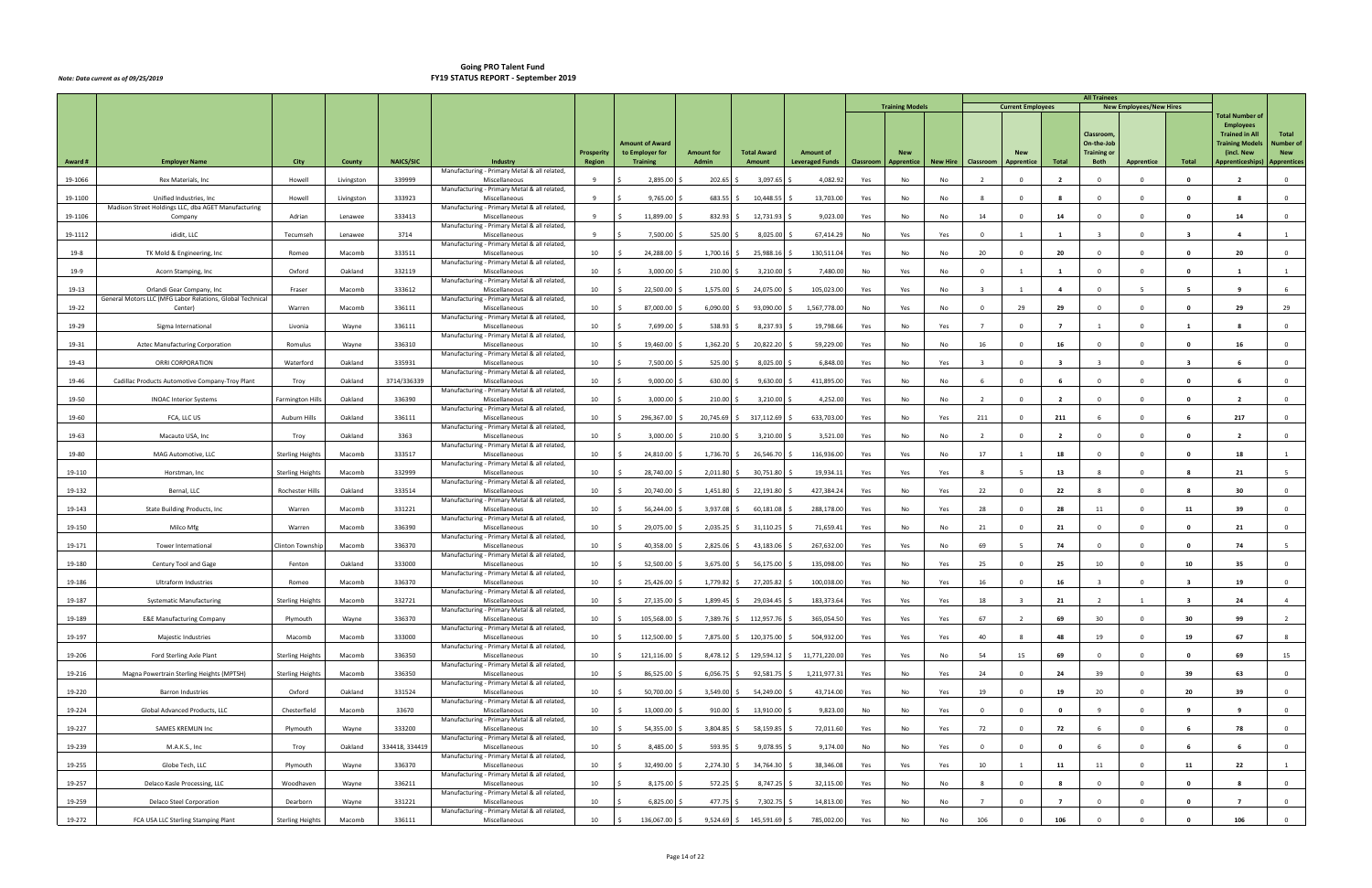# Going PRO Talent Fund
# FY19 STATUS REPORT - September 2019

*Note: Data current as of 09/25/2019*

| Award # | Employer Name | City | County | NAICS/SIC | Industry | Prosperity Region | Amount of Award to Employer for Training | Amount for Admin | Total Award Amount | Amount of Leveraged Funds | Training Models: Classroom | Training Models: New Apprentice | Training Models: New Hire | Current Employees: Classroom | Current Employees: New Apprentice | Current Employees: Total | New Employees/New Hires: Classroom, On-the-Job Training or Both | New Employees/New Hires: Apprentice | New Employees/New Hires: Total | Total Number of Employees Trained in All Training Models (incl. New Apprenticeships) | Total Number of New Apprentices |
|---|---|---|---|---|---|---|---|---|---|---|---|---|---|---|---|---|---|---|---|---|---|
| 19-1066 | Rex Materials, Inc | Howell | Livingston | 339999 | Manufacturing - Primary Metal & all related, Miscellaneous | 9 | $ 2,895.00 | $ 202.65 | $ 3,097.65 | $ 4,082.92 | Yes | No | No | 2 | 0 | 2 | 0 | 0 | 0 | 2 | 0 |
| 19-1100 | Unified Industries, Inc | Howell | Livingston | 333923 | Manufacturing - Primary Metal & all related, Miscellaneous | 9 | $ 9,765.00 | $ 683.55 | $ 10,448.55 | $ 13,703.00 | Yes | No | No | 8 | 0 | 8 | 0 | 0 | 0 | 8 | 0 |
| 19-1106 | Madison Street Holdings LLC, dba AGET Manufacturing Company | Adrian | Lenawee | 333413 | Manufacturing - Primary Metal & all related, Miscellaneous | 9 | $ 11,899.00 | $ 832.93 | $ 12,731.93 | $ 9,023.00 | Yes | No | No | 14 | 0 | 14 | 0 | 0 | 0 | 14 | 0 |
| 19-1112 | ididit, LLC | Tecumseh | Lenawee | 3714 | Manufacturing - Primary Metal & all related, Miscellaneous | 9 | $ 7,500.00 | $ 525.00 | $ 8,025.00 | $ 67,414.29 | No | Yes | Yes | 0 | 1 | 1 | 3 | 0 | 3 | 4 | 1 |
| 19-8 | TK Mold & Engineering, Inc | Romeo | Macomb | 333511 | Manufacturing - Primary Metal & all related, Miscellaneous | 10 | $ 24,288.00 | $ 1,700.16 | $ 25,988.16 | $ 130,511.04 | Yes | No | No | 20 | 0 | 20 | 0 | 0 | 0 | 20 | 0 |
| 19-9 | Acorn Stamping, Inc | Oxford | Oakland | 332119 | Manufacturing - Primary Metal & all related, Miscellaneous | 10 | $ 3,000.00 | $ 210.00 | $ 3,210.00 | $ 7,480.00 | No | Yes | No | 0 | 1 | 1 | 0 | 0 | 0 | 1 | 1 |
| 19-13 | Orlandi Gear Company, Inc | Fraser | Macomb | 333612 | Manufacturing - Primary Metal & all related, Miscellaneous | 10 | $ 22,500.00 | $ 1,575.00 | $ 24,075.00 | $ 105,023.00 | Yes | Yes | No | 3 | 1 | 4 | 0 | 5 | 5 | 9 | 6 |
| 19-22 | General Motors LLC (MFG Labor Relations, Global Technical Center) | Warren | Macomb | 336111 | Manufacturing - Primary Metal & all related, Miscellaneous | 10 | $ 87,000.00 | $ 6,090.00 | $ 93,090.00 | $ 1,567,778.00 | No | Yes | No | 0 | 29 | 29 | 0 | 0 | 0 | 29 | 29 |
| 19-29 | Sigma International | Livonia | Wayne | 336111 | Manufacturing - Primary Metal & all related, Miscellaneous | 10 | $ 7,699.00 | $ 538.93 | $ 8,237.93 | $ 19,798.66 | Yes | No | Yes | 7 | 0 | 7 | 1 | 0 | 1 | 8 | 0 |
| 19-31 | Aztec Manufacturing Corporation | Romulus | Wayne | 336310 | Manufacturing - Primary Metal & all related, Miscellaneous | 10 | $ 19,460.00 | $ 1,362.20 | $ 20,822.20 | $ 59,229.00 | Yes | No | No | 16 | 0 | 16 | 0 | 0 | 0 | 16 | 0 |
| 19-43 | ORRI CORPORATION | Waterford | Oakland | 335931 | Manufacturing - Primary Metal & all related, Miscellaneous | 10 | $ 7,500.00 | $ 525.00 | $ 8,025.00 | $ 6,848.00 | Yes | No | Yes | 3 | 0 | 3 | 3 | 0 | 3 | 6 | 0 |
| 19-46 | Cadillac Products Automotive Company-Troy Plant | Troy | Oakland | 3714/336339 | Manufacturing - Primary Metal & all related, Miscellaneous | 10 | $ 9,000.00 | $ 630.00 | $ 9,630.00 | $ 411,895.00 | Yes | No | No | 6 | 0 | 6 | 0 | 0 | 0 | 6 | 0 |
| 19-50 | INOAC Interior Systems | Farmington Hills | Oakland | 336390 | Manufacturing - Primary Metal & all related, Miscellaneous | 10 | $ 3,000.00 | $ 210.00 | $ 3,210.00 | $ 4,252.00 | Yes | No | No | 2 | 0 | 2 | 0 | 0 | 0 | 2 | 0 |
| 19-60 | FCA, LLC US | Auburn Hills | Oakland | 336111 | Manufacturing - Primary Metal & all related, Miscellaneous | 10 | $ 296,367.00 | $ 20,745.69 | $ 317,112.69 | $ 633,703.00 | Yes | No | Yes | 211 | 0 | 211 | 6 | 0 | 6 | 217 | 0 |
| 19-63 | Macauto USA, Inc | Troy | Oakland | 3363 | Manufacturing - Primary Metal & all related, Miscellaneous | 10 | $ 3,000.00 | $ 210.00 | $ 3,210.00 | $ 3,521.00 | Yes | No | No | 2 | 0 | 2 | 0 | 0 | 0 | 2 | 0 |
| 19-80 | MAG Automotive, LLC | Sterling Heights | Macomb | 333517 | Manufacturing - Primary Metal & all related, Miscellaneous | 10 | $ 24,810.00 | $ 1,736.70 | $ 26,546.70 | $ 116,936.00 | Yes | Yes | No | 17 | 1 | 18 | 0 | 0 | 0 | 18 | 1 |
| 19-110 | Horstman, Inc | Sterling Heights | Macomb | 332999 | Manufacturing - Primary Metal & all related, Miscellaneous | 10 | $ 28,740.00 | $ 2,011.80 | $ 30,751.80 | $ 19,934.11 | Yes | Yes | Yes | 8 | 5 | 13 | 8 | 0 | 8 | 21 | 5 |
| 19-132 | Bernal, LLC | Rochester Hills | Oakland | 333514 | Manufacturing - Primary Metal & all related, Miscellaneous | 10 | $ 20,740.00 | $ 1,451.80 | $ 22,191.80 | $ 427,384.24 | Yes | No | Yes | 22 | 0 | 22 | 8 | 0 | 8 | 30 | 0 |
| 19-143 | State Building Products, Inc | Warren | Macomb | 331221 | Manufacturing - Primary Metal & all related, Miscellaneous | 10 | $ 56,244.00 | $ 3,937.08 | $ 60,181.08 | $ 288,178.00 | Yes | No | Yes | 28 | 0 | 28 | 11 | 0 | 11 | 39 | 0 |
| 19-150 | Milco Mfg | Warren | Macomb | 336390 | Manufacturing - Primary Metal & all related, Miscellaneous | 10 | $ 29,075.00 | $ 2,035.25 | $ 31,110.25 | $ 71,659.41 | Yes | No | No | 21 | 0 | 21 | 0 | 0 | 0 | 21 | 0 |
| 19-171 | Tower International | Clinton Township | Macomb | 336370 | Manufacturing - Primary Metal & all related, Miscellaneous | 10 | $ 40,358.00 | $ 2,825.06 | $ 43,183.06 | $ 267,632.00 | Yes | Yes | No | 69 | 5 | 74 | 0 | 0 | 0 | 74 | 5 |
| 19-180 | Century Tool and Gage | Fenton | Oakland | 333000 | Manufacturing - Primary Metal & all related, Miscellaneous | 10 | $ 52,500.00 | $ 3,675.00 | $ 56,175.00 | $ 135,098.00 | Yes | No | Yes | 25 | 0 | 25 | 10 | 0 | 10 | 35 | 0 |
| 19-186 | Ultraform Industries | Romeo | Macomb | 336370 | Manufacturing - Primary Metal & all related, Miscellaneous | 10 | $ 25,426.00 | $ 1,779.82 | $ 27,205.82 | $ 100,038.00 | Yes | No | Yes | 16 | 0 | 16 | 3 | 0 | 3 | 19 | 0 |
| 19-187 | Systematic Manufacturing | Sterling Heights | Macomb | 332721 | Manufacturing - Primary Metal & all related, Miscellaneous | 10 | $ 27,135.00 | $ 1,899.45 | $ 29,034.45 | $ 183,373.64 | Yes | Yes | Yes | 18 | 3 | 21 | 2 | 1 | 3 | 24 | 4 |
| 19-189 | E&E Manufacturing Company | Plymouth | Wayne | 336370 | Manufacturing - Primary Metal & all related, Miscellaneous | 10 | $ 105,568.00 | $ 7,389.76 | $ 112,957.76 | $ 365,054.50 | Yes | Yes | Yes | 67 | 2 | 69 | 30 | 0 | 30 | 99 | 2 |
| 19-197 | Majestic Industries | Macomb | Macomb | 333000 | Manufacturing - Primary Metal & all related, Miscellaneous | 10 | $ 112,500.00 | $ 7,875.00 | $ 120,375.00 | $ 504,932.00 | Yes | Yes | Yes | 40 | 8 | 48 | 19 | 0 | 19 | 67 | 8 |
| 19-206 | Ford Sterling Axle Plant | Sterling Heights | Macomb | 336350 | Manufacturing - Primary Metal & all related, Miscellaneous | 10 | $ 121,116.00 | $ 8,478.12 | $ 129,594.12 | $ 11,771,220.00 | Yes | Yes | No | 54 | 15 | 69 | 0 | 0 | 0 | 69 | 15 |
| 19-216 | Magna Powertrain Sterling Heights (MPTSH) | Sterling Heights | Macomb | 336350 | Manufacturing - Primary Metal & all related, Miscellaneous | 10 | $ 86,525.00 | $ 6,056.75 | $ 92,581.75 | $ 1,211,977.31 | Yes | No | Yes | 24 | 0 | 24 | 39 | 0 | 39 | 63 | 0 |
| 19-220 | Barron Industries | Oxford | Oakland | 331524 | Manufacturing - Primary Metal & all related, Miscellaneous | 10 | $ 50,700.00 | $ 3,549.00 | $ 54,249.00 | $ 43,714.00 | Yes | No | Yes | 19 | 0 | 19 | 20 | 0 | 20 | 39 | 0 |
| 19-224 | Global Advanced Products, LLC | Chesterfield | Macomb | 33670 | Manufacturing - Primary Metal & all related, Miscellaneous | 10 | $ 13,000.00 | $ 910.00 | $ 13,910.00 | $ 9,823.00 | No | No | Yes | 0 | 0 | 0 | 9 | 0 | 9 | 9 | 0 |
| 19-227 | SAMES KREMLIN Inc | Plymouth | Wayne | 333200 | Manufacturing - Primary Metal & all related, Miscellaneous | 10 | $ 54,355.00 | $ 3,804.85 | $ 58,159.85 | $ 72,011.60 | Yes | No | Yes | 72 | 0 | 72 | 6 | 0 | 6 | 78 | 0 |
| 19-239 | M.A.K.S., Inc | Troy | Oakland | 334418, 334419 | Manufacturing - Primary Metal & all related, Miscellaneous | 10 | $ 8,485.00 | $ 593.95 | $ 9,078.95 | $ 9,174.00 | No | No | Yes | 0 | 0 | 0 | 6 | 0 | 6 | 6 | 0 |
| 19-255 | Globe Tech, LLC | Plymouth | Wayne | 336370 | Manufacturing - Primary Metal & all related, Miscellaneous | 10 | $ 32,490.00 | $ 2,274.30 | $ 34,764.30 | $ 38,346.08 | Yes | Yes | Yes | 10 | 1 | 11 | 11 | 0 | 11 | 22 | 1 |
| 19-257 | Delaco Kasle Processing, LLC | Woodhaven | Wayne | 336211 | Manufacturing - Primary Metal & all related, Miscellaneous | 10 | $ 8,175.00 | $ 572.25 | $ 8,747.25 | $ 32,115.00 | Yes | No | No | 8 | 0 | 8 | 0 | 0 | 0 | 8 | 0 |
| 19-259 | Delaco Steel Corporation | Dearborn | Wayne | 331221 | Manufacturing - Primary Metal & all related, Miscellaneous | 10 | $ 6,825.00 | $ 477.75 | $ 7,302.75 | $ 14,813.00 | Yes | No | No | 7 | 0 | 7 | 0 | 0 | 0 | 7 | 0 |
| 19-272 | FCA USA LLC Sterling Stamping Plant | Sterling Heights | Macomb | 336111 | Manufacturing - Primary Metal & all related, Miscellaneous | 10 | $ 136,067.00 | $ 9,524.69 | $ 145,591.69 | $ 785,002.00 | Yes | No | No | 106 | 0 | 106 | 0 | 0 | 0 | 106 | 0 |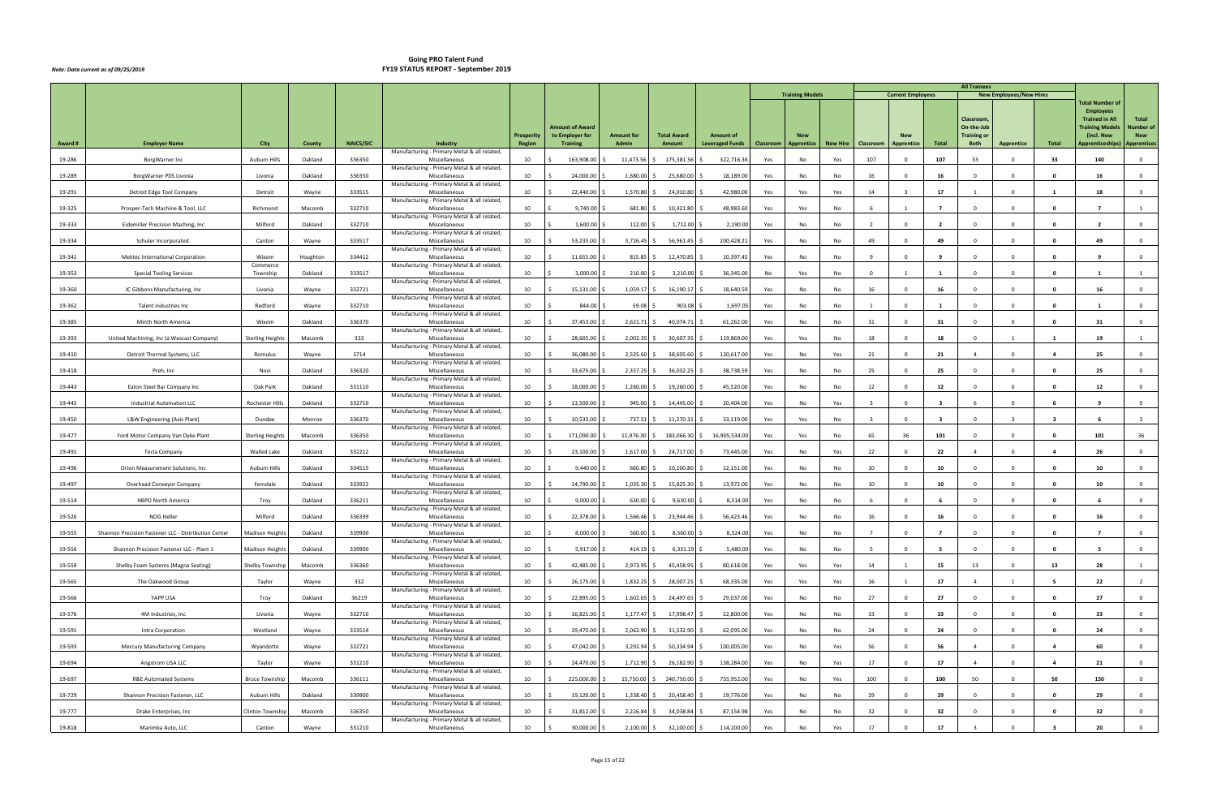# Going PRO Talent Fund
# FY19 STATUS REPORT - September 2019

*Note: Data current as of 09/25/2019*

| | | | | | | | | | | | Training Models | | | All Trainees | | | | | | | | |
|---|---|---|---|---|---|---|---|---|---|---|---|---|---|---|---|---|---|---|---|---|---|---|
| | | | | | | | | | | | | | | Current Employees | | | New Employees/New Hires | | | | | |
| Award # | Employer Name | City | County | NAICS/SIC | Industry | Prosperity Region | Amount of Award to Employer for Training | Amount for Admin | Total Award Amount | Amount of Leveraged Funds | Classroom | New Apprentice | New Hire | Classroom | New Apprentice | Total | Classroom, On-the-Job Training or Both | Apprentice | Total | Total Number of Employees Trained in All Training Models (incl. New Apprenticeships) | Total Number of New Apprentices |
| 19-286 | BorgWarner Inc | Auburn Hills | Oakland | 336350 | Manufacturing - Primary Metal & all related, Miscellaneous | 10 | $ 163,908.00 | $ 11,473.56 | $ 175,381.56 | $ 322,716.36 | Yes | No | Yes | 107 | 0 | 107 | 33 | 0 | 33 | 140 | 0 |
| 19-289 | BorgWarner PDS Livonia | Livonia | Oakland | 336350 | Manufacturing - Primary Metal & all related, Miscellaneous | 10 | $ 24,000.00 | $ 1,680.00 | $ 25,680.00 | $ 18,189.00 | Yes | No | No | 16 | 0 | 16 | 0 | 0 | 0 | 16 | 0 |
| 19-291 | Detroit Edge Tool Company | Detroit | Wayne | 333515 | Manufacturing - Primary Metal & all related, Miscellaneous | 10 | $ 22,440.00 | $ 1,570.80 | $ 24,010.80 | $ 42,980.00 | Yes | Yes | Yes | 14 | 3 | 17 | 1 | 0 | 1 | 18 | 3 |
| 19-325 | Prosper-Tech Machine & Tool, LLC | Richmond | Macomb | 332710 | Manufacturing - Primary Metal & all related, Miscellaneous | 10 | $ 9,740.00 | $ 681.80 | $ 10,421.80 | $ 48,983.60 | Yes | Yes | No | 6 | 1 | 7 | 0 | 0 | 0 | 7 | 1 |
| 19-333 | Eidemiller Precision Maching, Inc | Milford | Oakland | 332710 | Manufacturing - Primary Metal & all related, Miscellaneous | 10 | $ 1,600.00 | $ 112.00 | $ 1,712.00 | $ 2,190.00 | Yes | No | No | 2 | 0 | 2 | 0 | 0 | 0 | 2 | 0 |
| 19-334 | Schuler Incorporated. | Canton | Wayne | 333517 | Manufacturing - Primary Metal & all related, Miscellaneous | 10 | $ 53,235.00 | $ 3,726.45 | $ 56,961.45 | $ 200,428.21 | Yes | No | No | 49 | 0 | 49 | 0 | 0 | 0 | 49 | 0 |
| 19-341 | Mektec International Corporation | Wixom | Houghton | 334412 | Manufacturing - Primary Metal & all related, Miscellaneous | 10 | $ 11,655.00 | $ 815.85 | $ 12,470.85 | $ 10,397.45 | Yes | No | No | 9 | 0 | 9 | 0 | 0 | 0 | 9 | 0 |
| 19-353 | Special Tooling Services | Commerce Township | Oakland | 333517 | Manufacturing - Primary Metal & all related, Miscellaneous | 10 | $ 3,000.00 | $ 210.00 | $ 3,210.00 | $ 36,345.00 | No | Yes | No | 0 | 1 | 1 | 0 | 0 | 0 | 1 | 1 |
| 19-360 | JC Gibbons Manufacturing, Inc | Livonia | Wayne | 332721 | Manufacturing - Primary Metal & all related, Miscellaneous | 10 | $ 15,131.00 | $ 1,059.17 | $ 16,190.17 | $ 18,640.59 | Yes | No | No | 16 | 0 | 16 | 0 | 0 | 0 | 16 | 0 |
| 19-362 | Talent industries Inc | Redford | Wayne | 332710 | Manufacturing - Primary Metal & all related, Miscellaneous | 10 | $ 844.00 | $ 59.08 | $ 903.08 | $ 1,697.05 | Yes | No | No | 1 | 0 | 1 | 0 | 0 | 0 | 1 | 0 |
| 19-385 | Minth North America | Wixom | Oakland | 336370 | Manufacturing - Primary Metal & all related, Miscellaneous | 10 | $ 37,453.00 | $ 2,621.71 | $ 40,074.71 | $ 61,262.00 | Yes | No | No | 31 | 0 | 31 | 0 | 0 | 0 | 31 | 0 |
| 19-393 | United Machining, Inc (a Wescast Company) | Sterling Heights | Macomb | 333 | Manufacturing - Primary Metal & all related, Miscellaneous | 10 | $ 28,605.00 | $ 2,002.35 | $ 30,607.35 | $ 119,869.00 | Yes | Yes | No | 18 | 0 | 18 | 0 | 1 | 1 | 19 | 1 |
| 19-410 | Detroit Thermal Systems, LLC | Romulus | Wayne | 3714 | Manufacturing - Primary Metal & all related, Miscellaneous | 10 | $ 36,080.00 | $ 2,525.60 | $ 38,605.60 | $ 120,617.00 | Yes | No | Yes | 21 | 0 | 21 | 4 | 0 | 4 | 25 | 0 |
| 19-418 | Preh, Inc | Novi | Oakland | 336320 | Manufacturing - Primary Metal & all related, Miscellaneous | 10 | $ 33,675.00 | $ 2,357.25 | $ 36,032.25 | $ 38,738.59 | Yes | No | No | 25 | 0 | 25 | 0 | 0 | 0 | 25 | 0 |
| 19-443 | Eaton Steel Bar Company Inc | Oak Park | Oakland | 331110 | Manufacturing - Primary Metal & all related, Miscellaneous | 10 | $ 18,000.00 | $ 1,260.00 | $ 19,260.00 | $ 45,520.00 | Yes | No | No | 12 | 0 | 12 | 0 | 0 | 0 | 12 | 0 |
| 19-445 | Industrial Automation LLC | Rochester Hills | Oakland | 332710 | Manufacturing - Primary Metal & all related, Miscellaneous | 10 | $ 13,500.00 | $ 945.00 | $ 14,445.00 | $ 20,404.00 | Yes | No | Yes | 3 | 0 | 3 | 6 | 0 | 6 | 9 | 0 |
| 19-450 | L&W Engineering (Axis Plant) | Dundee | Monroe | 336370 | Manufacturing - Primary Metal & all related, Miscellaneous | 10 | $ 10,533.00 | $ 737.31 | $ 11,270.31 | $ 33,119.00 | Yes | Yes | No | 3 | 0 | 3 | 0 | 3 | 3 | 6 | 3 |
| 19-477 | Ford Motor Company Van Dyke Plant | Sterling Heights | Macomb | 336350 | Manufacturing - Primary Metal & all related, Miscellaneous | 10 | $ 171,090.00 | $ 11,976.30 | $ 183,066.30 | $ 16,905,534.00 | Yes | Yes | No | 65 | 36 | 101 | 0 | 0 | 0 | 101 | 36 |
| 19-491 | Tecla Company | Walled Lake | Oakland | 333212 | Manufacturing - Primary Metal & all related, Miscellaneous | 10 | $ 23,100.00 | $ 1,617.00 | $ 24,717.00 | $ 73,445.00 | Yes | No | Yes | 22 | 0 | 22 | 4 | 0 | 4 | 26 | 0 |
| 19-496 | Orion Measurement Solutions, Inc | Auburn Hills | Oakland | 334515 | Manufacturing - Primary Metal & all related, Miscellaneous | 10 | $ 9,440.00 | $ 660.80 | $ 10,100.80 | $ 12,151.00 | Yes | No | No | 10 | 0 | 10 | 0 | 0 | 0 | 10 | 0 |
| 19-497 | Overhead Conveyor Company | Ferndale | Oakland | 333922 | Manufacturing - Primary Metal & all related, Miscellaneous | 10 | $ 14,790.00 | $ 1,035.30 | $ 15,825.30 | $ 13,972.00 | Yes | No | No | 10 | 0 | 10 | 0 | 0 | 0 | 10 | 0 |
| 19-514 | HBPO North America | Troy | Oakland | 336211 | Manufacturing - Primary Metal & all related, Miscellaneous | 10 | $ 9,000.00 | $ 630.00 | $ 9,630.00 | $ 8,314.00 | Yes | No | No | 6 | 0 | 6 | 0 | 0 | 0 | 6 | 0 |
| 19-526 | NOG Heller | Milford | Oakland | 336399 | Manufacturing - Primary Metal & all related, Miscellaneous | 10 | $ 22,378.00 | $ 1,566.46 | $ 23,944.46 | $ 56,423.46 | Yes | No | No | 16 | 0 | 16 | 0 | 0 | 0 | 16 | 0 |
| 19-555 | Shannon Precision Fastener LLC - Distribution Center | Madison Heights | Oakland | 339900 | Manufacturing - Primary Metal & all related, Miscellaneous | 10 | $ 8,000.00 | $ 560.00 | $ 8,560.00 | $ 8,324.00 | Yes | No | No | 7 | 0 | 7 | 0 | 0 | 0 | 7 | 0 |
| 19-556 | Shannon Precision Fastener LLC - Plant 1 | Madison Heights | Oakland | 339900 | Manufacturing - Primary Metal & all related, Miscellaneous | 10 | $ 5,917.00 | $ 414.19 | $ 6,331.19 | $ 5,480.00 | Yes | No | No | 5 | 0 | 5 | 0 | 0 | 0 | 5 | 0 |
| 19-559 | Shelby Foam Systems (Magna Seating) | Shelby Township | Macomb | 336360 | Manufacturing - Primary Metal & all related, Miscellaneous | 10 | $ 42,485.00 | $ 2,973.95 | $ 45,458.95 | $ 80,618.00 | Yes | Yes | Yes | 14 | 1 | 15 | 13 | 0 | 13 | 28 | 1 |
| 19-565 | The Oakwood Group | Taylor | Wayne | 332 | Manufacturing - Primary Metal & all related, Miscellaneous | 10 | $ 26,175.00 | $ 1,832.25 | $ 28,007.25 | $ 68,335.00 | Yes | Yes | Yes | 16 | 1 | 17 | 4 | 1 | 5 | 22 | 2 |
| 19-566 | YAPP USA | Troy | Oakland | 36219 | Manufacturing - Primary Metal & all related, Miscellaneous | 10 | $ 22,895.00 | $ 1,602.65 | $ 24,497.65 | $ 29,037.00 | Yes | No | No | 27 | 0 | 27 | 0 | 0 | 0 | 27 | 0 |
| 19-576 | 4M Industries, Inc | Livonia | Wayne | 332710 | Manufacturing - Primary Metal & all related, Miscellaneous | 10 | $ 16,821.00 | $ 1,177.47 | $ 17,998.47 | $ 22,800.00 | Yes | No | No | 33 | 0 | 33 | 0 | 0 | 0 | 33 | 0 |
| 19-591 | Intra Corporation | Westland | Wayne | 333514 | Manufacturing - Primary Metal & all related, Miscellaneous | 10 | $ 29,470.00 | $ 2,062.90 | $ 31,532.90 | $ 62,095.00 | Yes | No | No | 24 | 0 | 24 | 0 | 0 | 0 | 24 | 0 |
| 19-593 | Mercury Manufacturing Company | Wyandotte | Wayne | 332721 | Manufacturing - Primary Metal & all related, Miscellaneous | 10 | $ 47,042.00 | $ 3,292.94 | $ 50,334.94 | $ 100,005.00 | Yes | No | Yes | 56 | 0 | 56 | 4 | 0 | 4 | 60 | 0 |
| 19-694 | Angstrom USA LLC | Taylor | Wayne | 331210 | Manufacturing - Primary Metal & all related, Miscellaneous | 10 | $ 24,470.00 | $ 1,712.90 | $ 26,182.90 | $ 138,284.00 | Yes | No | Yes | 17 | 0 | 17 | 4 | 0 | 4 | 21 | 0 |
| 19-697 | R&E Automated Systems | Bruce Township | Macomb | 336111 | Manufacturing - Primary Metal & all related, Miscellaneous | 10 | $ 225,000.00 | $ 15,750.00 | $ 240,750.00 | $ 755,952.00 | Yes | No | Yes | 100 | 0 | 100 | 50 | 0 | 50 | 150 | 0 |
| 19-729 | Shannon Precision Fastener, LLC | Auburn Hills | Oakland | 339900 | Manufacturing - Primary Metal & all related, Miscellaneous | 10 | $ 19,120.00 | $ 1,338.40 | $ 20,458.40 | $ 19,776.00 | Yes | No | No | 29 | 0 | 29 | 0 | 0 | 0 | 29 | 0 |
| 19-777 | Drake Enterprises, Inc | Clinton Township | Macomb | 336350 | Manufacturing - Primary Metal & all related, Miscellaneous | 10 | $ 31,812.00 | $ 2,226.84 | $ 34,038.84 | $ 87,154.98 | Yes | No | No | 32 | 0 | 32 | 0 | 0 | 0 | 32 | 0 |
| 19-818 | Marimba Auto, LLC | Canton | Wayne | 331210 | Manufacturing - Primary Metal & all related, Miscellaneous | 10 | $ 30,000.00 | $ 2,100.00 | $ 32,100.00 | $ 114,100.00 | Yes | No | Yes | 17 | 0 | 17 | 3 | 0 | 3 | 20 | 0 |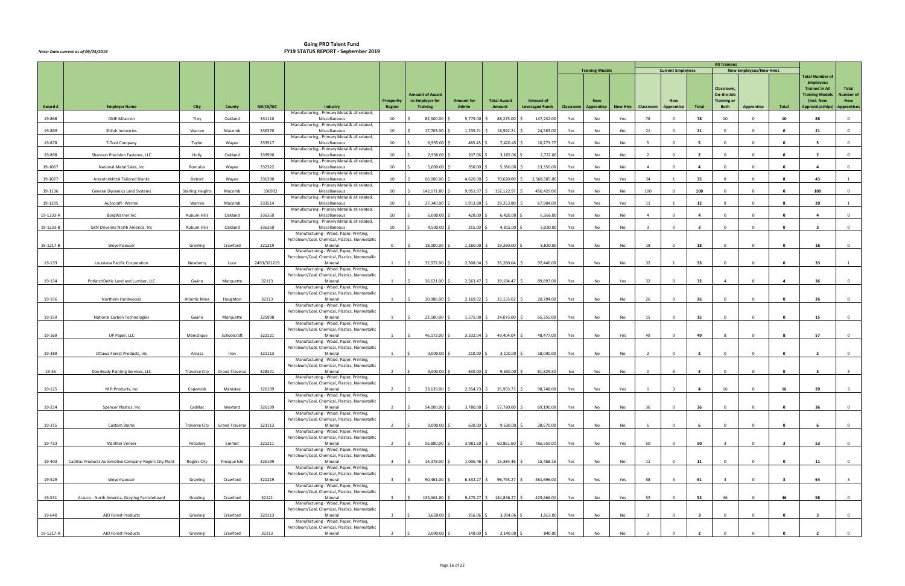# Going PRO Talent Fund
## FY19 STATUS REPORT - September 2019

*Note: Data current as of 09/25/2019*

| Award # | Employer Name | City | County | NAICS/SIC | Industry | Prosperity Region | Amount of Award to Employer for Training | Amount for Admin | Total Award Amount | Amount of Leveraged Funds | Training Models: Classroom | Training Models: New Apprentice | Training Models: New Hire | Current Employees: Classroom | Current Employees: New Apprentice | Current Employees: Total | New Employees/New Hires: Classroom, On-the-Job Training or Both | New Employees/New Hires: Apprentice | New Employees/New Hires: Total | Total Number of Employees Trained in All Training Models (incl. New Apprenticeships) | Total Number of New Apprentices |
|---|---|---|---|---|---|---|---|---|---|---|---|---|---|---|---|---|---|---|---|---|---|
| 19-868 | DME Milacron | Troy | Oakland | 331110 | Manufacturing - Primary Metal & all related, Miscellaneous | 10 | $ 82,500.00 | $ 5,775.00 | $ 88,275.00 | $ 147,232.00 | Yes | No | Yes | 78 | 0 | 78 | 10 | 0 | 10 | 88 | 0 |
| 19-869 | Shiloh Industries | Warren | Macomb | 336370 | Manufacturing - Primary Metal & all related, Miscellaneous | 10 | $ 17,703.00 | $ 1,239.21 | $ 18,942.21 | $ 24,563.00 | Yes | No | No | 21 | 0 | 21 | 0 | 0 | 0 | 21 | 0 |
| 19-878 | T-Tool Company | Taylor | Wayne | 333517 | Manufacturing - Primary Metal & all related, Miscellaneous | 10 | $ 6,935.00 | $ 485.45 | $ 7,420.45 | $ 10,273.77 | Yes | No | No | 5 | 0 | 5 | 0 | 0 | 0 | 5 | 0 |
| 19-898 | Shannon Precision Fastener, LLC | Holly | Oakland | 339900 | Manufacturing - Primary Metal & all related, Miscellaneous | 10 | $ 2,958.00 | $ 207.06 | $ 3,165.06 | $ 2,722.00 | Yes | No | No | 2 | 0 | 2 | 0 | 0 | 0 | 2 | 0 |
| 19-1067 | National Metal Sales, Inc | Romulus | Wayne | 332322 | Manufacturing - Primary Metal & all related, Miscellaneous | 10 | $ 5,000.00 | $ 350.00 | $ 5,350.00 | $ 13,350.00 | Yes | No | No | 4 | 0 | 4 | 0 | 0 | 0 | 4 | 0 |
| 19-1077 | ArecelorMittal Tailored Blanks | Detroit | Wayne | 336390 | Manufacturing - Primary Metal & all related, Miscellaneous | 10 | $ 66,000.00 | $ 4,620.00 | $ 70,620.00 | $ 2,568,585.00 | Yes | Yes | Yes | 34 | 1 | 35 | 8 | 0 | 8 | 43 | 1 |
| 19-1136 | General Dynamics Land Systems | Sterling Heights | Macomb | 336992 | Manufacturing - Primary Metal & all related, Miscellaneous | 10 | $ 142,171.00 | $ 9,951.97 | $ 152,122.97 | $ 450,429.00 | Yes | No | No | 100 | 0 | 100 | 0 | 0 | 0 | 100 | 0 |
| 19-1205 | Autocraft- Warren | Warren | Macomb | 333514 | Manufacturing - Primary Metal & all related, Miscellaneous | 10 | $ 27,340.00 | $ 1,913.80 | $ 29,253.80 | $ 67,904.00 | Yes | Yes | Yes | 11 | 1 | 12 | 8 | 0 | 8 | 20 | 1 |
| 19-1233-A | BorgWarner Inc | Auburn Hills | Oakland | 336350 | Manufacturing - Primary Metal & all related, Miscellaneous | 10 | $ 6,000.00 | $ 420.00 | $ 6,420.00 | $ 6,366.00 | Yes | No | No | 4 | 0 | 4 | 0 | 0 | 0 | 4 | 0 |
| 19-1233-B | GKN Driveline North America, Inc | Auburn Hills | Oakland | 336350 | Manufacturing - Primary Metal & all related, Miscellaneous | 10 | $ 4,500.00 | $ 315.00 | $ 4,815.00 | $ 5,030.00 | Yes | No | No | 3 | 0 | 3 | 0 | 0 | 0 | 3 | 0 |
| 19-1217-B | Weyerhaeuser | Grayling | Crawford | 321219 | Manufacturing - Wood, Paper, Printing, Petroleum/Coal, Chemical, Plastics, Nonmetallic Mineral | 0 | $ 18,000.00 | $ 1,260.00 | $ 19,260.00 | $ 8,820.00 | Yes | No | No | 18 | 0 | 18 | 0 | 0 | 0 | 18 | 0 |
| 19-133 | Louisiana Pacific Corporation | Newberry | Luce | 2493/321219 | Manufacturing - Wood, Paper, Printing, Petroleum/Coal, Chemical, Plastics, Nonmetallic Mineral | 1 | $ 32,972.00 | $ 2,308.04 | $ 35,280.04 | $ 97,446.00 | Yes | Yes | No | 32 | 1 | 33 | 0 | 0 | 0 | 33 | 1 |
| 19-154 | PotlatchDeltic Land and Lumber, LLC | Gwinn | Marquette | 32113 | Manufacturing - Wood, Paper, Printing, Petroleum/Coal, Chemical, Plastics, Nonmetallic Mineral | 1 | $ 36,621.00 | $ 2,563.47 | $ 39,184.47 | $ 89,897.00 | Yes | No | Yes | 32 | 0 | 32 | 4 | 0 | 4 | 36 | 0 |
| 19-156 | Northern Hardwoods | Atlantic Mine | Houghton | 32113 | Manufacturing - Wood, Paper, Printing, Petroleum/Coal, Chemical, Plastics, Nonmetallic Mineral | 1 | $ 30,986.00 | $ 2,169.02 | $ 33,155.02 | $ 20,704.00 | Yes | No | No | 26 | 0 | 26 | 0 | 0 | 0 | 26 | 0 |
| 19-159 | National Carbon Technologies | Gwinn | Marquette | 325998 | Manufacturing - Wood, Paper, Printing, Petroleum/Coal, Chemical, Plastics, Nonmetallic Mineral | 1 | $ 22,500.00 | $ 1,575.00 | $ 24,075.00 | $ 65,355.00 | Yes | No | No | 15 | 0 | 15 | 0 | 0 | 0 | 15 | 0 |
| 19-169 | UP Paper, LLC | Manistique | Schoolcraft | 322121 | Manufacturing - Wood, Paper, Printing, Petroleum/Coal, Chemical, Plastics, Nonmetallic Mineral | 1 | $ 46,172.00 | $ 3,232.04 | $ 49,404.04 | $ 48,477.00 | Yes | No | Yes | 49 | 0 | 49 | 8 | 0 | 8 | 57 | 0 |
| 19-389 | Ottawa Forest Products, Inc | Amasa | Iron | 321113 | Manufacturing - Wood, Paper, Printing, Petroleum/Coal, Chemical, Plastics, Nonmetallic Mineral | 1 | $ 3,000.00 | $ 210.00 | $ 3,210.00 | $ 18,000.00 | Yes | No | No | 2 | 0 | 2 | 0 | 0 | 0 | 2 | 0 |
| 19-36 | Dan Brady Painting Services, LLC | Traverse City | Grand Traverse | 328321 | Manufacturing - Wood, Paper, Printing, Petroleum/Coal, Chemical, Plastics, Nonmetallic Mineral | 2 | $ 9,000.00 | $ 630.00 | $ 9,630.00 | $ 81,829.50 | No | Yes | No | 0 | 3 | 3 | 0 | 0 | 0 | 3 | 3 |
| 19-125 | M R Products, Inc | Copemish | Manistee | 326199 | Manufacturing - Wood, Paper, Printing, Petroleum/Coal, Chemical, Plastics, Nonmetallic Mineral | 2 | $ 33,639.00 | $ 2,354.73 | $ 35,993.73 | $ 98,748.00 | Yes | Yes | Yes | 1 | 3 | 4 | 16 | 0 | 16 | 20 | 3 |
| 19-214 | Spencer Plastics, Inc | Cadillac | Wexford | 326199 | Manufacturing - Wood, Paper, Printing, Petroleum/Coal, Chemical, Plastics, Nonmetallic Mineral | 2 | $ 54,000.00 | $ 3,780.00 | $ 57,780.00 | $ 69,190.00 | Yes | No | No | 36 | 0 | 36 | 0 | 0 | 0 | 36 | 0 |
| 19-315 | Custom Stems | Traverse City | Grand Traverse | 323113 | Manufacturing - Wood, Paper, Printing, Petroleum/Coal, Chemical, Plastics, Nonmetallic Mineral | 2 | $ 9,000.00 | $ 630.00 | $ 9,630.00 | $ 38,670.00 | Yes | No | No | 6 | 0 | 6 | 0 | 0 | 0 | 6 | 0 |
| 19-733 | Manthei Veneer | Petoskey | Emmet | 321211 | Manufacturing - Wood, Paper, Printing, Petroleum/Coal, Chemical, Plastics, Nonmetallic Mineral | 2 | $ 56,880.00 | $ 3,981.60 | $ 60,861.60 | $ 766,550.00 | Yes | No | Yes | 50 | 0 | 50 | 3 | 0 | 3 | 53 | 0 |
| 19-403 | Cadillac Products Automotive Company-Rogers City Plant | Rogers City | Presque Isle | 326199 | Manufacturing - Wood, Paper, Printing, Petroleum/Coal, Chemical, Plastics, Nonmetallic Mineral | 3 | $ 14,378.00 | $ 1,006.46 | $ 15,384.46 | $ 15,468.16 | Yes | No | No | 11 | 0 | 11 | 0 | 0 | 0 | 11 | 0 |
| 19-529 | Weyerhaeuser | Grayling | Crawford | 321219 | Manufacturing - Wood, Paper, Printing, Petroleum/Coal, Chemical, Plastics, Nonmetallic Mineral | 3 | $ 90,461.00 | $ 6,332.27 | $ 96,793.27 | $ 461,696.00 | Yes | Yes | Yes | 58 | 3 | 61 | 3 | 0 | 3 | 64 | 3 |
| 19-531 | Arauco - North America, Grayling Particleboard | Grayling | Crawford | 32121 | Manufacturing - Wood, Paper, Printing, Petroleum/Coal, Chemical, Plastics, Nonmetallic Mineral | 3 | $ 135,361.00 | $ 9,475.27 | $ 144,836.27 | $ 429,666.00 | Yes | No | Yes | 52 | 0 | 52 | 46 | 0 | 46 | 98 | 0 |
| 19-640 | AJD Forest Products | Grayling | Crawford | 321113 | Manufacturing - Wood, Paper, Printing, Petroleum/Coal, Chemical, Plastics, Nonmetallic Mineral | 3 | $ 3,658.00 | $ 256.06 | $ 3,914.06 | $ 1,563.00 | Yes | No | No | 3 | 0 | 3 | 0 | 0 | 0 | 3 | 0 |
| 19-1217-A | AJD Forest Products | Grayling | Crawford | 32113 | Manufacturing - Wood, Paper, Printing, Petroleum/Coal, Chemical, Plastics, Nonmetallic Mineral | 3 | $ 2,000.00 | $ 140.00 | $ 2,140.00 | $ 840.00 | Yes | No | No | 2 | 0 | 2 | 0 | 0 | 0 | 2 | 0 |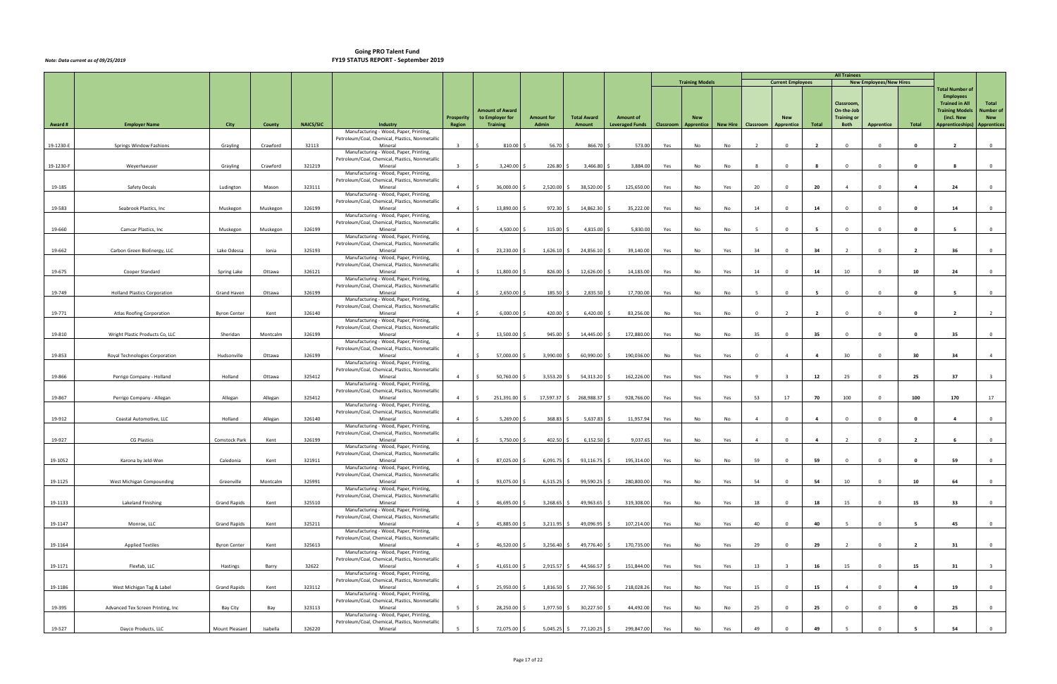# Going PRO Talent Fund
## FY19 STATUS REPORT - September 2019

*Note: Data current as of 09/25/2019*

| Award # | Employer Name | City | County | NAICS/SIC | Industry | Prosperity Region | Amount of Award to Employer for Training | Amount for Admin | Total Award Amount | Amount of Leveraged Funds | Training Models: Classroom | Training Models: New Apprentice | Training Models: New Hire | Current Employees: Classroom | Current Employees: New Apprentice | Current Employees: Total | New Employees/New Hires: Classroom, On-the-Job Training or Both | New Employees/New Hires: Apprentice | New Employees/New Hires: Total | Total Number of Employees Trained in All Training Models (incl. New Apprenticeships) | Total Number of New Apprentices |
|---|---|---|---|---|---|---|---|---|---|---|---|---|---|---|---|---|---|---|---|---|---|
| 19-1230-E | Springs Window Fashions | Grayling | Crawford | 32113 | Manufacturing - Wood, Paper, Printing, Petroleum/Coal, Chemical, Plastics, Nonmetallic Mineral | 3 | $ 810.00 | $ 56.70 | $ 866.70 | $ 573.00 | Yes | No | No | 2 | 0 | 2 | 0 | 0 | 0 | 2 | 0 |
| 19-1230-F | Weyerhaeuser | Grayling | Crawford | 321219 | Manufacturing - Wood, Paper, Printing, Petroleum/Coal, Chemical, Plastics, Nonmetallic Mineral | 3 | $ 3,240.00 | $ 226.80 | $ 3,466.80 | $ 3,884.00 | Yes | No | No | 8 | 0 | 8 | 0 | 0 | 0 | 8 | 0 |
| 19-185 | Safety Decals | Ludington | Mason | 323111 | Manufacturing - Wood, Paper, Printing, Petroleum/Coal, Chemical, Plastics, Nonmetallic Mineral | 4 | $ 36,000.00 | $ 2,520.00 | $ 38,520.00 | $ 125,650.00 | Yes | No | Yes | 20 | 0 | 20 | 4 | 0 | 4 | 24 | 0 |
| 19-583 | Seabrook Plastics, Inc | Muskegon | Muskegon | 326199 | Manufacturing - Wood, Paper, Printing, Petroleum/Coal, Chemical, Plastics, Nonmetallic Mineral | 4 | $ 13,890.00 | $ 972.30 | $ 14,862.30 | $ 35,222.00 | Yes | No | No | 14 | 0 | 14 | 0 | 0 | 0 | 14 | 0 |
| 19-660 | Camcar Plastics, Inc | Muskegon | Muskegon | 326199 | Manufacturing - Wood, Paper, Printing, Petroleum/Coal, Chemical, Plastics, Nonmetallic Mineral | 4 | $ 4,500.00 | $ 315.00 | $ 4,815.00 | $ 5,830.00 | Yes | No | No | 5 | 0 | 5 | 0 | 0 | 0 | 5 | 0 |
| 19-662 | Carbon Green BioEnergy, LLC | Lake Odessa | Ionia | 325193 | Manufacturing - Wood, Paper, Printing, Petroleum/Coal, Chemical, Plastics, Nonmetallic Mineral | 4 | $ 23,230.00 | $ 1,626.10 | $ 24,856.10 | $ 39,140.00 | Yes | No | Yes | 34 | 0 | 34 | 2 | 0 | 2 | 36 | 0 |
| 19-675 | Cooper Standard | Spring Lake | Ottawa | 326121 | Manufacturing - Wood, Paper, Printing, Petroleum/Coal, Chemical, Plastics, Nonmetallic Mineral | 4 | $ 11,800.00 | $ 826.00 | $ 12,626.00 | $ 14,183.00 | Yes | No | Yes | 14 | 0 | 14 | 10 | 0 | 10 | 24 | 0 |
| 19-749 | Holland Plastics Corporation | Grand Haven | Ottawa | 326199 | Manufacturing - Wood, Paper, Printing, Petroleum/Coal, Chemical, Plastics, Nonmetallic Mineral | 4 | $ 2,650.00 | $ 185.50 | $ 2,835.50 | $ 17,700.00 | Yes | No | No | 5 | 0 | 5 | 0 | 0 | 0 | 5 | 0 |
| 19-771 | Atlas Roofing Corporation | Byron Center | Kent | 326140 | Manufacturing - Wood, Paper, Printing, Petroleum/Coal, Chemical, Plastics, Nonmetallic Mineral | 4 | $ 6,000.00 | $ 420.00 | $ 6,420.00 | $ 83,256.00 | No | Yes | No | 0 | 2 | 2 | 0 | 0 | 0 | 2 | 2 |
| 19-810 | Wright Plastic Products Co, LLC | Sheridan | Montcalm | 326199 | Manufacturing - Wood, Paper, Printing, Petroleum/Coal, Chemical, Plastics, Nonmetallic Mineral | 4 | $ 13,500.00 | $ 945.00 | $ 14,445.00 | $ 172,880.00 | Yes | No | No | 35 | 0 | 35 | 0 | 0 | 0 | 35 | 0 |
| 19-853 | Royal Technologies Corporation | Hudsonville | Ottawa | 326199 | Manufacturing - Wood, Paper, Printing, Petroleum/Coal, Chemical, Plastics, Nonmetallic Mineral | 4 | $ 57,000.00 | $ 3,990.00 | $ 60,990.00 | $ 190,036.00 | No | Yes | Yes | 0 | 4 | 4 | 30 | 0 | 30 | 34 | 4 |
| 19-866 | Perrigo Company - Holland | Holland | Ottawa | 325412 | Manufacturing - Wood, Paper, Printing, Petroleum/Coal, Chemical, Plastics, Nonmetallic Mineral | 4 | $ 50,760.00 | $ 3,553.20 | $ 54,313.20 | $ 162,226.00 | Yes | Yes | Yes | 9 | 3 | 12 | 25 | 0 | 25 | 37 | 3 |
| 19-867 | Perrigo Company - Allegan | Allegan | Allegan | 325412 | Manufacturing - Wood, Paper, Printing, Petroleum/Coal, Chemical, Plastics, Nonmetallic Mineral | 4 | $ 251,391.00 | $ 17,597.37 | $ 268,988.37 | $ 928,766.00 | Yes | Yes | Yes | 53 | 17 | 70 | 100 | 0 | 100 | 170 | 17 |
| 19-912 | Coastal Automotive, LLC | Holland | Allegan | 326140 | Manufacturing - Wood, Paper, Printing, Petroleum/Coal, Chemical, Plastics, Nonmetallic Mineral | 4 | $ 5,269.00 | $ 368.83 | $ 5,637.83 | $ 11,957.94 | Yes | No | No | 4 | 0 | 4 | 0 | 0 | 0 | 4 | 0 |
| 19-927 | CG Plastics | Comstock Park | Kent | 326199 | Manufacturing - Wood, Paper, Printing, Petroleum/Coal, Chemical, Plastics, Nonmetallic Mineral | 4 | $ 5,750.00 | $ 402.50 | $ 6,152.50 | $ 9,037.65 | Yes | No | Yes | 4 | 0 | 4 | 2 | 0 | 2 | 6 | 0 |
| 19-1052 | Karona by Jeld-Wen | Caledonia | Kent | 321911 | Manufacturing - Wood, Paper, Printing, Petroleum/Coal, Chemical, Plastics, Nonmetallic Mineral | 4 | $ 87,025.00 | $ 6,091.75 | $ 93,116.75 | $ 195,314.00 | Yes | No | No | 59 | 0 | 59 | 0 | 0 | 0 | 59 | 0 |
| 19-1125 | West Michigan Compounding | Greenville | Montcalm | 325991 | Manufacturing - Wood, Paper, Printing, Petroleum/Coal, Chemical, Plastics, Nonmetallic Mineral | 4 | $ 93,075.00 | $ 6,515.25 | $ 99,590.25 | $ 280,800.00 | Yes | No | Yes | 54 | 0 | 54 | 10 | 0 | 10 | 64 | 0 |
| 19-1133 | Lakeland Finishing | Grand Rapids | Kent | 325510 | Manufacturing - Wood, Paper, Printing, Petroleum/Coal, Chemical, Plastics, Nonmetallic Mineral | 4 | $ 46,695.00 | $ 3,268.65 | $ 49,963.65 | $ 319,308.00 | Yes | No | Yes | 18 | 0 | 18 | 15 | 0 | 15 | 33 | 0 |
| 19-1147 | Monroe, LLC | Grand Rapids | Kent | 325211 | Manufacturing - Wood, Paper, Printing, Petroleum/Coal, Chemical, Plastics, Nonmetallic Mineral | 4 | $ 45,885.00 | $ 3,211.95 | $ 49,096.95 | $ 107,214.00 | Yes | No | Yes | 40 | 0 | 40 | 5 | 0 | 5 | 45 | 0 |
| 19-1164 | Applied Textiles | Byron Center | Kent | 325613 | Manufacturing - Wood, Paper, Printing, Petroleum/Coal, Chemical, Plastics, Nonmetallic Mineral | 4 | $ 46,520.00 | $ 3,256.40 | $ 49,776.40 | $ 170,735.00 | Yes | No | Yes | 29 | 0 | 29 | 2 | 0 | 2 | 31 | 0 |
| 19-1171 | Flexfab, LLC | Hastings | Barry | 32622 | Manufacturing - Wood, Paper, Printing, Petroleum/Coal, Chemical, Plastics, Nonmetallic Mineral | 4 | $ 41,651.00 | $ 2,915.57 | $ 44,566.57 | $ 151,844.00 | Yes | Yes | Yes | 13 | 3 | 16 | 15 | 0 | 15 | 31 | 3 |
| 19-1186 | West Michigan Tag & Label | Grand Rapids | Kent | 323112 | Manufacturing - Wood, Paper, Printing, Petroleum/Coal, Chemical, Plastics, Nonmetallic Mineral | 4 | $ 25,950.00 | $ 1,816.50 | $ 27,766.50 | $ 218,028.26 | Yes | No | Yes | 15 | 0 | 15 | 4 | 0 | 4 | 19 | 0 |
| 19-395 | Advanced Tex Screen Printing, Inc | Bay City | Bay | 323113 | Manufacturing - Wood, Paper, Printing, Petroleum/Coal, Chemical, Plastics, Nonmetallic Mineral | 5 | $ 28,250.00 | $ 1,977.50 | $ 30,227.50 | $ 44,492.00 | Yes | No | No | 25 | 0 | 25 | 0 | 0 | 0 | 25 | 0 |
| 19-527 | Dayco Products, LLC | Mount Pleasant | Isabella | 326220 | Manufacturing - Wood, Paper, Printing, Petroleum/Coal, Chemical, Plastics, Nonmetallic Mineral | 5 | $ 72,075.00 | $ 5,045.25 | $ 77,120.25 | $ 299,847.00 | Yes | No | Yes | 49 | 0 | 49 | 5 | 0 | 5 | 54 | 0 |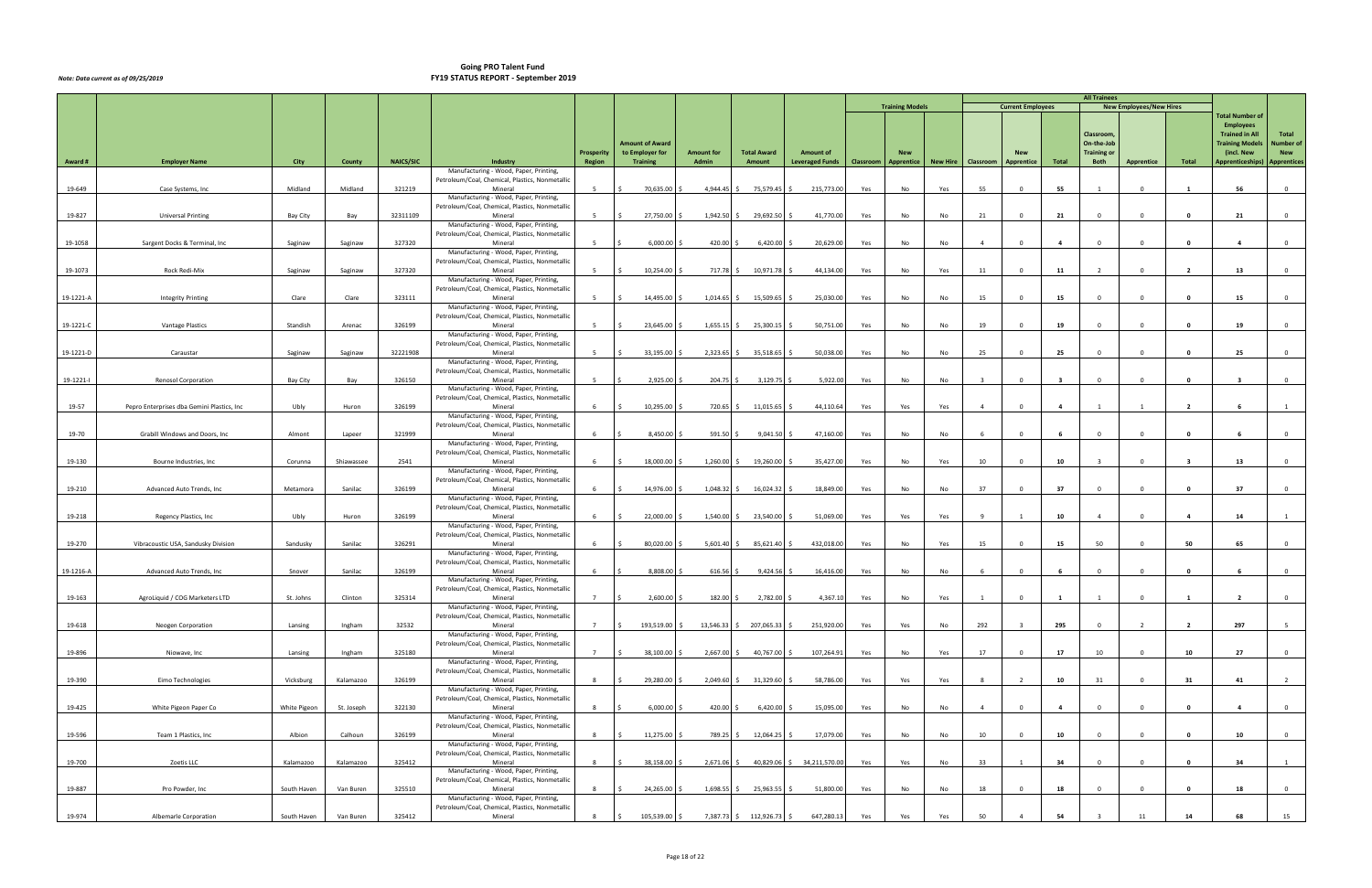# Going PRO Talent Fund
## FY19 STATUS REPORT - September 2019

*Note: Data current as of 09/25/2019*

| Award # | Employer Name | City | County | NAICS/SIC | Industry | Prosperity Region | Amount of Award to Employer for Training | Amount for Admin | Total Award Amount | Amount of Leveraged Funds | Training Models: Classroom | Training Models: New Apprentice | Training Models: New Hire | Current Employees: Classroom | Current Employees: New Apprentice | Current Employees: Total | New Employees/New Hires: Classroom, On-the-Job Training or Both | New Employees/New Hires: Apprentice | New Employees/New Hires: Total | Total Number of Employees Trained in All Training Models (incl. New Apprenticeships) | Total Number of New Apprentices |
|---|---|---|---|---|---|---|---|---|---|---|---|---|---|---|---|---|---|---|---|---|---|
| 19-649 | Case Systems, Inc | Midland | Midland | 321219 | Manufacturing - Wood, Paper, Printing, Petroleum/Coal, Chemical, Plastics, Nonmetallic Mineral | 5 | $ 70,635.00 | $ 4,944.45 | $ 75,579.45 | $ 215,773.00 | Yes | No | Yes | 55 | 0 | 55 | 1 | 0 | 1 | 56 | 0 |
| 19-827 | Universal Printing | Bay City | Bay | 32311109 | Manufacturing - Wood, Paper, Printing, Petroleum/Coal, Chemical, Plastics, Nonmetallic Mineral | 5 | $ 27,750.00 | $ 1,942.50 | $ 29,692.50 | $ 41,770.00 | Yes | No | No | 21 | 0 | 21 | 0 | 0 | 0 | 21 | 0 |
| 19-1058 | Sargent Docks & Terminal, Inc | Saginaw | Saginaw | 327320 | Manufacturing - Wood, Paper, Printing, Petroleum/Coal, Chemical, Plastics, Nonmetallic Mineral | 5 | $ 6,000.00 | $ 420.00 | $ 6,420.00 | $ 20,629.00 | Yes | No | No | 4 | 0 | 4 | 0 | 0 | 0 | 4 | 0 |
| 19-1073 | Rock Redi-Mix | Saginaw | Saginaw | 327320 | Manufacturing - Wood, Paper, Printing, Petroleum/Coal, Chemical, Plastics, Nonmetallic Mineral | 5 | $ 10,254.00 | $ 717.78 | $ 10,971.78 | $ 44,134.00 | Yes | No | Yes | 11 | 0 | 11 | 2 | 0 | 2 | 13 | 0 |
| 19-1221-A | Integrity Printing | Clare | Clare | 323111 | Manufacturing - Wood, Paper, Printing, Petroleum/Coal, Chemical, Plastics, Nonmetallic Mineral | 5 | $ 14,495.00 | $ 1,014.65 | $ 15,509.65 | $ 25,030.00 | Yes | No | No | 15 | 0 | 15 | 0 | 0 | 0 | 15 | 0 |
| 19-1221-C | Vantage Plastics | Standish | Arenac | 326199 | Manufacturing - Wood, Paper, Printing, Petroleum/Coal, Chemical, Plastics, Nonmetallic Mineral | 5 | $ 23,645.00 | $ 1,655.15 | $ 25,300.15 | $ 50,751.00 | Yes | No | No | 19 | 0 | 19 | 0 | 0 | 0 | 19 | 0 |
| 19-1221-D | Caraustar | Saginaw | Saginaw | 32221908 | Manufacturing - Wood, Paper, Printing, Petroleum/Coal, Chemical, Plastics, Nonmetallic Mineral | 5 | $ 33,195.00 | $ 2,323.65 | $ 35,518.65 | $ 50,038.00 | Yes | No | No | 25 | 0 | 25 | 0 | 0 | 0 | 25 | 0 |
| 19-1221-I | Renosol Corporation | Bay City | Bay | 326150 | Manufacturing - Wood, Paper, Printing, Petroleum/Coal, Chemical, Plastics, Nonmetallic Mineral | 5 | $ 2,925.00 | $ 204.75 | $ 3,129.75 | $ 5,922.00 | Yes | No | No | 3 | 0 | 3 | 0 | 0 | 0 | 3 | 0 |
| 19-57 | Pepro Enterprises dba Gemini Plastics, Inc | Ubly | Huron | 326199 | Manufacturing - Wood, Paper, Printing, Petroleum/Coal, Chemical, Plastics, Nonmetallic Mineral | 6 | $ 10,295.00 | $ 720.65 | $ 11,015.65 | $ 44,110.64 | Yes | Yes | Yes | 4 | 0 | 4 | 1 | 1 | 2 | 6 | 1 |
| 19-70 | Grabill Windows and Doors, Inc | Almont | Lapeer | 321999 | Manufacturing - Wood, Paper, Printing, Petroleum/Coal, Chemical, Plastics, Nonmetallic Mineral | 6 | $ 8,450.00 | $ 591.50 | $ 9,041.50 | $ 47,160.00 | Yes | No | No | 6 | 0 | 6 | 0 | 0 | 0 | 6 | 0 |
| 19-130 | Bourne Industries, Inc | Corunna | Shiawassee | 2541 | Manufacturing - Wood, Paper, Printing, Petroleum/Coal, Chemical, Plastics, Nonmetallic Mineral | 6 | $ 18,000.00 | $ 1,260.00 | $ 19,260.00 | $ 35,427.00 | Yes | No | Yes | 10 | 0 | 10 | 3 | 0 | 3 | 13 | 0 |
| 19-210 | Advanced Auto Trends, Inc | Metamora | Sanilac | 326199 | Manufacturing - Wood, Paper, Printing, Petroleum/Coal, Chemical, Plastics, Nonmetallic Mineral | 6 | $ 14,976.00 | $ 1,048.32 | $ 16,024.32 | $ 18,849.00 | Yes | No | No | 37 | 0 | 37 | 0 | 0 | 0 | 37 | 0 |
| 19-218 | Regency Plastics, Inc | Ubly | Huron | 326199 | Manufacturing - Wood, Paper, Printing, Petroleum/Coal, Chemical, Plastics, Nonmetallic Mineral | 6 | $ 22,000.00 | $ 1,540.00 | $ 23,540.00 | $ 51,069.00 | Yes | Yes | Yes | 9 | 1 | 10 | 4 | 0 | 4 | 14 | 1 |
| 19-270 | Vibracoustic USA, Sandusky Division | Sandusky | Sanilac | 326291 | Manufacturing - Wood, Paper, Printing, Petroleum/Coal, Chemical, Plastics, Nonmetallic Mineral | 6 | $ 80,020.00 | $ 5,601.40 | $ 85,621.40 | $ 432,018.00 | Yes | No | Yes | 15 | 0 | 15 | 50 | 0 | 50 | 65 | 0 |
| 19-1216-A | Advanced Auto Trends, Inc | Snover | Sanilac | 326199 | Manufacturing - Wood, Paper, Printing, Petroleum/Coal, Chemical, Plastics, Nonmetallic Mineral | 6 | $ 8,808.00 | $ 616.56 | $ 9,424.56 | $ 16,416.00 | Yes | No | No | 6 | 0 | 6 | 0 | 0 | 0 | 6 | 0 |
| 19-163 | AgroLiquid / COG Marketers LTD | St. Johns | Clinton | 325314 | Manufacturing - Wood, Paper, Printing, Petroleum/Coal, Chemical, Plastics, Nonmetallic Mineral | 7 | $ 2,600.00 | $ 182.00 | $ 2,782.00 | $ 4,367.10 | Yes | No | Yes | 1 | 0 | 1 | 1 | 0 | 1 | 2 | 0 |
| 19-618 | Neogen Corporation | Lansing | Ingham | 32532 | Manufacturing - Wood, Paper, Printing, Petroleum/Coal, Chemical, Plastics, Nonmetallic Mineral | 7 | $ 193,519.00 | $ 13,546.33 | $ 207,065.33 | $ 251,920.00 | Yes | Yes | No | 292 | 3 | 295 | 0 | 2 | 2 | 297 | 5 |
| 19-896 | Niowave, Inc | Lansing | Ingham | 325180 | Manufacturing - Wood, Paper, Printing, Petroleum/Coal, Chemical, Plastics, Nonmetallic Mineral | 7 | $ 38,100.00 | $ 2,667.00 | $ 40,767.00 | $ 107,264.91 | Yes | No | Yes | 17 | 0 | 17 | 10 | 0 | 10 | 27 | 0 |
| 19-390 | Eimo Technologies | Vicksburg | Kalamazoo | 326199 | Manufacturing - Wood, Paper, Printing, Petroleum/Coal, Chemical, Plastics, Nonmetallic Mineral | 8 | $ 29,280.00 | $ 2,049.60 | $ 31,329.60 | $ 58,786.00 | Yes | Yes | Yes | 8 | 2 | 10 | 31 | 0 | 31 | 41 | 2 |
| 19-425 | White Pigeon Paper Co | White Pigeon | St. Joseph | 322130 | Manufacturing - Wood, Paper, Printing, Petroleum/Coal, Chemical, Plastics, Nonmetallic Mineral | 8 | $ 6,000.00 | $ 420.00 | $ 6,420.00 | $ 15,095.00 | Yes | No | No | 4 | 0 | 4 | 0 | 0 | 0 | 4 | 0 |
| 19-596 | Team 1 Plastics, Inc | Albion | Calhoun | 326199 | Manufacturing - Wood, Paper, Printing, Petroleum/Coal, Chemical, Plastics, Nonmetallic Mineral | 8 | $ 11,275.00 | $ 789.25 | $ 12,064.25 | $ 17,079.00 | Yes | No | No | 10 | 0 | 10 | 0 | 0 | 0 | 10 | 0 |
| 19-700 | Zoetis LLC | Kalamazoo | Kalamazoo | 325412 | Manufacturing - Wood, Paper, Printing, Petroleum/Coal, Chemical, Plastics, Nonmetallic Mineral | 8 | $ 38,158.00 | $ 2,671.06 | $ 40,829.06 | $ 34,211,570.00 | Yes | Yes | No | 33 | 1 | 34 | 0 | 0 | 0 | 34 | 1 |
| 19-887 | Pro Powder, Inc | South Haven | Van Buren | 325510 | Manufacturing - Wood, Paper, Printing, Petroleum/Coal, Chemical, Plastics, Nonmetallic Mineral | 8 | $ 24,265.00 | $ 1,698.55 | $ 25,963.55 | $ 51,800.00 | Yes | No | No | 18 | 0 | 18 | 0 | 0 | 0 | 18 | 0 |
| 19-974 | Albemarle Corporation | South Haven | Van Buren | 325412 | Manufacturing - Wood, Paper, Printing, Petroleum/Coal, Chemical, Plastics, Nonmetallic Mineral | 8 | $ 105,539.00 | $ 7,387.73 | $ 112,926.73 | $ 647,280.13 | Yes | Yes | Yes | 50 | 4 | 54 | 3 | 11 | 14 | 68 | 15 |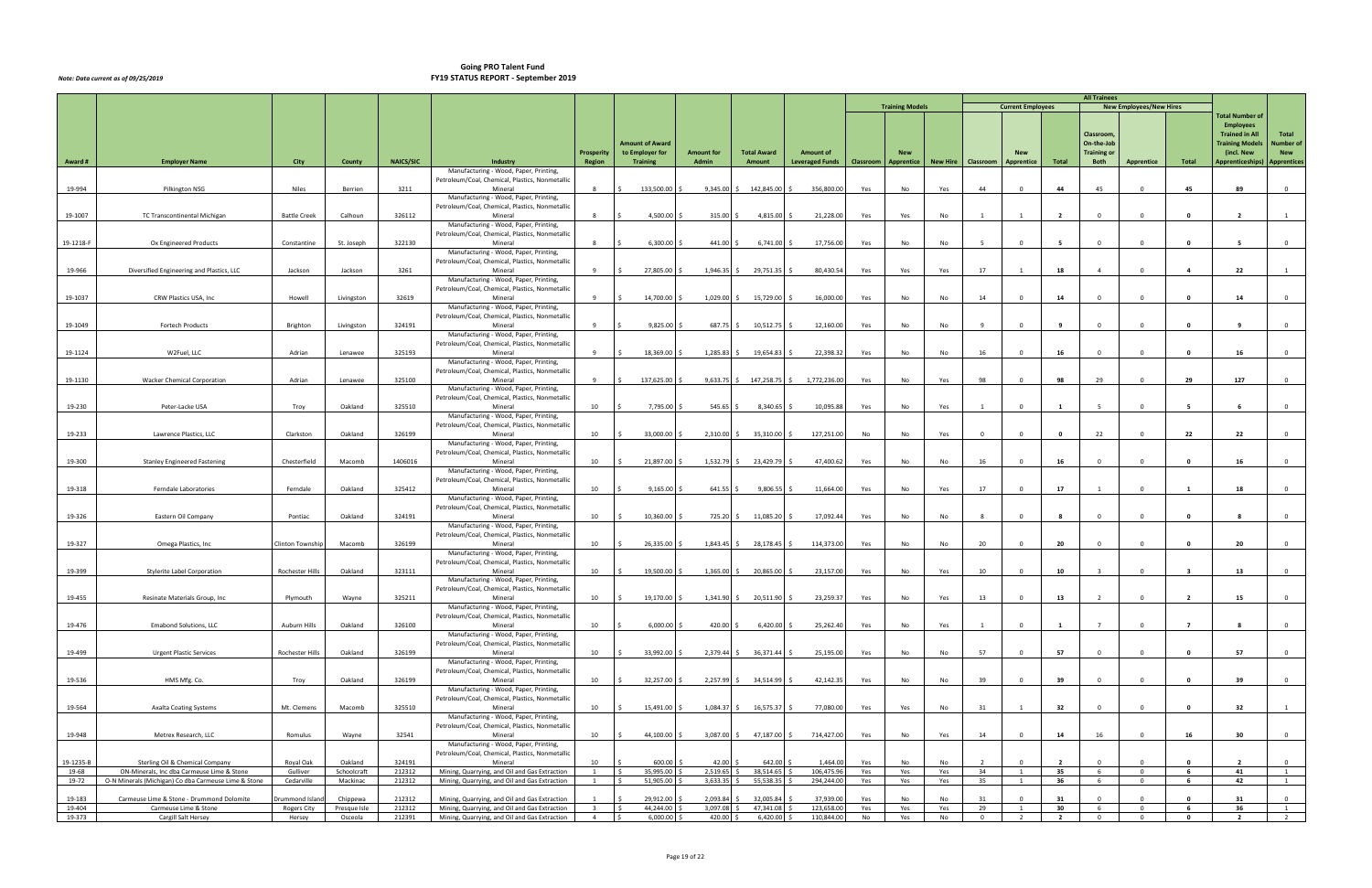# Going PRO Talent Fund
## FY19 STATUS REPORT - September 2019

*Note: Data current as of 09/25/2019*

| Award # | Employer Name | City | County | NAICS/SIC | Industry | Prosperity Region | Amount of Award to Employer for Training | Amount for Admin | Total Award Amount | Amount of Leveraged Funds | Training Models: Classroom | Training Models: New Apprentice | Training Models: New Hire | Current Employees: Classroom | Current Employees: New Apprentice | Current Employees: Total | New Employees/New Hires: Classroom, On-the-Job Training or Both | New Employees/New Hires: Apprentice | New Employees/New Hires: Total | Total Number of Employees Trained in All Training Models (incl. New Apprenticeships) | Total Number of New Apprentices |
|---|---|---|---|---|---|---|---|---|---|---|---|---|---|---|---|---|---|---|---|---|---|
| 19-994 | Pilkington NSG | Niles | Berrien | 3211 | Manufacturing - Wood, Paper, Printing, Petroleum/Coal, Chemical, Plastics, Nonmetallic Mineral | 8 | $ 133,500.00 | $ 9,345.00 | $ 142,845.00 | $ 356,800.00 | Yes | No | Yes | 44 | 0 | 44 | 45 | 0 | 45 | 89 | 0 |
| 19-1007 | TC Transcontinental Michigan | Battle Creek | Calhoun | 326112 | Manufacturing - Wood, Paper, Printing, Petroleum/Coal, Chemical, Plastics, Nonmetallic Mineral | 8 | $ 4,500.00 | $ 315.00 | $ 4,815.00 | $ 21,228.00 | Yes | Yes | No | 1 | 1 | 2 | 0 | 0 | 0 | 2 | 1 |
| 19-1218-F | Ox Engineered Products | Constantine | St. Joseph | 322130 | Manufacturing - Wood, Paper, Printing, Petroleum/Coal, Chemical, Plastics, Nonmetallic Mineral | 8 | $ 6,300.00 | $ 441.00 | $ 6,741.00 | $ 17,756.00 | Yes | No | No | 5 | 0 | 5 | 0 | 0 | 0 | 5 | 0 |
| 19-966 | Diversified Engineering and Plastics, LLC | Jackson | Jackson | 3261 | Manufacturing - Wood, Paper, Printing, Petroleum/Coal, Chemical, Plastics, Nonmetallic Mineral | 9 | $ 27,805.00 | $ 1,946.35 | $ 29,751.35 | $ 80,430.54 | Yes | Yes | Yes | 17 | 1 | 18 | 4 | 0 | 4 | 22 | 1 |
| 19-1037 | CRW Plastics USA, Inc | Howell | Livingston | 32619 | Manufacturing - Wood, Paper, Printing, Petroleum/Coal, Chemical, Plastics, Nonmetallic Mineral | 9 | $ 14,700.00 | $ 1,029.00 | $ 15,729.00 | $ 16,000.00 | Yes | No | No | 14 | 0 | 14 | 0 | 0 | 0 | 14 | 0 |
| 19-1049 | Fortech Products | Brighton | Livingston | 324191 | Manufacturing - Wood, Paper, Printing, Petroleum/Coal, Chemical, Plastics, Nonmetallic Mineral | 9 | $ 9,825.00 | $ 687.75 | $ 10,512.75 | $ 12,160.00 | Yes | No | No | 9 | 0 | 9 | 0 | 0 | 0 | 9 | 0 |
| 19-1124 | W2Fuel, LLC | Adrian | Lenawee | 325193 | Manufacturing - Wood, Paper, Printing, Petroleum/Coal, Chemical, Plastics, Nonmetallic Mineral | 9 | $ 18,369.00 | $ 1,285.83 | $ 19,654.83 | $ 22,398.32 | Yes | No | No | 16 | 0 | 16 | 0 | 0 | 0 | 16 | 0 |
| 19-1130 | Wacker Chemical Corporation | Adrian | Lenawee | 325100 | Manufacturing - Wood, Paper, Printing, Petroleum/Coal, Chemical, Plastics, Nonmetallic Mineral | 9 | $ 137,625.00 | $ 9,633.75 | $ 147,258.75 | $ 1,772,236.00 | Yes | No | Yes | 98 | 0 | 98 | 29 | 0 | 29 | 127 | 0 |
| 19-230 | Peter-Lacke USA | Troy | Oakland | 325510 | Manufacturing - Wood, Paper, Printing, Petroleum/Coal, Chemical, Plastics, Nonmetallic Mineral | 10 | $ 7,795.00 | $ 545.65 | $ 8,340.65 | $ 10,095.88 | Yes | No | Yes | 1 | 0 | 1 | 5 | 0 | 5 | 6 | 0 |
| 19-233 | Lawrence Plastics, LLC | Clarkston | Oakland | 326199 | Manufacturing - Wood, Paper, Printing, Petroleum/Coal, Chemical, Plastics, Nonmetallic Mineral | 10 | $ 33,000.00 | $ 2,310.00 | $ 35,310.00 | $ 127,251.00 | No | No | Yes | 0 | 0 | 0 | 22 | 0 | 22 | 22 | 0 |
| 19-300 | Stanley Engineered Fastening | Chesterfield | Macomb | 1406016 | Manufacturing - Wood, Paper, Printing, Petroleum/Coal, Chemical, Plastics, Nonmetallic Mineral | 10 | $ 21,897.00 | $ 1,532.79 | $ 23,429.79 | $ 47,400.62 | Yes | No | No | 16 | 0 | 16 | 0 | 0 | 0 | 16 | 0 |
| 19-318 | Ferndale Laboratories | Ferndale | Oakland | 325412 | Manufacturing - Wood, Paper, Printing, Petroleum/Coal, Chemical, Plastics, Nonmetallic Mineral | 10 | $ 9,165.00 | $ 641.55 | $ 9,806.55 | $ 11,664.00 | Yes | No | Yes | 17 | 0 | 17 | 1 | 0 | 1 | 18 | 0 |
| 19-326 | Eastern Oil Company | Pontiac | Oakland | 324191 | Manufacturing - Wood, Paper, Printing, Petroleum/Coal, Chemical, Plastics, Nonmetallic Mineral | 10 | $ 10,360.00 | $ 725.20 | $ 11,085.20 | $ 17,092.44 | Yes | No | No | 8 | 0 | 8 | 0 | 0 | 0 | 8 | 0 |
| 19-327 | Omega Plastics, Inc | Clinton Township | Macomb | 326199 | Manufacturing - Wood, Paper, Printing, Petroleum/Coal, Chemical, Plastics, Nonmetallic Mineral | 10 | $ 26,335.00 | $ 1,843.45 | $ 28,178.45 | $ 114,373.00 | Yes | No | No | 20 | 0 | 20 | 0 | 0 | 0 | 20 | 0 |
| 19-399 | Stylerite Label Corporation | Rochester Hills | Oakland | 323111 | Manufacturing - Wood, Paper, Printing, Petroleum/Coal, Chemical, Plastics, Nonmetallic Mineral | 10 | $ 19,500.00 | $ 1,365.00 | $ 20,865.00 | $ 23,157.00 | Yes | No | Yes | 10 | 0 | 10 | 3 | 0 | 3 | 13 | 0 |
| 19-455 | Resinate Materials Group, Inc | Plymouth | Wayne | 325211 | Manufacturing - Wood, Paper, Printing, Petroleum/Coal, Chemical, Plastics, Nonmetallic Mineral | 10 | $ 19,170.00 | $ 1,341.90 | $ 20,511.90 | $ 23,259.37 | Yes | No | Yes | 13 | 0 | 13 | 2 | 0 | 2 | 15 | 0 |
| 19-476 | Emabond Solutions, LLC | Auburn Hills | Oakland | 326100 | Manufacturing - Wood, Paper, Printing, Petroleum/Coal, Chemical, Plastics, Nonmetallic Mineral | 10 | $ 6,000.00 | $ 420.00 | $ 6,420.00 | $ 25,262.40 | Yes | No | Yes | 1 | 0 | 1 | 7 | 0 | 7 | 8 | 0 |
| 19-499 | Urgent Plastic Services | Rochester Hills | Oakland | 326199 | Manufacturing - Wood, Paper, Printing, Petroleum/Coal, Chemical, Plastics, Nonmetallic Mineral | 10 | $ 33,992.00 | $ 2,379.44 | $ 36,371.44 | $ 25,195.00 | Yes | No | No | 57 | 0 | 57 | 0 | 0 | 0 | 57 | 0 |
| 19-536 | HMS Mfg. Co. | Troy | Oakland | 326199 | Manufacturing - Wood, Paper, Printing, Petroleum/Coal, Chemical, Plastics, Nonmetallic Mineral | 10 | $ 32,257.00 | $ 2,257.99 | $ 34,514.99 | $ 42,142.35 | Yes | No | No | 39 | 0 | 39 | 0 | 0 | 0 | 39 | 0 |
| 19-564 | Axalta Coating Systems | Mt. Clemens | Macomb | 325510 | Manufacturing - Wood, Paper, Printing, Petroleum/Coal, Chemical, Plastics, Nonmetallic Mineral | 10 | $ 15,491.00 | $ 1,084.37 | $ 16,575.37 | $ 77,080.00 | Yes | Yes | No | 31 | 1 | 32 | 0 | 0 | 0 | 32 | 1 |
| 19-948 | Metrex Research, LLC | Romulus | Wayne | 32541 | Manufacturing - Wood, Paper, Printing, Petroleum/Coal, Chemical, Plastics, Nonmetallic Mineral | 10 | $ 44,100.00 | $ 3,087.00 | $ 47,187.00 | $ 714,427.00 | Yes | No | Yes | 14 | 0 | 14 | 16 | 0 | 16 | 30 | 0 |
| 19-1235-B | Sterling Oil & Chemical Company | Royal Oak | Oakland | 324191 | Manufacturing - Wood, Paper, Printing, Petroleum/Coal, Chemical, Plastics, Nonmetallic Mineral | 10 | $ 600.00 | $ 42.00 | $ 642.00 | $ 1,464.00 | Yes | No | No | 2 | 0 | 2 | 0 | 0 | 0 | 2 | 0 |
| 19-68 | ON-Minerals, Inc dba Carmeuse Lime & Stone | Gulliver | Schoolcraft | 212312 | Mining, Quarrying, and Oil and Gas Extraction | 1 | $ 35,995.00 | $ 2,519.65 | $ 38,514.65 | $ 106,475.96 | Yes | Yes | Yes | 34 | 1 | 35 | 6 | 0 | 6 | 41 | 1 |
| 19-72 | O-N Minerals (Michigan) Co dba Carmeuse Lime & Stone | Cedarville | Mackinac | 212312 | Mining, Quarrying, and Oil and Gas Extraction | 1 | $ 51,905.00 | $ 3,633.35 | $ 55,538.35 | $ 294,244.00 | Yes | Yes | Yes | 35 | 1 | 36 | 6 | 0 | 6 | 42 | 1 |
| 19-183 | Carmeuse Lime & Stone - Drummond Dolomite | Drummond Island | Chippewa | 212312 | Mining, Quarrying, and Oil and Gas Extraction | 1 | $ 29,912.00 | $ 2,093.84 | $ 32,005.84 | $ 37,939.00 | Yes | No | No | 31 | 0 | 31 | 0 | 0 | 0 | 31 | 0 |
| 19-404 | Carmeuse Lime & Stone | Rogers City | Presque Isle | 212312 | Mining, Quarrying, and Oil and Gas Extraction | 3 | $ 44,244.00 | $ 3,097.08 | $ 47,341.08 | $ 123,658.00 | Yes | Yes | Yes | 29 | 1 | 30 | 6 | 0 | 6 | 36 | 1 |
| 19-373 | Cargill Salt Hersey | Hersey | Osceola | 212391 | Mining, Quarrying, and Oil and Gas Extraction | 4 | $ 6,000.00 | $ 420.00 | $ 6,420.00 | $ 110,844.00 | No | Yes | No | 0 | 2 | 2 | 0 | 0 | 0 | 2 | 2 |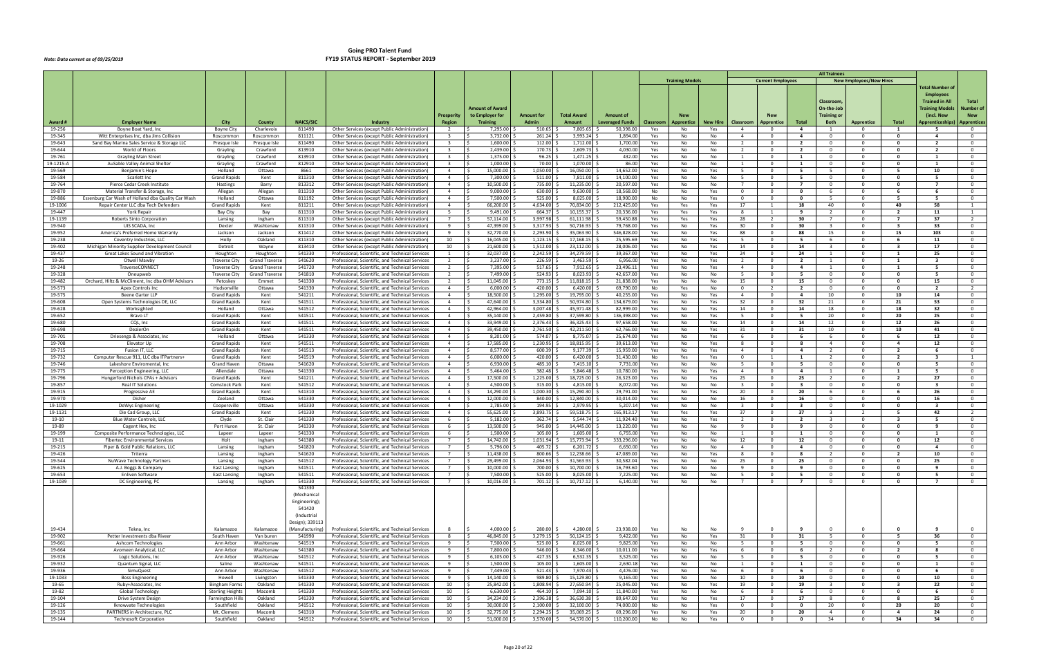# Going PRO Talent Fund
## FY19 STATUS REPORT - September 2019

*Note: Data current as of 09/25/2019*

| Award # | Employer Name | City | County | NAICS/SIC | Industry | Prosperity Region | Amount of Award to Employer for Training | Amount for Admin | Total Award Amount | Amount of Leveraged Funds | Training Models: Classroom | Training Models: New Apprentice | Training Models: New Hire | Current Employees: Classroom | Current Employees: New Apprentice | Current Employees: Total | All Trainees - New Employees/New Hires: Classroom, On-the-Job Training or Both | All Trainees - New Employees/New Hires: Apprentice | All Trainees - New Employees/New Hires: Total | Total Number of Employees Trained in All Training Models (incl. New Apprenticeships) | Total Number of Apprentices |
|---|---|---|---|---|---|---|---|---|---|---|---|---|---|---|---|---|---|---|---|---|---|
| 19-256 | Boyne Boat Yard, Inc | Boyne City | Charlevoix | 811490 | Other Services (except Public Administration) | 2 | $ 7,295.00 | $ 510.65 | $ 7,805.65 | $ 50,398.00 | Yes | No | Yes | 4 | 0 | 4 | 1 | 0 | 1 | 5 | 0 |
| 19-345 | Witt Enterprises Inc, dba Jims Collision | Roscommon | Roscommon | 811121 | Other Services (except Public Administration) | 3 | $ 3,732.00 | $ 261.24 | $ 3,993.24 | $ 1,894.00 | Yes | No | No | 4 | 0 | 4 | 0 | 0 | 0 | 4 | 0 |
| 19-643 | Sand Bay Marina Sales Service & Storage LLC | Presque Isle | Presque Isle | 811490 | Other Services (except Public Administration) | 3 | $ 1,600.00 | $ 112.00 | $ 1,712.00 | $ 1,700.00 | Yes | No | No | 2 | 0 | 2 | 0 | 0 | 0 | 2 | 0 |
| 19-644 | World of Floors | Grayling | Crawford | 813910 | Other Services (except Public Administration) | 3 | $ 2,439.00 | $ 170.73 | $ 2,609.73 | $ 4,030.00 | Yes | No | No | 2 | 0 | 2 | 0 | 0 | 0 | 2 | 0 |
| 19-761 | Grayling Main Street | Grayling | Crawford | 813910 | Other Services (except Public Administration) | 3 | $ 1,375.00 | $ 96.25 | $ 1,471.25 | $ 432.00 | Yes | No | No | 1 | 0 | 1 | 0 | 0 | 0 | 1 | 0 |
| 19-1215-A | AuSable Valley Animal Shelter | Grayling | Crawford | 812910 | Other Services (except Public Administration) | 3 | $ 1,000.00 | $ 70.00 | $ 1,070.00 | $ 86.00 | Yes | No | No | 1 | 0 | 1 | 0 | 0 | 0 | 1 | 0 |
| 19-569 | Benjamin's Hope | Holland | Ottawa | 8661 | Other Services (except Public Administration) | 4 | $ 15,000.00 | $ 1,050.00 | $ 16,050.00 | $ 14,652.00 | Yes | No | Yes | 5 | 0 | 5 | 5 | 0 | 5 | 10 | 0 |
| 19-584 | Scarlett Inc | Grand Rapids | Kent | 811310 | Other Services (except Public Administration) | 4 | $ 7,300.00 | $ 511.00 | $ 7,811.00 | $ 14,100.00 | Yes | No | No | 5 | 0 | 5 | 0 | 0 | 0 | 5 | 0 |
| 19-764 | Pierce Cedar Creek Institute | Hastings | Barry | 813312 | Other Services (except Public Administration) | 4 | $ 10,500.00 | $ 735.00 | $ 11,235.00 | $ 20,597.00 | Yes | No | No | 7 | 0 | 7 | 0 | 0 | 0 | 7 | 0 |
| 19-870 | Material Transfer & Storage, Inc | Allegan | Allegan | 811310 | Other Services (except Public Administration) | 4 | $ 9,000.00 | $ 630.00 | $ 9,630.00 | $ 18,568.00 | No | No | Yes | 0 | 0 | 0 | 6 | 0 | 6 | 6 | 0 |
| 19-886 | Essenburg Car Wash of Holland dba Quality Car Wash | Holland | Ottawa | 811192 | Other Services (except Public Administration) | 4 | $ 7,500.00 | $ 525.00 | $ 8,025.00 | $ 18,900.00 | No | No | Yes | 0 | 0 | 0 | 5 | 0 | 5 | 5 | 0 |
| 19-1006 | Repair Center LLC dba Tech Defenders | Grand Rapids | Kent | 811211 | Other Services (except Public Administration) | 4 | $ 66,200.00 | $ 4,634.00 | $ 70,834.00 | $ 212,425.00 | Yes | Yes | Yes | 17 | 1 | 18 | 40 | 0 | 40 | 58 | 1 |
| 19-447 | York Repair | Bay City | Bay | 811310 | Other Services (except Public Administration) | 5 | $ 9,491.00 | $ 664.37 | $ 10,155.37 | $ 20,336.00 | Yes | Yes | Yes | 8 | 1 | 9 | 2 | 0 | 2 | 11 | 1 |
| 19-1139 | Roberts Sinto Corporation | Lansing | Ingham | 811310 | Other Services (except Public Administration) | 7 | $ 57,114.00 | $ 3,997.98 | $ 61,111.98 | $ 59,450.88 | Yes | Yes | Yes | 28 | 2 | 30 | 7 | 0 | 7 | 37 | 2 |
| 19-940 | UIS SCADA, Inc | Dexter | Washtenaw | 811310 | Other Services (except Public Administration) | 9 | $ 47,399.00 | $ 3,317.93 | $ 50,716.93 | $ 79,768.00 | Yes | No | Yes | 30 | 0 | 30 | 3 | 0 | 3 | 33 | 0 |
| 19-952 | America's Preferred Home Warranty | Jackson | Jackson | 811412 | Other Services (except Public Administration) | 9 | $ 32,770.00 | $ 2,293.90 | $ 35,063.90 | $ 546,828.00 | Yes | No | Yes | 88 | 0 | 88 | 15 | 0 | 15 | 103 | 0 |
| 19-238 | Coventry Industries, LLC | Holly | Oakland | 811310 | Other Services (except Public Administration) | 10 | $ 16,045.00 | $ 1,123.15 | $ 17,168.15 | $ 25,595.69 | Yes | No | Yes | 5 | 0 | 5 | 6 | 0 | 6 | 11 | 0 |
| 19-402 | Michigan Minority Supplier Development Council | Detroit | Wayne | 813410 | Other Services (except Public Administration) | 10 | $ 21,600.00 | $ 1,512.00 | $ 23,112.00 | $ 28,006.00 | Yes | No | Yes | 14 | 0 | 14 | 3 | 0 | 3 | 17 | 0 |
| 19-437 | Great Lakes Sound and Vibration | Houghton | Houghton | 541330 | Professional, Scientific, and Technical Services | 1 | $ 32,037.00 | $ 2,242.59 | $ 34,279.59 | $ 39,367.00 | Yes | No | Yes | 24 | 0 | 24 | 1 | 0 | 1 | 25 | 0 |
| 19-26 | Otwell Mawby | Traverse City | Grand Traverse | 541620 | Professional, Scientific, and Technical Services | 2 | $ 3,237.00 | $ 226.59 | $ 3,463.59 | $ 6,956.00 | Yes | No | Yes | 2 | 0 | 2 | 1 | 0 | 1 | 3 | 0 |
| 19-248 | TraverseCONNECT | Traverse City | Grand Traverse | 541720 | Professional, Scientific, and Technical Services | 2 | $ 7,395.00 | $ 517.65 | $ 7,912.65 | $ 23,496.11 | Yes | No | Yes | 4 | 0 | 4 | 1 | 0 | 1 | 5 | 0 |
| 19-328 | Oneupweb | Traverse City | Grand Traverse | 541810 | Professional, Scientific, and Technical Services | 2 | $ 7,499.00 | $ 524.93 | $ 8,023.93 | $ 42,657.00 | Yes | No | No | 5 | 0 | 5 | 0 | 0 | 0 | 5 | 0 |
| 19-482 | Orchard, Hiltz & McCliment, Inc dba OHM Advisors | Petoskey | Emmet | 541330 | Professional, Scientific, and Technical Services | 2 | $ 11,045.00 | $ 773.15 | $ 11,818.15 | $ 21,838.00 | Yes | No | No | 15 | 0 | 15 | 0 | 0 | 0 | 15 | 0 |
| 19-573 | Apex Controls Inc | Hudsonville | Ottawa | 541330 | Professional, Scientific, and Technical Services | 4 | $ 6,000.00 | $ 420.00 | $ 6,420.00 | $ 69,790.00 | No | Yes | No | 0 | 2 | 2 | 0 | 0 | 0 | 2 | 2 |
| 19-575 | Beene Garter LLP | Grand Rapids | Kent | 541211 | Professional, Scientific, and Technical Services | 4 | $ 18,500.00 | $ 1,295.00 | $ 19,795.00 | $ 40,255.00 | Yes | No | Yes | 4 | 0 | 4 | 10 | 0 | 10 | 14 | 0 |
| 19-608 | Open Systems Technologies DE, LLC | Grand Rapids | Kent | 541511 | Professional, Scientific, and Technical Services | 4 | $ 47,640.00 | $ 3,334.80 | $ 50,974.80 | $ 134,679.00 | Yes | No | Yes | 32 | 0 | 32 | 21 | 0 | 21 | 53 | 0 |
| 19-628 | Worksighted | Holland | Ottawa | 541512 | Professional, Scientific, and Technical Services | 4 | $ 42,964.00 | $ 3,007.48 | $ 45,971.48 | $ 82,999.00 | Yes | No | Yes | 14 | 0 | 14 | 18 | 0 | 18 | 32 | 0 |
| 19-652 | Bravo LT | Grand Rapids | Kent | 541511 | Professional, Scientific, and Technical Services | 4 | $ 35,140.00 | $ 2,459.80 | $ 37,599.80 | $ 136,398.00 | Yes | No | Yes | 5 | 0 | 5 | 20 | 0 | 20 | 25 | 0 |
| 19-680 | CQL, Inc | Grand Rapids | Kent | 541511 | Professional, Scientific, and Technical Services | 4 | $ 33,949.00 | $ 2,376.43 | $ 36,325.43 | $ 97,658.00 | Yes | No | Yes | 14 | 0 | 14 | 12 | 0 | 12 | 26 | 0 |
| 19-698 | DealerOn | Grand Rapids | Kent | 541511 | Professional, Scientific, and Technical Services | 4 | $ 39,450.00 | $ 2,761.50 | $ 42,211.50 | $ 62,766.00 | Yes | No | Yes | 31 | 0 | 31 | 10 | 0 | 10 | 41 | 0 |
| 19-701 | Driesenga & Associates, Inc | Holland | Ottawa | 541330 | Professional, Scientific, and Technical Services | 4 | $ 8,201.00 | $ 574.07 | $ 8,775.07 | $ 25,674.00 | Yes | No | Yes | 6 | 0 | 6 | 6 | 0 | 6 | 12 | 0 |
| 19-708 | Elevator Up | Grand Rapids | Kent | 541511 | Professional, Scientific, and Technical Services | 4 | $ 17,585.00 | $ 1,230.95 | $ 18,815.95 | $ 39,613.00 | Yes | No | Yes | 8 | 0 | 8 | 4 | 0 | 4 | 12 | 0 |
| 19-715 | Fusion IT, LLC | Grand Rapids | Kent | 541513 | Professional, Scientific, and Technical Services | 4 | $ 8,577.00 | $ 600.39 | $ 9,177.39 | $ 15,959.00 | Yes | No | Yes | 4 | 0 | 4 | 2 | 0 | 2 | 6 | 0 |
| 19-732 | Computer Rescue 911, LLC dba ITPartners+ | Grand Rapids | Kent | 541519 | Professional, Scientific, and Technical Services | 4 | $ 6,000.00 | $ 420.00 | $ 6,420.00 | $ 31,430.00 | No | Yes | Yes | 0 | 1 | 1 | 2 | 0 | 2 | 3 | 1 |
| 19-746 | Lakeshore Enviromental, Inc | Grand Haven | Ottawa | 541620 | Professional, Scientific, and Technical Services | 4 | $ 6,930.00 | $ 485.10 | $ 7,415.10 | $ 7,731.00 | Yes | No | No | 5 | 0 | 5 | 0 | 0 | 0 | 5 | 0 |
| 19-775 | Perception Engineering, LLC | Allendale | Ottawa | 541330 | Professional, Scientific, and Technical Services | 4 | $ 5,464.00 | $ 382.48 | $ 5,846.48 | $ 10,780.00 | Yes | No | Yes | 4 | 0 | 4 | 1 | 0 | 1 | 5 | 0 |
| 19-796 | Hungerford Nichols CPAs + Advisors | Grand Rapids | Kent | 541211 | Professional, Scientific, and Technical Services | 4 | $ 17,500.00 | $ 1,225.00 | $ 18,725.00 | $ 26,323.00 | Yes | No | Yes | 25 | 0 | 25 | 2 | 0 | 2 | 27 | 0 |
| 19-857 | Real IT Solutions | Comstock Park | Kent | 541512 | Professional, Scientific, and Technical Services | 4 | $ 4,500.00 | $ 315.00 | $ 4,815.00 | $ 8,072.00 | Yes | No | No | 3 | 0 | 3 | 0 | 0 | 0 | 3 | 0 |
| 19-915 | Progressive AE | Grand Rapids | Kent | 541310 | Professional, Scientific, and Technical Services | 4 | $ 14,290.00 | $ 1,000.30 | $ 15,290.30 | $ 29,791.00 | Yes | No | Yes | 20 | 0 | 20 | 6 | 0 | 6 | 26 | 0 |
| 19-970 | Disher | Zeeland | Ottawa | 541330 | Professional, Scientific, and Technical Services | 4 | $ 12,000.00 | $ 840.00 | $ 12,840.00 | $ 30,014.00 | Yes | No | No | 16 | 0 | 16 | 0 | 0 | 0 | 16 | 0 |
| 19-1029 | DeWys Engineering | Coopersville | Ottawa | 541330 | Professional, Scientific, and Technical Services | 4 | $ 2,785.00 | $ 194.95 | $ 2,979.95 | $ 5,207.14 | Yes | No | No | 3 | 0 | 3 | 0 | 0 | 0 | 3 | 0 |
| 19-1131 | Die Cad Group, LLC | Grand Rapids | Kent | 541330 | Professional, Scientific, and Technical Services | 4 | $ 55,625.00 | $ 3,893.75 | $ 59,518.75 | $ 165,913.17 | Yes | Yes | Yes | 37 | 0 | 37 | 3 | 2 | 5 | 42 | 2 |
| 19-10 | Blue Water Controls, LLC | Clyde | St. Clair | 541330 | Professional, Scientific, and Technical Services | 6 | $ 5,182.00 | $ 362.74 | $ 5,544.74 | $ 11,924.40 | Yes | No | Yes | 2 | 0 | 2 | 3 | 0 | 3 | 5 | 0 |
| 19-89 | Cogent Hex, Inc | Port Huron | St. Clair | 541330 | Professional, Scientific, and Technical Services | 6 | $ 13,500.00 | $ 945.00 | $ 14,445.00 | $ 13,220.00 | Yes | No | No | 9 | 0 | 9 | 0 | 0 | 0 | 9 | 0 |
| 19-199 | Composite Performance Technologies, LLC | Lapeer | Lapeer | 541330 | Professional, Scientific, and Technical Services | 6 | $ 1,500.00 | $ 105.00 | $ 1,605.00 | $ 6,755.00 | Yes | No | No | 1 | 0 | 1 | 0 | 0 | 0 | 1 | 0 |
| 19-11 | Fibertec Environmental Services | Holt | Ingham | 541380 | Professional, Scientific, and Technical Services | 7 | $ 14,742.00 | $ 1,031.94 | $ 15,773.94 | $ 333,296.00 | Yes | No | No | 12 | 0 | 12 | 0 | 0 | 0 | 12 | 0 |
| 19-215 | Piper & Gold Public Relations, LLC | Lansing | Ingham | 541820 | Professional, Scientific, and Technical Services | 7 | $ 5,796.00 | $ 405.72 | $ 6,201.72 | $ 6,650.00 | Yes | No | No | 4 | 0 | 4 | 0 | 0 | 0 | 4 | 0 |
| 19-426 | Triterra | Lansing | Ingham | 541620 | Professional, Scientific, and Technical Services | 7 | $ 11,438.00 | $ 800.66 | $ 12,238.66 | $ 47,089.00 | Yes | No | Yes | 8 | 0 | 8 | 2 | 0 | 2 | 10 | 0 |
| 19-544 | NuWave Technology Partners | Lansing | Ingham | 541512 | Professional, Scientific, and Technical Services | 7 | $ 29,499.00 | $ 2,064.93 | $ 31,563.93 | $ 30,582.04 | Yes | No | No | 25 | 0 | 25 | 0 | 0 | 0 | 25 | 0 |
| 19-625 | A.J. Boggs & Company | East Lansing | Ingham | 541511 | Professional, Scientific, and Technical Services | 7 | $ 10,000.00 | $ 700.00 | $ 10,700.00 | $ 16,793.60 | Yes | No | No | 9 | 0 | 9 | 0 | 0 | 0 | 9 | 0 |
| 19-653 | Enliven Software | East Lansing | Ingham | 541511 | Professional, Scientific, and Technical Services | 7 | $ 7,500.00 | $ 525.00 | $ 8,025.00 | $ 7,225.00 | Yes | No | No | 5 | 0 | 5 | 0 | 0 | 0 | 5 | 0 |
| 19-1039 | DC Engineering, PC | Lansing | Ingham | 541330 | Professional, Scientific, and Technical Services | 7 | $ 10,016.00 | $ 701.12 | $ 10,717.12 | $ 6,140.00 | Yes | No | No | 7 | 0 | 7 | 0 | 0 | 0 | 7 | 0 |
| 19-434 | Tekna, Inc | Kalamazoo | Kalamazoo | 541330 (Mechanical Engineering); 541420 (Industrial Design); 339113 (Manufacturing) | Professional, Scientific, and Technical Services | 8 | $ 4,000.00 | $ 280.00 | $ 4,280.00 | $ 23,938.00 | Yes | No | No | 9 | 0 | 9 | 0 | 0 | 0 | 9 | 0 |
| 19-902 | Petter Investments dba Riveer | South Haven | Van buren | 541990 | Professional, Scientific, and Technical Services | 8 | $ 46,845.00 | $ 3,279.15 | $ 50,124.15 | $ 9,422.00 | Yes | No | Yes | 31 | 0 | 31 | 5 | 0 | 5 | 36 | 0 |
| 19-661 | Ashcom Technologies | Ann Arbor | Washtenaw | 541519 | Professional, Scientific, and Technical Services | 9 | $ 7,500.00 | $ 525.00 | $ 8,025.00 | $ 9,825.00 | Yes | No | No | 5 | 0 | 5 | 0 | 0 | 0 | 5 | 0 |
| 19-664 | Avomeen Analytical, LLC | Ann Arbor | Washtenaw | 541380 | Professional, Scientific, and Technical Services | 9 | $ 7,800.00 | $ 546.00 | $ 8,346.00 | $ 10,011.00 | Yes | No | Yes | 6 | 0 | 6 | 2 | 0 | 2 | 8 | 0 |
| 19-926 | Logic Solutions, Inc | Ann Arbor | Washtenaw | 541512 | Professional, Scientific, and Technical Services | 9 | $ 6,105.00 | $ 427.35 | $ 6,532.35 | $ 3,525.00 | Yes | No | No | 5 | 0 | 5 | 0 | 0 | 0 | 5 | 0 |
| 19-932 | Quantum Signal, LLC | Saline | Washtenaw | 541511 | Professional, Scientific, and Technical Services | 9 | $ 1,500.00 | $ 105.00 | $ 1,605.00 | $ 2,630.18 | Yes | No | No | 1 | 0 | 1 | 0 | 0 | 0 | 1 | 0 |
| 19-936 | SimuQuest | Ann Arbor | Washtenaw | 541512 | Professional, Scientific, and Technical Services | 9 | $ 7,449.00 | $ 521.43 | $ 7,970.43 | $ 4,476.00 | Yes | No | No | 6 | 0 | 6 | 0 | 0 | 0 | 6 | 0 |
| 19-1033 | Boss Engineering | Howell | Livingston | 541330 | Professional, Scientific, and Technical Services | 9 | $ 14,140.00 | $ 989.80 | $ 15,129.80 | $ 9,165.00 | Yes | No | No | 10 | 0 | 10 | 0 | 0 | 0 | 10 | 0 |
| 19-65 | Ruby+Associates, Inc | Bingham Farms | Oakland | 541330 | Professional, Scientific, and Technical Services | 10 | $ 25,842.00 | $ 1,808.94 | $ 27,650.94 | $ 25,045.00 | Yes | No | Yes | 19 | 0 | 19 | 3 | 0 | 3 | 22 | 0 |
| 19-82 | Global Technology | Sterling Heights | Macomb | 541330 | Professional, Scientific, and Technical Services | 10 | $ 6,630.00 | $ 464.10 | $ 7,094.10 | $ 11,840.00 | Yes | No | No | 6 | 0 | 6 | 0 | 0 | 0 | 6 | 0 |
| 19-104 | Drive System Design | Farmington Hills | Oakland | 541330 | Professional, Scientific, and Technical Services | 10 | $ 34,234.00 | $ 2,396.38 | $ 36,630.38 | $ 89,647.00 | Yes | No | Yes | 17 | 0 | 17 | 8 | 0 | 8 | 25 | 0 |
| 19-126 | Iknowvate Technologies | Southfield | Oakland | 541512 | Professional, Scientific, and Technical Services | 10 | $ 30,000.00 | $ 2,100.00 | $ 32,100.00 | $ 74,000.00 | No | No | Yes | 0 | 0 | 0 | 20 | 0 | 20 | 20 | 0 |
| 19-135 | PARTNERS in Architecture, PLC | Mt. Clemens | Macomb | 541310 | Professional, Scientific, and Technical Services | 10 | $ 32,775.00 | $ 2,294.25 | $ 35,069.25 | $ 69,296.00 | Yes | No | Yes | 20 | 0 | 20 | 4 | 0 | 4 | 24 | 0 |
| 19-144 | Technosoft Corporation | Southfield | Oakland | 541512 | Professional, Scientific, and Technical Services | 10 | $ 51,000.00 | $ 3,570.00 | $ 54,570.00 | $ 110,200.00 | No | No | Yes | 0 | 0 | 0 | 34 | 0 | 34 | 34 | 0 |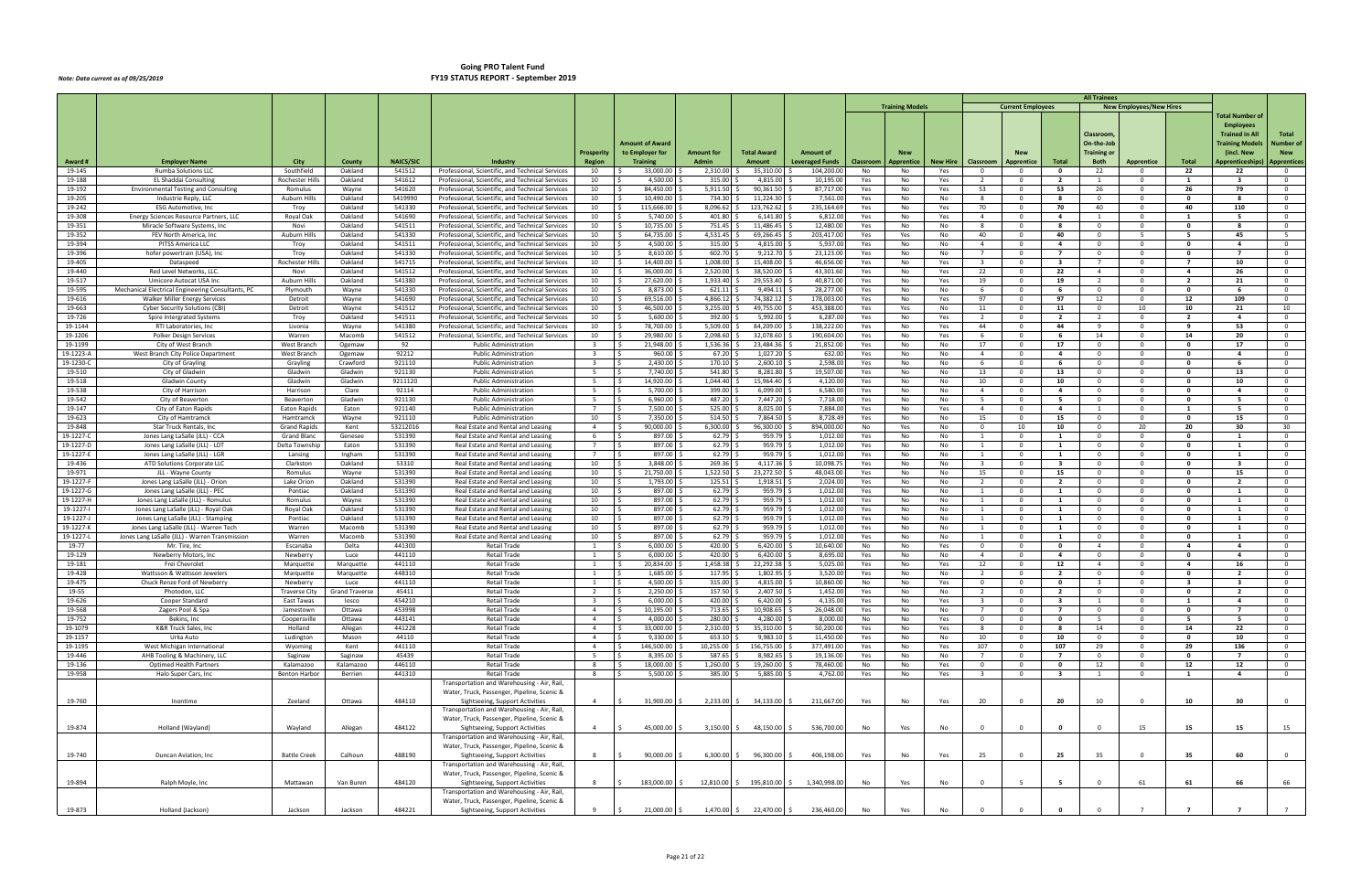# Going PRO Talent Fund
## FY19 STATUS REPORT - September 2019

*Note: Data current as of 09/25/2019*

| Award # | Employer Name | City | County | NAICS/SIC | Industry | Prosperity Region | Amount of Award to Employer for Training | Amount for Admin | Total Award Amount | Amount of Leveraged Funds | Training Models: Classroom | Training Models: New Apprentice | Training Models: New Hire | Current Employees: Classroom | Current Employees: New Apprentice | Current Employees: Total | New Employees/New Hires: Classroom, On-the-Job Training or Both | New Employees/New Hires: Apprentice | New Employees/New Hires: Total | Total Number of Employees Trained in All Training Models (incl. New Apprenticeships) | Total Number of Apprentices |
|---|---|---|---|---|---|---|---|---|---|---|---|---|---|---|---|---|---|---|---|---|---|
| 19-145 | Rumba Solutions LLC | Southfield | Oakland | 541512 | Professional, Scientific, and Technical Services | 10 | $ 33,000.00 | $ 2,310.00 | $ 35,310.00 | $ 104,200.00 | No | No | Yes | 0 | 0 | 0 | 22 | 0 | 22 | 22 | 0 |
| 19-188 | EL Shaddai Consulting | Rochester Hills | Oakland | 541612 | Professional, Scientific, and Technical Services | 10 | $ 4,500.00 | $ 315.00 | $ 4,815.00 | $ 10,195.00 | Yes | No | Yes | 2 | 0 | 2 | 1 | 0 | 1 | 3 | 0 |
| 19-192 | Environmental Testing and Consulting | Romulus | Wayne | 541620 | Professional, Scientific, and Technical Services | 10 | $ 84,450.00 | $ 5,911.50 | $ 90,361.50 | $ 87,717.00 | Yes | No | Yes | 53 | 0 | 53 | 26 | 0 | 26 | 79 | 0 |
| 19-205 | Industrie Reply, LLC | Auburn Hills | Oakland | 5419990 | Professional, Scientific, and Technical Services | 10 | $ 10,490.00 | $ 734.30 | $ 11,224.30 | $ 7,561.00 | Yes | No | No | 8 | 0 | 8 | 0 | 0 | 0 | 8 | 0 |
| 19-242 | ESG Automotive, Inc | Troy | Oakland | 541330 | Professional, Scientific, and Technical Services | 10 | $ 115,666.00 | $ 8,096.62 | $ 123,762.62 | $ 235,164.69 | Yes | No | Yes | 70 | 0 | 70 | 40 | 0 | 40 | 110 | 0 |
| 19-308 | Energy Sciences Resource Partners, LLC | Royal Oak | Oakland | 541690 | Professional, Scientific, and Technical Services | 10 | $ 5,740.00 | $ 401.80 | $ 6,141.80 | $ 6,812.00 | Yes | No | Yes | 4 | 0 | 4 | 1 | 0 | 1 | 5 | 0 |
| 19-351 | Miracle Software Systems, Inc | Novi | Oakland | 541511 | Professional, Scientific, and Technical Services | 10 | $ 10,735.00 | $ 751.45 | $ 11,486.45 | $ 12,480.00 | Yes | No | No | 8 | 0 | 8 | 0 | 0 | 0 | 8 | 0 |
| 19-352 | FEV North America, Inc | Auburn Hills | Oakland | 541330 | Professional, Scientific, and Technical Services | 10 | $ 64,735.00 | $ 4,531.45 | $ 69,266.45 | $ 203,417.00 | Yes | Yes | No | 40 | 0 | 40 | 0 | 5 | 5 | 45 | 5 |
| 19-394 | PITSS America LLC | Troy | Oakland | 541511 | Professional, Scientific, and Technical Services | 10 | $ 4,500.00 | $ 315.00 | $ 4,815.00 | $ 5,937.00 | Yes | No | No | 4 | 0 | 4 | 0 | 0 | 0 | 4 | 0 |
| 19-396 | hofer powertrain (USA), Inc | Troy | Oakland | 541330 | Professional, Scientific, and Technical Services | 10 | $ 8,610.00 | $ 602.70 | $ 9,212.70 | $ 23,123.00 | Yes | No | No | 7 | 0 | 7 | 0 | 0 | 0 | 7 | 0 |
| 19-405 | Dataspeed | Rochester Hills | Oakland | 541715 | Professional, Scientific, and Technical Services | 10 | $ 14,400.00 | $ 1,008.00 | $ 15,408.00 | $ 46,656.00 | Yes | No | Yes | 3 | 0 | 3 | 7 | 0 | 7 | 10 | 0 |
| 19-440 | Red Level Networks, LLC. | Novi | Oakland | 541512 | Professional, Scientific, and Technical Services | 10 | $ 36,000.00 | $ 2,520.00 | $ 38,520.00 | $ 43,301.60 | Yes | No | Yes | 22 | 0 | 22 | 4 | 0 | 4 | 26 | 0 |
| 19-517 | Umicore Autocat USA Inc | Auburn Hills | Oakland | 541380 | Professional, Scientific, and Technical Services | 10 | $ 27,620.00 | $ 1,933.40 | $ 29,553.40 | $ 40,871.00 | Yes | No | Yes | 19 | 0 | 19 | 2 | 0 | 2 | 21 | 0 |
| 19-595 | Mechanical Electrical Engineering Consultants, PC | Plymouth | Wayne | 541330 | Professional, Scientific, and Technical Services | 10 | $ 8,873.00 | $ 621.11 | $ 9,494.11 | $ 28,277.00 | Yes | No | No | 6 | 0 | 6 | 0 | 0 | 0 | 6 | 0 |
| 19-616 | Walker Miller Energy Services | Detroit | Wayne | 541690 | Professional, Scientific, and Technical Services | 10 | $ 69,516.00 | $ 4,866.12 | $ 74,382.12 | $ 178,003.00 | Yes | No | Yes | 97 | 0 | 97 | 12 | 0 | 12 | 109 | 0 |
| 19-663 | Cyber Security Solutions (CBI) | Detroit | Wayne | 541512 | Professional, Scientific, and Technical Services | 10 | $ 46,500.00 | $ 3,255.00 | $ 49,755.00 | $ 453,388.00 | Yes | Yes | No | 11 | 0 | 11 | 0 | 10 | 10 | 21 | 10 |
| 19-726 | Spire Intergrated Systems | Troy | Oakland | 541511 | Professional, Scientific, and Technical Services | 10 | $ 5,600.00 | $ 392.00 | $ 5,992.00 | $ 6,287.00 | Yes | No | Yes | 2 | 0 | 2 | 2 | 0 | 2 | 4 | 0 |
| 19-1144 | RTI Laboratories, Inc | Livonia | Wayne | 541380 | Professional, Scientific, and Technical Services | 10 | $ 78,700.00 | $ 5,509.00 | $ 84,209.00 | $ 138,222.00 | Yes | No | Yes | 44 | 0 | 44 | 9 | 0 | 9 | 53 | 0 |
| 19-1206 | Polker Design Services | Warren | Macomb | 541512 | Professional, Scientific, and Technical Services | 10 | $ 29,980.00 | $ 2,098.60 | $ 32,078.60 | $ 190,604.00 | Yes | No | Yes | 6 | 0 | 6 | 14 | 0 | 14 | 20 | 0 |
| 19-1199 | City of West Branch | West Branch | Ogemaw | 92 | Public Administration | 3 | $ 21,948.00 | $ 1,536.36 | $ 23,484.36 | $ 21,852.00 | Yes | No | No | 17 | 0 | 17 | 0 | 0 | 0 | 17 | 0 |
| 19-1223-A | West Branch City Police Department | West Branch | Ogemaw | 92212 | Public Administration | 3 | $ 960.00 | $ 67.20 | $ 1,027.20 | $ 632.00 | Yes | No | No | 4 | 0 | 4 | 0 | 0 | 0 | 4 | 0 |
| 19-1230-C | City of Grayling | Grayling | Crawford | 921110 | Public Administration | 3 | $ 2,430.00 | $ 170.10 | $ 2,600.10 | $ 2,598.00 | Yes | No | No | 6 | 0 | 6 | 0 | 0 | 0 | 6 | 0 |
| 19-510 | City of Gladwin | Gladwin | Gladwin | 921130 | Public Administration | 5 | $ 7,740.00 | $ 541.80 | $ 8,281.80 | $ 19,507.00 | Yes | No | No | 13 | 0 | 13 | 0 | 0 | 0 | 13 | 0 |
| 19-518 | Gladwin County | Gladwin | Gladwin | 9211120 | Public Administration | 5 | $ 14,920.00 | $ 1,044.40 | $ 15,964.40 | $ 4,120.00 | Yes | No | No | 10 | 0 | 10 | 0 | 0 | 0 | 10 | 0 |
| 19-538 | City of Harrison | Harrison | Clare | 92114 | Public Administration | 5 | $ 5,700.00 | $ 399.00 | $ 6,099.00 | $ 6,580.00 | Yes | No | No | 4 | 0 | 4 | 0 | 0 | 0 | 4 | 0 |
| 19-542 | City of Beaverton | Beaverton | Gladwin | 921130 | Public Administration | 5 | $ 6,960.00 | $ 487.20 | $ 7,447.20 | $ 7,718.00 | Yes | No | No | 5 | 0 | 5 | 0 | 0 | 0 | 5 | 0 |
| 19-147 | City of Eaton Rapids | Eaton Rapids | Eaton | 921140 | Public Administration | 7 | $ 7,500.00 | $ 525.00 | $ 8,025.00 | $ 7,884.00 | Yes | No | Yes | 4 | 0 | 4 | 1 | 0 | 1 | 5 | 0 |
| 19-623 | City of Hamtramck | Hamtramck | Wayne | 921110 | Public Administration | 10 | $ 7,350.00 | $ 514.50 | $ 7,864.50 | $ 8,728.49 | Yes | No | No | 15 | 0 | 15 | 0 | 0 | 0 | 15 | 0 |
| 19-848 | Star Truck Rentals, Inc | Grand Rapids | Kent | 53212016 | Real Estate and Rental and Leasing | 4 | $ 90,000.00 | $ 6,300.00 | $ 96,300.00 | $ 894,000.00 | No | Yes | No | 0 | 10 | 10 | 0 | 20 | 20 | 30 | 30 |
| 19-1227-C | Jones Lang LaSalle (JLL) - CCA | Grand Blanc | Genesee | 531390 | Real Estate and Rental and Leasing | 6 | $ 897.00 | $ 62.79 | $ 959.79 | $ 1,012.00 | Yes | No | No | 1 | 0 | 1 | 0 | 0 | 0 | 1 | 0 |
| 19-1227-D | Jones Lang LaSalle (JLL) - LDT | Delta Township | Eaton | 531390 | Real Estate and Rental and Leasing | 7 | $ 897.00 | $ 62.79 | $ 959.79 | $ 1,012.00 | Yes | No | No | 1 | 0 | 1 | 0 | 0 | 0 | 1 | 0 |
| 19-1227-E | Jones Lang LaSalle (JLL) - LGR | Lansing | Ingham | 531390 | Real Estate and Rental and Leasing | 7 | $ 897.00 | $ 62.79 | $ 959.79 | $ 1,012.00 | Yes | No | No | 1 | 0 | 1 | 0 | 0 | 0 | 1 | 0 |
| 19-436 | ATD Solutions Corporate LLC | Clarkston | Oakland | 53310 | Real Estate and Rental and Leasing | 10 | $ 3,848.00 | $ 269.36 | $ 4,117.36 | $ 10,098.75 | Yes | No | No | 3 | 0 | 3 | 0 | 0 | 0 | 3 | 0 |
| 19-971 | JLL - Wayne County | Romulus | Wayne | 531390 | Real Estate and Rental and Leasing | 10 | $ 21,750.00 | $ 1,522.50 | $ 23,272.50 | $ 48,043.00 | Yes | No | No | 15 | 0 | 15 | 0 | 0 | 0 | 15 | 0 |
| 19-1227-F | Jones Lang LaSalle (JLL) - Orion | Lake Orion | Oakland | 531390 | Real Estate and Rental and Leasing | 10 | $ 1,793.00 | $ 125.51 | $ 1,918.51 | $ 2,024.00 | Yes | No | No | 2 | 0 | 2 | 0 | 0 | 0 | 2 | 0 |
| 19-1227-G | Jones Lang LaSalle (JLL) - PEC | Pontiac | Oakland | 531390 | Real Estate and Rental and Leasing | 10 | $ 897.00 | $ 62.79 | $ 959.79 | $ 1,012.00 | Yes | No | No | 1 | 0 | 1 | 0 | 0 | 0 | 1 | 0 |
| 19-1227-H | Jones Lang LaSalle (JLL) - Romulus | Romulus | Wayne | 531390 | Real Estate and Rental and Leasing | 10 | $ 897.00 | $ 62.79 | $ 959.79 | $ 1,012.00 | Yes | No | No | 1 | 0 | 1 | 0 | 0 | 0 | 1 | 0 |
| 19-1227-I | Jones Lang LaSalle (JLL) - Royal Oak | Royal Oak | Oakland | 531390 | Real Estate and Rental and Leasing | 10 | $ 897.00 | $ 62.79 | $ 959.79 | $ 1,012.00 | Yes | No | No | 1 | 0 | 1 | 0 | 0 | 0 | 1 | 0 |
| 19-1227-J | Jones Lang LaSalle (JLL) - Stamping | Pontiac | Oakland | 531390 | Real Estate and Rental and Leasing | 10 | $ 897.00 | $ 62.79 | $ 959.79 | $ 1,012.00 | Yes | No | No | 1 | 0 | 1 | 0 | 0 | 0 | 1 | 0 |
| 19-1227-K | Jones Lang LaSalle (JLL) - Warren Tech | Warren | Macomb | 531390 | Real Estate and Rental and Leasing | 10 | $ 897.00 | $ 62.79 | $ 959.79 | $ 1,012.00 | Yes | No | No | 1 | 0 | 1 | 0 | 0 | 0 | 1 | 0 |
| 19-1227-L | Jones Lang LaSalle (JLL) - Warren Transmission | Warren | Macomb | 531390 | Real Estate and Rental and Leasing | 10 | $ 897.00 | $ 62.79 | $ 959.79 | $ 1,012.00 | Yes | No | No | 1 | 0 | 1 | 0 | 0 | 0 | 1 | 0 |
| 19-77 | Mr. Tire, Inc | Escanaba | Delta | 441300 | Retail Trade | 1 | $ 6,000.00 | $ 420.00 | $ 6,420.00 | $ 10,640.00 | No | No | Yes | 0 | 0 | 0 | 4 | 0 | 4 | 4 | 0 |
| 19-129 | Newberry Motors, Inc | Newberry | Luce | 441110 | Retail Trade | 1 | $ 6,000.00 | $ 420.00 | $ 6,420.00 | $ 8,695.00 | Yes | No | No | 4 | 0 | 4 | 0 | 0 | 0 | 4 | 0 |
| 19-181 | Frei Chevrolet | Marquette | Marquette | 441110 | Retail Trade | 1 | $ 20,834.00 | $ 1,458.38 | $ 22,292.38 | $ 5,025.00 | Yes | No | Yes | 12 | 0 | 12 | 4 | 0 | 4 | 16 | 0 |
| 19-428 | Wattsson & Wattsson Jewelers | Marquette | Marquette | 448310 | Retail Trade | 1 | $ 1,685.00 | $ 117.95 | $ 1,802.95 | $ 3,520.00 | Yes | No | No | 2 | 0 | 2 | 0 | 0 | 0 | 2 | 0 |
| 19-475 | Chuck Renze Ford of Newberry | Newberry | Luce | 441110 | Retail Trade | 1 | $ 4,500.00 | $ 315.00 | $ 4,815.00 | $ 10,860.00 | No | No | Yes | 0 | 0 | 0 | 3 | 0 | 3 | 3 | 0 |
| 19-55 | Photodon, LLC | Traverse City | Grand Traverse | 45411 | Retail Trade | 2 | $ 2,250.00 | $ 157.50 | $ 2,407.50 | $ 1,452.00 | Yes | No | No | 2 | 0 | 2 | 0 | 0 | 0 | 2 | 0 |
| 19-626 | Cooper Standard | East Tawas | Iosco | 454210 | Retail Trade | 3 | $ 6,000.00 | $ 420.00 | $ 6,420.00 | $ 4,135.00 | Yes | No | Yes | 3 | 0 | 3 | 1 | 0 | 1 | 4 | 0 |
| 19-568 | Zagers Pool & Spa | Jamestown | Ottawa | 453998 | Retail Trade | 4 | $ 10,195.00 | $ 713.65 | $ 10,908.65 | $ 26,048.00 | Yes | No | No | 7 | 0 | 7 | 0 | 0 | 0 | 7 | 0 |
| 19-752 | Bekins, Inc | Coopersville | Ottawa | 443141 | Retail Trade | 4 | $ 4,000.00 | $ 280.00 | $ 4,280.00 | $ 8,000.00 | No | No | Yes | 0 | 0 | 0 | 5 | 0 | 5 | 5 | 0 |
| 19-1079 | K&R Truck Sales, Inc | Holland | Allegan | 441228 | Retail Trade | 4 | $ 33,000.00 | $ 2,310.00 | $ 35,310.00 | $ 50,200.00 | Yes | No | Yes | 8 | 0 | 8 | 14 | 0 | 14 | 22 | 0 |
| 19-1157 | Urka Auto | Ludington | Mason | 44110 | Retail Trade | 4 | $ 9,330.00 | $ 653.10 | $ 9,983.10 | $ 11,450.00 | Yes | No | No | 10 | 0 | 10 | 0 | 0 | 0 | 10 | 0 |
| 19-1195 | West Michigan International | Wyoming | Kent | 441110 | Retail Trade | 4 | $ 146,500.00 | $ 10,255.00 | $ 156,755.00 | $ 377,491.00 | Yes | No | Yes | 107 | 0 | 107 | 29 | 0 | 29 | 136 | 0 |
| 19-446 | AHB Tooling & Machinery, LLC | Saginaw | Saginaw | 45439 | Retail Trade | 5 | $ 8,395.00 | $ 587.65 | $ 8,982.65 | $ 19,136.00 | Yes | No | No | 7 | 0 | 7 | 0 | 0 | 0 | 7 | 0 |
| 19-136 | Optimed Health Partners | Kalamazoo | Kalamazoo | 446110 | Retail Trade | 8 | $ 18,000.00 | $ 1,260.00 | $ 19,260.00 | $ 78,460.00 | No | No | Yes | 0 | 0 | 0 | 12 | 0 | 12 | 12 | 0 |
| 19-958 | Halo Super Cars, Inc | Benton Harbor | Berrien | 441310 | Retail Trade | 8 | $ 5,500.00 | $ 385.00 | $ 5,885.00 | $ 4,762.00 | Yes | No | Yes | 3 | 0 | 3 | 1 | 0 | 1 | 4 | 0 |
| 19-760 | Inontime | Zeeland | Ottawa | 484110 | Transportation and Warehousing - Air, Rail, Water, Truck, Passenger, Pipeline, Scenic & Sightseeing, Support Activities | 4 | $ 31,900.00 | $ 2,233.00 | $ 34,133.00 | $ 211,667.00 | Yes | No | Yes | 20 | 0 | 20 | 10 | 0 | 10 | 30 | 0 |
| 19-874 | Holland (Wayland) | Wayland | Allegan | 484122 | Transportation and Warehousing - Air, Rail, Water, Truck, Passenger, Pipeline, Scenic & Sightseeing, Support Activities | 4 | $ 45,000.00 | $ 3,150.00 | $ 48,150.00 | $ 536,700.00 | No | Yes | No | 0 | 0 | 0 | 0 | 15 | 15 | 15 | 15 |
| 19-740 | Duncan Aviation, Inc | Battle Creek | Calhoun | 488190 | Transportation and Warehousing - Air, Rail, Water, Truck, Passenger, Pipeline, Scenic & Sightseeing, Support Activities | 8 | $ 90,000.00 | $ 6,300.00 | $ 96,300.00 | $ 406,198.00 | Yes | No | Yes | 25 | 0 | 25 | 35 | 0 | 35 | 60 | 0 |
| 19-894 | Ralph Moyle, Inc | Mattawan | Van Buren | 484120 | Transportation and Warehousing - Air, Rail, Water, Truck, Passenger, Pipeline, Scenic & Sightseeing, Support Activities | 8 | $ 183,000.00 | $ 12,810.00 | $ 195,810.00 | $ 1,340,998.00 | No | Yes | No | 0 | 5 | 5 | 0 | 61 | 61 | 66 | 66 |
| 19-873 | Holland (Jackson) | Jackson | Jackson | 484221 | Transportation and Warehousing - Air, Rail, Water, Truck, Passenger, Pipeline, Scenic & Sightseeing, Support Activities | 9 | $ 21,000.00 | $ 1,470.00 | $ 22,470.00 | $ 236,460.00 | No | Yes | No | 0 | 0 | 0 | 0 | 7 | 7 | 7 | 7 |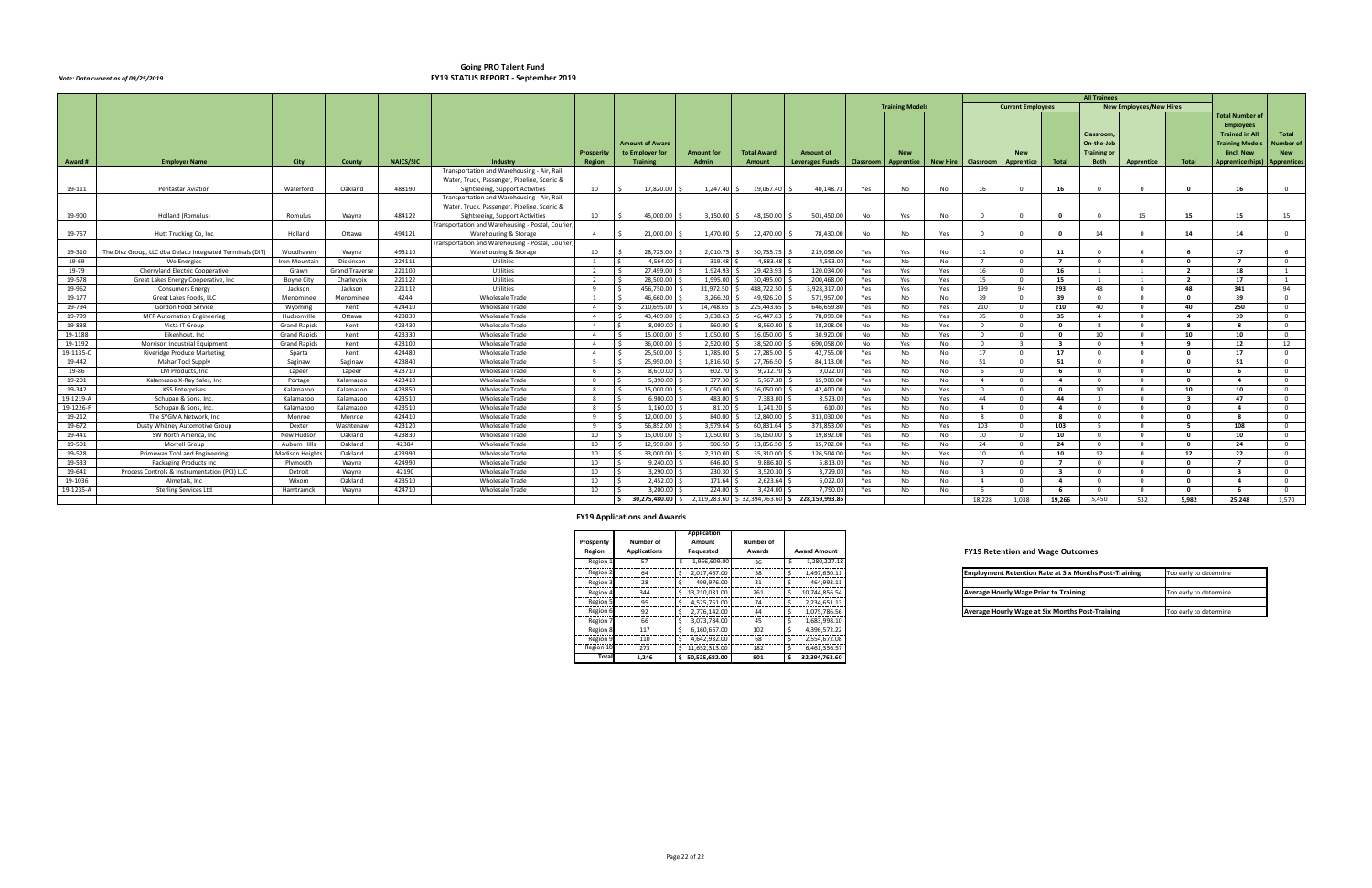# Going PRO Talent Fund
## FY19 STATUS REPORT - September 2019

*Note: Data current as of 09/25/2019*

| | | | | | | | | | | | | | | | | | | | | | | |
|---|---|---|---|---|---|---|---|---|---|---|---|---|---|---|---|---|---|---|---|---|---|---|
| | | | | | | | | | | | Training Models | | | Current Employees | | | All Trainees | New Employees/New Hires | | | | |
| Award # | Employer Name | City | County | NAICS/SIC | Industry | Prosperity Region | Amount of Award to Employer for Training | Amount for Admin | Total Award Amount | Amount of Leveraged Funds | Classroom | New Apprentice | New Hire | Classroom | New Apprentice | Total | Classroom, On-the-Job Training or Both | Apprentice | Total | Total Number of Employees Trained in All Training Models (incl. New Apprenticeships) | Total Number of New Apprentices |
| 19-111 | Pentastar Aviation | Waterford | Oakland | 488190 | Transportation and Warehousing - Air, Rail, Water, Truck, Passenger, Pipeline, Scenic & Sightseeing, Support Activities | 10 | $ 17,820.00 | $ 1,247.40 | $ 19,067.40 | $ 40,148.73 | Yes | No | No | 16 | 0 | 16 | 0 | 0 | 0 | 16 | 0 |
| 19-900 | Holland (Romulus) | Romulus | Wayne | 484122 | Transportation and Warehousing - Air, Rail, Water, Truck, Passenger, Pipeline, Scenic & Sightseeing, Support Activities | 10 | $ 45,000.00 | $ 3,150.00 | $ 48,150.00 | $ 501,450.00 | No | Yes | No | 0 | 0 | 0 | 0 | 15 | 15 | 15 | 15 |
| 19-757 | Hutt Trucking Co, Inc | Holland | Ottawa | 494121 | Transportation and Warehousing - Postal, Courier, Warehousing & Storage | 4 | $ 21,000.00 | $ 1,470.00 | $ 22,470.00 | $ 78,430.00 | No | No | Yes | 0 | 0 | 0 | 14 | 0 | 14 | 14 | 0 |
| 19-310 | The Diez Group, LLC dba Delaco Integrated Terminals (DIT) | Woodhaven | Wayne | 493110 | Transportation and Warehousing - Postal, Courier, Warehousing & Storage | 10 | $ 28,725.00 | $ 2,010.75 | $ 30,735.75 | $ 219,056.00 | Yes | Yes | No | 11 | 0 | 11 | 0 | 6 | 6 | 17 | 6 |
| 19-69 | We Energies | Iron Mountain | Dickinson | 224111 | Utilities | 1 | $ 4,564.00 | $ 319.48 | $ 4,883.48 | $ 4,593.00 | Yes | No | No | 7 | 0 | 7 | 0 | 0 | 0 | 7 | 0 |
| 19-79 | Cherryland Electric Cooperative | Grawn | Grand Traverse | 221100 | Utilities | 2 | $ 27,499.00 | $ 1,924.93 | $ 29,423.93 | $ 120,034.00 | Yes | Yes | Yes | 16 | 0 | 16 | 1 | 1 | 2 | 18 | 1 |
| 19-578 | Great Lakes Energy Cooperative, Inc | Boyne City | Charlevoix | 221122 | Utilities | 2 | $ 28,500.00 | $ 1,995.00 | $ 30,495.00 | $ 200,468.00 | Yes | Yes | Yes | 15 | 0 | 15 | 1 | 1 | 2 | 17 | 1 |
| 19-962 | Consumers Energy | Jackson | Jackson | 221112 | Utilities | 9 | $ 456,750.00 | $ 31,972.50 | $ 488,722.50 | $ 3,928,317.00 | Yes | Yes | Yes | 199 | 94 | 293 | 48 | 0 | 48 | 341 | 94 |
| 19-177 | Great Lakes Foods, LLC | Menominee | Menominee | 4244 | Wholesale Trade | 1 | $ 46,660.00 | $ 3,266.20 | $ 49,926.20 | $ 571,957.00 | Yes | No | No | 39 | 0 | 39 | 0 | 0 | 0 | 39 | 0 |
| 19-794 | Gordon Food Service | Wyoming | Kent | 424410 | Wholesale Trade | 4 | $ 210,695.00 | $ 14,748.65 | $ 225,443.65 | $ 646,659.80 | Yes | No | Yes | 210 | 0 | 210 | 40 | 0 | 40 | 250 | 0 |
| 19-799 | MFP Automation Engineering | Hudsonville | Ottawa | 423830 | Wholesale Trade | 4 | $ 43,409.00 | $ 3,038.63 | $ 46,447.63 | $ 78,099.00 | Yes | No | Yes | 35 | 0 | 35 | 4 | 0 | 4 | 39 | 0 |
| 19-838 | Vista IT Group | Grand Rapids | Kent | 423430 | Wholesale Trade | 4 | $ 8,000.00 | $ 560.00 | $ 8,560.00 | $ 18,208.00 | No | No | Yes | 0 | 0 | 0 | 8 | 0 | 8 | 8 | 0 |
| 19-1188 | Eikenhout, Inc | Grand Rapids | Kent | 423330 | Wholesale Trade | 4 | $ 15,000.00 | $ 1,050.00 | $ 16,050.00 | $ 30,920.00 | No | No | Yes | 0 | 0 | 0 | 10 | 0 | 10 | 10 | 0 |
| 19-1192 | Morrison Industrial Equipment | Grand Rapids | Kent | 423100 | Wholesale Trade | 4 | $ 36,000.00 | $ 2,520.00 | $ 38,520.00 | $ 690,058.00 | No | Yes | No | 0 | 3 | 3 | 0 | 9 | 9 | 12 | 12 |
| 19-1135-C | Riveridge Produce Marketing | Sparta | Kent | 424480 | Wholesale Trade | 4 | $ 25,500.00 | $ 1,785.00 | $ 27,285.00 | $ 42,755.00 | Yes | No | No | 17 | 0 | 17 | 0 | 0 | 0 | 17 | 0 |
| 19-442 | Mahar Tool Supply | Saginaw | Saginaw | 423840 | Wholesale Trade | 5 | $ 25,950.00 | $ 1,816.50 | $ 27,766.50 | $ 84,113.00 | Yes | No | No | 51 | 0 | 51 | 0 | 0 | 0 | 51 | 0 |
| 19-86 | LM Products, Inc | Lapeer | Lapeer | 423710 | Wholesale Trade | 6 | $ 8,610.00 | $ 602.70 | $ 9,212.70 | $ 9,022.00 | Yes | No | No | 6 | 0 | 6 | 0 | 0 | 0 | 6 | 0 |
| 19-201 | Kalamazoo X-Ray Sales, Inc | Portage | Kalamazoo | 423410 | Wholesale Trade | 8 | $ 5,390.00 | $ 377.30 | $ 5,767.30 | $ 15,900.00 | Yes | No | No | 4 | 0 | 4 | 0 | 0 | 0 | 4 | 0 |
| 19-342 | KSS Enterprises | Kalamazoo | Kalamazoo | 423850 | Wholesale Trade | 8 | $ 15,000.00 | $ 1,050.00 | $ 16,050.00 | $ 42,400.00 | No | No | Yes | 0 | 0 | 0 | 10 | 0 | 10 | 10 | 0 |
| 19-1219-A | Schupan & Sons, Inc. | Kalamazoo | Kalamazoo | 423510 | Wholesale Trade | 8 | $ 6,900.00 | $ 483.00 | $ 7,383.00 | $ 8,523.00 | Yes | No | Yes | 44 | 0 | 44 | 3 | 0 | 3 | 47 | 0 |
| 19-1226-F | Schupan & Sons, Inc. | Kalamazoo | Kalamazoo | 423510 | Wholesale Trade | 8 | $ 1,160.00 | $ 81.20 | $ 1,241.20 | $ 610.00 | Yes | No | No | 4 | 0 | 4 | 0 | 0 | 0 | 4 | 0 |
| 19-212 | The SYGMA Network, Inc | Monroe | Monroe | 424410 | Wholesale Trade | 9 | $ 12,000.00 | $ 840.00 | $ 12,840.00 | $ 313,030.00 | Yes | No | No | 8 | 0 | 8 | 0 | 0 | 0 | 8 | 0 |
| 19-672 | Dusty Whitney Automotive Group | Dexter | Washtenaw | 423120 | Wholesale Trade | 9 | $ 56,852.00 | $ 3,979.64 | $ 60,831.64 | $ 373,853.00 | Yes | No | Yes | 103 | 0 | 103 | 5 | 0 | 5 | 108 | 0 |
| 19-441 | SW North America, Inc | New Hudson | Oakland | 423830 | Wholesale Trade | 10 | $ 15,000.00 | $ 1,050.00 | $ 16,050.00 | $ 19,892.00 | Yes | No | No | 10 | 0 | 10 | 0 | 0 | 0 | 10 | 0 |
| 19-501 | Morrell Group | Auburn Hills | Oakland | 42384 | Wholesale Trade | 10 | $ 12,950.00 | $ 906.50 | $ 13,856.50 | $ 15,702.00 | Yes | No | No | 24 | 0 | 24 | 0 | 0 | 0 | 24 | 0 |
| 19-528 | Primeway Tool and Engineering | Madison Heights | Oakland | 423990 | Wholesale Trade | 10 | $ 33,000.00 | $ 2,310.00 | $ 35,310.00 | $ 126,504.00 | Yes | No | Yes | 10 | 0 | 10 | 12 | 0 | 12 | 22 | 0 |
| 19-533 | Packaging Products Inc | Plymouth | Wayne | 424990 | Wholesale Trade | 10 | $ 9,240.00 | $ 646.80 | $ 9,886.80 | $ 5,813.00 | Yes | No | No | 7 | 0 | 7 | 0 | 0 | 0 | 7 | 0 |
| 19-641 | Process Controls & Instrumentation (PCI) LLC | Detroit | Wayne | 42190 | Wholesale Trade | 10 | $ 3,290.00 | $ 230.30 | $ 3,520.30 | $ 3,729.00 | Yes | No | No | 3 | 0 | 3 | 0 | 0 | 0 | 3 | 0 |
| 19-1036 | Almetals, Inc | Wixom | Oakland | 423510 | Wholesale Trade | 10 | $ 2,452.00 | $ 171.64 | $ 2,623.64 | $ 6,022.00 | Yes | No | No | 4 | 0 | 4 | 0 | 0 | 0 | 4 | 0 |
| 19-1235-A | Sterling Services Ltd | Hamtramck | Wayne | 424710 | Wholesale Trade | 10 | $ 3,200.00 | $ 224.00 | $ 3,424.00 | $ 7,790.00 | Yes | No | No | 6 | 0 | 6 | 0 | 0 | 0 | 6 | 0 |
| | | | | | | | $ 30,275,480.00 | $ 2,119,283.60 | $ 32,394,763.60 | $ 228,159,993.85 | | | | 18,228 | 1,038 | 19,266 | 5,450 | 532 | 5,982 | 25,248 | 1,570 |

### FY19 Applications and Awards

| Prosperity Region | Number of Applications | Application Amount Requested | Number of Awards | Award Amount |
|---|---|---|---|---|
| Region 1 | 57 | $ 1,966,609.00 | 36 | $ 1,280,227.18 |
| Region 2 | 64 | $ 2,017,467.00 | 58 | $ 1,497,650.11 |
| Region 3 | 28 | $ 499,976.00 | 31 | $ 464,993.11 |
| Region 4 | 344 | $ 13,210,031.00 | 261 | $ 10,744,856.54 |
| Region 5 | 95 | $ 4,525,761.00 | 74 | $ 2,234,651.13 |
| Region 6 | 92 | $ 2,776,142.00 | 44 | $ 1,075,786.56 |
| Region 7 | 66 | $ 3,073,784.00 | 45 | $ 1,683,998.10 |
| Region 8 | 117 | $ 6,160,667.00 | 102 | $ 4,396,572.22 |
| Region 9 | 110 | $ 4,642,932.00 | 68 | $ 2,554,672.08 |
| Region 10 | 273 | $ 11,652,313.00 | 182 | $ 6,461,356.57 |
| **Total** | **1,246** | **$ 50,525,682.00** | **901** | **$ 32,394,763.60** |

### FY19 Retention and Wage Outcomes

| | |
|---|---|
| **Employment Retention Rate at Six Months Post-Training** | Too early to determine |
| **Average Hourly Wage Prior to Training** | Too early to determine |
| **Average Hourly Wage at Six Months Post-Training** | Too early to determine |